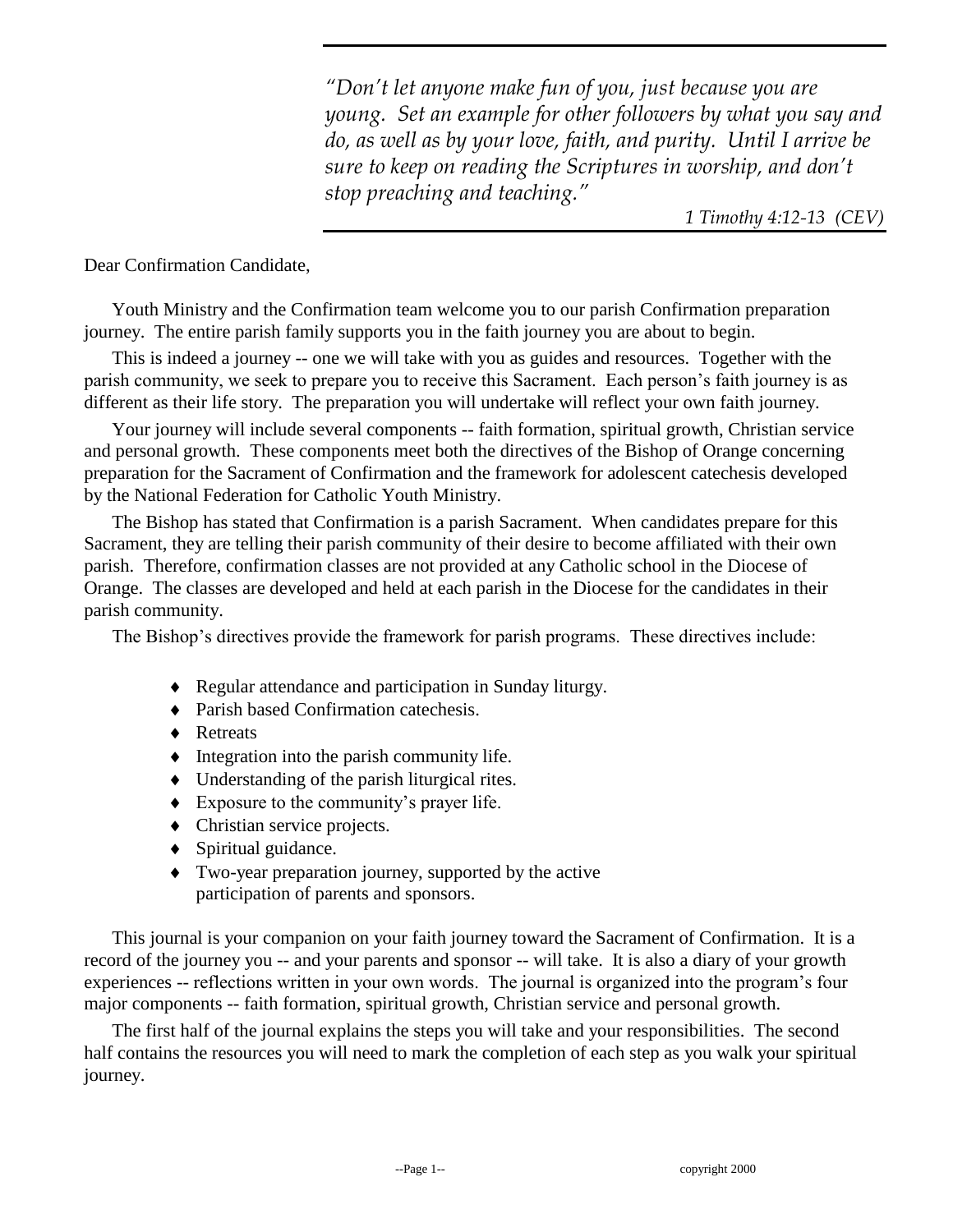*"Don't let anyone make fun of you, just because you are young. Set an example for other followers by what you say and do, as well as by your love, faith, and purity. Until I arrive be sure to keep on reading the Scriptures in worship, and don't stop preaching and teaching."*

*1 Timothy 4:12-13 (CEV)*

Dear Confirmation Candidate,

Youth Ministry and the Confirmation team welcome you to our parish Confirmation preparation journey. The entire parish family supports you in the faith journey you are about to begin.

This is indeed a journey -- one we will take with you as guides and resources. Together with the parish community, we seek to prepare you to receive this Sacrament. Each person's faith journey is as different as their life story. The preparation you will undertake will reflect your own faith journey.

Your journey will include several components -- faith formation, spiritual growth, Christian service and personal growth. These components meet both the directives of the Bishop of Orange concerning preparation for the Sacrament of Confirmation and the framework for adolescent catechesis developed by the National Federation for Catholic Youth Ministry.

The Bishop has stated that Confirmation is a parish Sacrament. When candidates prepare for this Sacrament, they are telling their parish community of their desire to become affiliated with their own parish. Therefore, confirmation classes are not provided at any Catholic school in the Diocese of Orange. The classes are developed and held at each parish in the Diocese for the candidates in their parish community.

The Bishop's directives provide the framework for parish programs. These directives include:

- Regular attendance and participation in Sunday liturgy.
- Parish based Confirmation catechesis.
- Retreats
- Integration into the parish community life.
- Understanding of the parish liturgical rites.
- Exposure to the community's prayer life.
- Christian service projects.
- Spiritual guidance.
- Two-year preparation journey, supported by the active participation of parents and sponsors.

This journal is your companion on your faith journey toward the Sacrament of Confirmation. It is a record of the journey you -- and your parents and sponsor -- will take. It is also a diary of your growth experiences -- reflections written in your own words. The journal is organized into the program's four major components -- faith formation, spiritual growth, Christian service and personal growth.

The first half of the journal explains the steps you will take and your responsibilities. The second half contains the resources you will need to mark the completion of each step as you walk your spiritual journey.

copyright 2000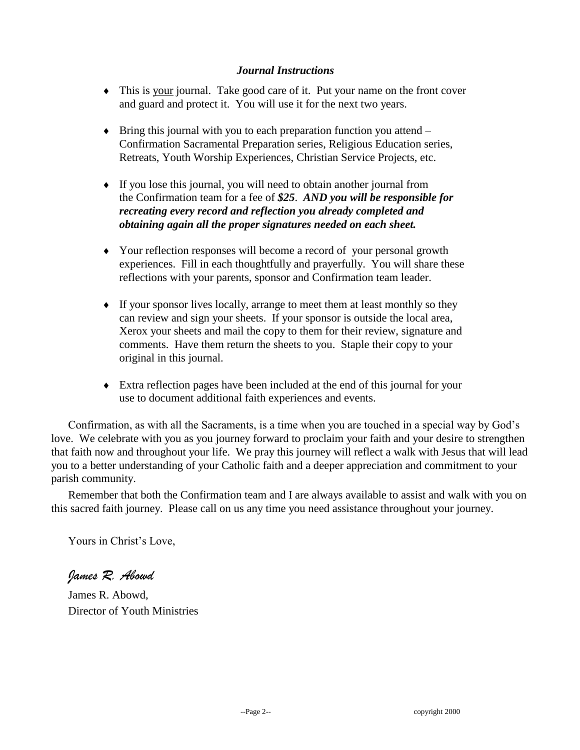### *Journal Instructions*

- This is <u>your</u> journal. Take good care of it. Put your name on the front cover and guard and protect it. You will use it for the next two years.

- Bring this journal with you to each preparation function you attend – Confirmation Sacramental Preparation series, Religious Education series, Retreats, Youth Worship Experiences, Christian Service Projects, etc.

- If you lose this journal, you will need to obtain another journal from the Confirmation team for a fee of ***$25***. ***AND you will be responsible for recreating every record and reflection you already completed and obtaining again all the proper signatures needed on each sheet.***

- Your reflection responses will become a record of your personal growth experiences. Fill in each thoughtfully and prayerfully. You will share these reflections with your parents, sponsor and Confirmation team leader.

- If your sponsor lives locally, arrange to meet them at least monthly so they can review and sign your sheets. If your sponsor is outside the local area, Xerox your sheets and mail the copy to them for their review, signature and comments. Have them return the sheets to you. Staple their copy to your original in this journal.

- Extra reflection pages have been included at the end of this journal for your use to document additional faith experiences and events.

Confirmation, as with all the Sacraments, is a time when you are touched in a special way by God's love. We celebrate with you as you journey forward to proclaim your faith and your desire to strengthen that faith now and throughout your life. We pray this journey will reflect a walk with Jesus that will lead you to a better understanding of your Catholic faith and a deeper appreciation and commitment to your parish community.

Remember that both the Confirmation team and I are always available to assist and walk with you on this sacred faith journey. Please call on us any time you need assistance throughout your journey.

Yours in Christ's Love,

*James R. Abowd*

James R. Abowd,
Director of Youth Ministries

copyright 2000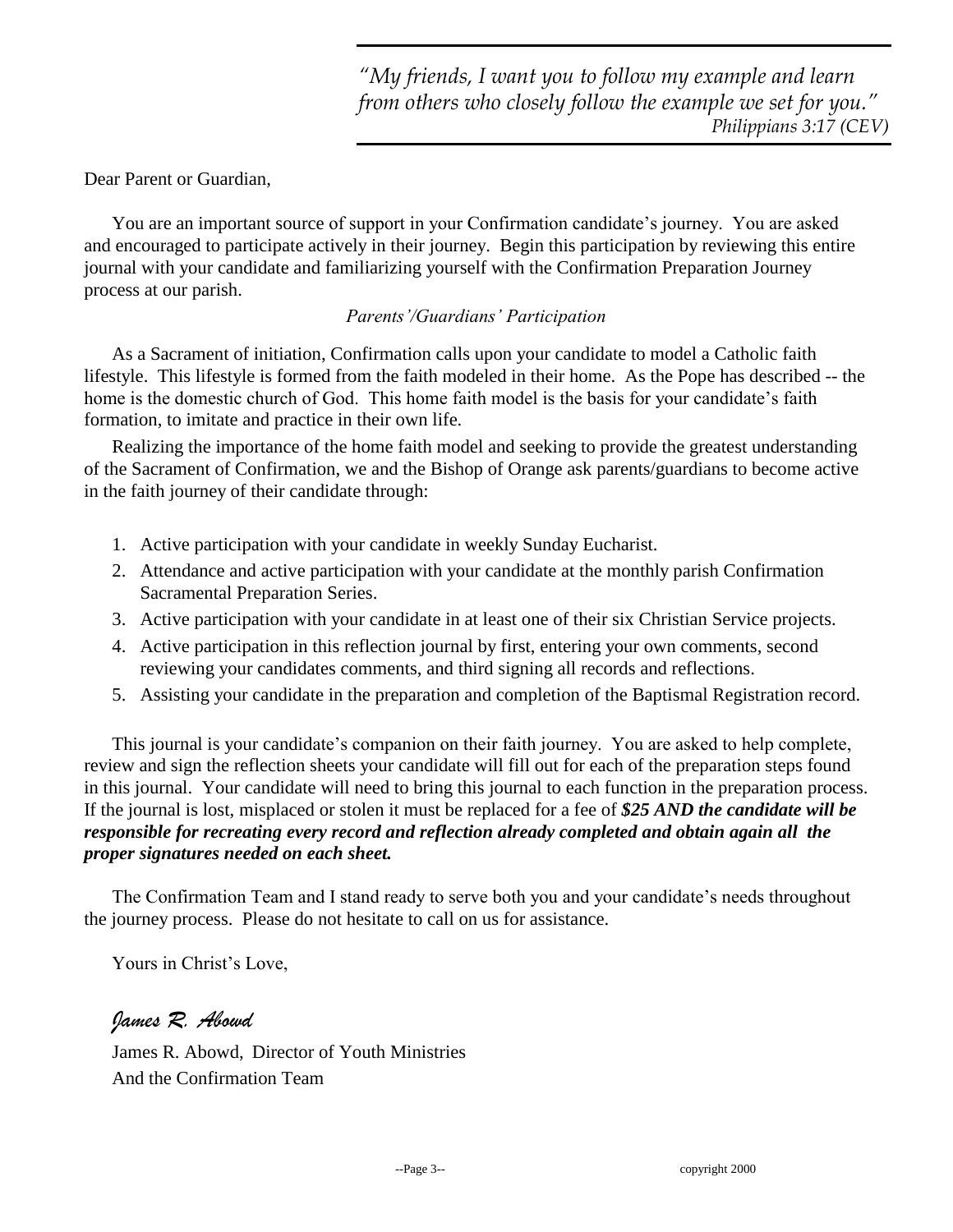*"My friends, I want you to follow my example and learn from others who closely follow the example we set for you."*
*Philippians 3:17 (CEV)*

Dear Parent or Guardian,

You are an important source of support in your Confirmation candidate's journey. You are asked and encouraged to participate actively in their journey. Begin this participation by reviewing this entire journal with your candidate and familiarizing yourself with the Confirmation Preparation Journey process at our parish.

*Parents'/Guardians' Participation*

As a Sacrament of initiation, Confirmation calls upon your candidate to model a Catholic faith lifestyle. This lifestyle is formed from the faith modeled in their home. As the Pope has described -- the home is the domestic church of God. This home faith model is the basis for your candidate's faith formation, to imitate and practice in their own life.

Realizing the importance of the home faith model and seeking to provide the greatest understanding of the Sacrament of Confirmation, we and the Bishop of Orange ask parents/guardians to become active in the faith journey of their candidate through:

1. Active participation with your candidate in weekly Sunday Eucharist.
2. Attendance and active participation with your candidate at the monthly parish Confirmation Sacramental Preparation Series.
3. Active participation with your candidate in at least one of their six Christian Service projects.
4. Active participation in this reflection journal by first, entering your own comments, second reviewing your candidates comments, and third signing all records and reflections.
5. Assisting your candidate in the preparation and completion of the Baptismal Registration record.

This journal is your candidate's companion on their faith journey. You are asked to help complete, review and sign the reflection sheets your candidate will fill out for each of the preparation steps found in this journal. Your candidate will need to bring this journal to each function in the preparation process. If the journal is lost, misplaced or stolen it must be replaced for a fee of ***$25 AND the candidate will be responsible for recreating every record and reflection already completed and obtain again all the proper signatures needed on each sheet.***

The Confirmation Team and I stand ready to serve both you and your candidate's needs throughout the journey process. Please do not hesitate to call on us for assistance.

Yours in Christ's Love,

*James R. Abowd*

James R. Abowd, Director of Youth Ministries
And the Confirmation Team

copyright 2000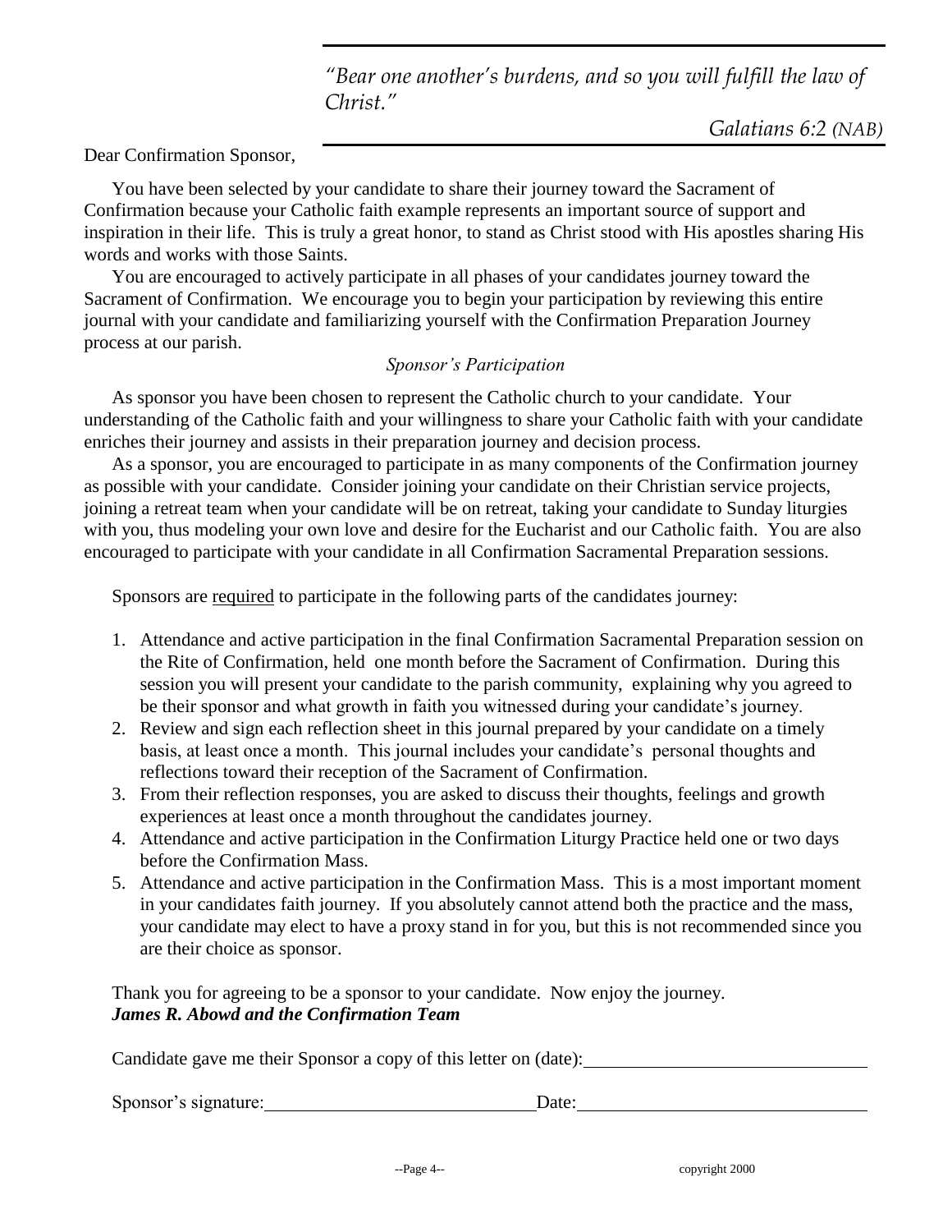> *"Bear one another's burdens, and so you will fulfill the law of Christ."*
>
> *Galatians 6:2 (NAB)*

Dear Confirmation Sponsor,

You have been selected by your candidate to share their journey toward the Sacrament of Confirmation because your Catholic faith example represents an important source of support and inspiration in their life. This is truly a great honor, to stand as Christ stood with His apostles sharing His words and works with those Saints.

You are encouraged to actively participate in all phases of your candidates journey toward the Sacrament of Confirmation. We encourage you to begin your participation by reviewing this entire journal with your candidate and familiarizing yourself with the Confirmation Preparation Journey process at our parish.

*Sponsor's Participation*

As sponsor you have been chosen to represent the Catholic church to your candidate. Your understanding of the Catholic faith and your willingness to share your Catholic faith with your candidate enriches their journey and assists in their preparation journey and decision process.

As a sponsor, you are encouraged to participate in as many components of the Confirmation journey as possible with your candidate. Consider joining your candidate on their Christian service projects, joining a retreat team when your candidate will be on retreat, taking your candidate to Sunday liturgies with you, thus modeling your own love and desire for the Eucharist and our Catholic faith. You are also encouraged to participate with your candidate in all Confirmation Sacramental Preparation sessions.

Sponsors are <u>required</u> to participate in the following parts of the candidates journey:

1. Attendance and active participation in the final Confirmation Sacramental Preparation session on the Rite of Confirmation, held one month before the Sacrament of Confirmation. During this session you will present your candidate to the parish community, explaining why you agreed to be their sponsor and what growth in faith you witnessed during your candidate's journey.
2. Review and sign each reflection sheet in this journal prepared by your candidate on a timely basis, at least once a month. This journal includes your candidate's personal thoughts and reflections toward their reception of the Sacrament of Confirmation.
3. From their reflection responses, you are asked to discuss their thoughts, feelings and growth experiences at least once a month throughout the candidates journey.
4. Attendance and active participation in the Confirmation Liturgy Practice held one or two days before the Confirmation Mass.
5. Attendance and active participation in the Confirmation Mass. This is a most important moment in your candidates faith journey. If you absolutely cannot attend both the practice and the mass, your candidate may elect to have a proxy stand in for you, but this is not recommended since you are their choice as sponsor.

Thank you for agreeing to be a sponsor to your candidate. Now enjoy the journey.
***James R. Abowd and the Confirmation Team***

Candidate gave me their Sponsor a copy of this letter on (date): ______________________________

Sponsor's signature: ______________________________ Date: ______________________________

copyright 2000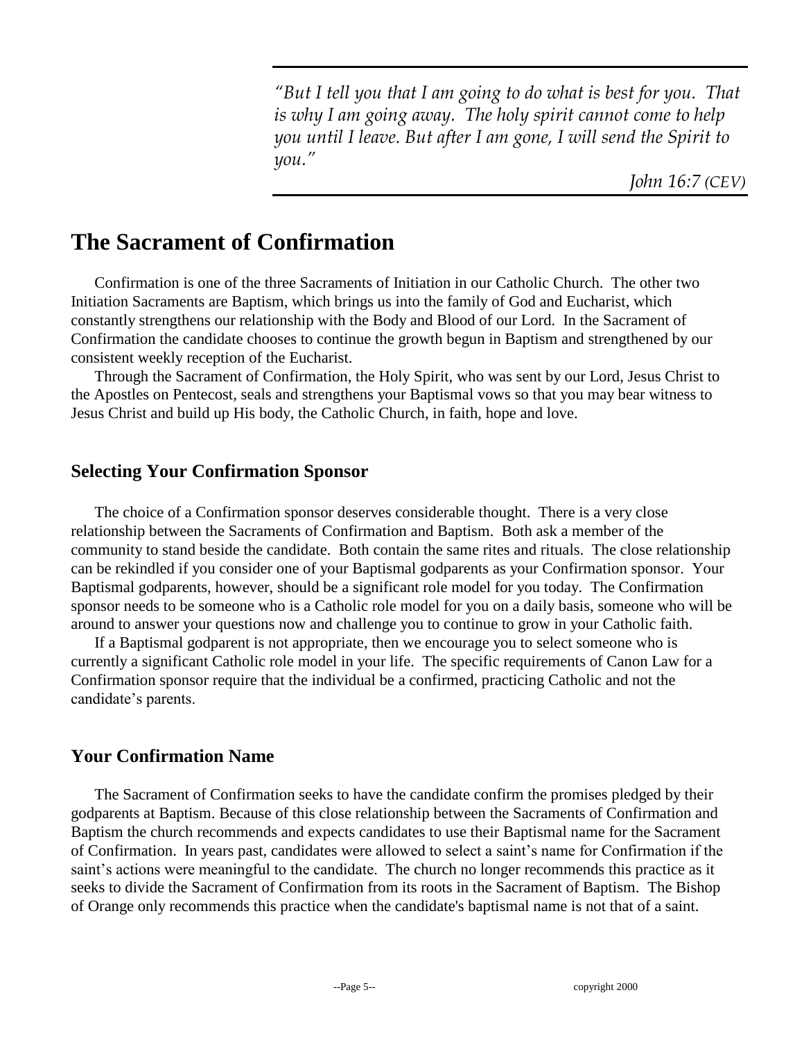*"But I tell you that I am going to do what is best for you. That is why I am going away. The holy spirit cannot come to help you until I leave. But after I am gone, I will send the Spirit to you."*

*John 16:7 (CEV)*

# The Sacrament of Confirmation

Confirmation is one of the three Sacraments of Initiation in our Catholic Church. The other two Initiation Sacraments are Baptism, which brings us into the family of God and Eucharist, which constantly strengthens our relationship with the Body and Blood of our Lord. In the Sacrament of Confirmation the candidate chooses to continue the growth begun in Baptism and strengthened by our consistent weekly reception of the Eucharist.

Through the Sacrament of Confirmation, the Holy Spirit, who was sent by our Lord, Jesus Christ to the Apostles on Pentecost, seals and strengthens your Baptismal vows so that you may bear witness to Jesus Christ and build up His body, the Catholic Church, in faith, hope and love.

## Selecting Your Confirmation Sponsor

The choice of a Confirmation sponsor deserves considerable thought. There is a very close relationship between the Sacraments of Confirmation and Baptism. Both ask a member of the community to stand beside the candidate. Both contain the same rites and rituals. The close relationship can be rekindled if you consider one of your Baptismal godparents as your Confirmation sponsor. Your Baptismal godparents, however, should be a significant role model for you today. The Confirmation sponsor needs to be someone who is a Catholic role model for you on a daily basis, someone who will be around to answer your questions now and challenge you to continue to grow in your Catholic faith.

If a Baptismal godparent is not appropriate, then we encourage you to select someone who is currently a significant Catholic role model in your life. The specific requirements of Canon Law for a Confirmation sponsor require that the individual be a confirmed, practicing Catholic and not the candidate's parents.

## Your Confirmation Name

The Sacrament of Confirmation seeks to have the candidate confirm the promises pledged by their godparents at Baptism. Because of this close relationship between the Sacraments of Confirmation and Baptism the church recommends and expects candidates to use their Baptismal name for the Sacrament of Confirmation. In years past, candidates were allowed to select a saint's name for Confirmation if the saint's actions were meaningful to the candidate. The church no longer recommends this practice as it seeks to divide the Sacrament of Confirmation from its roots in the Sacrament of Baptism. The Bishop of Orange only recommends this practice when the candidate's baptismal name is not that of a saint.

copyright 2000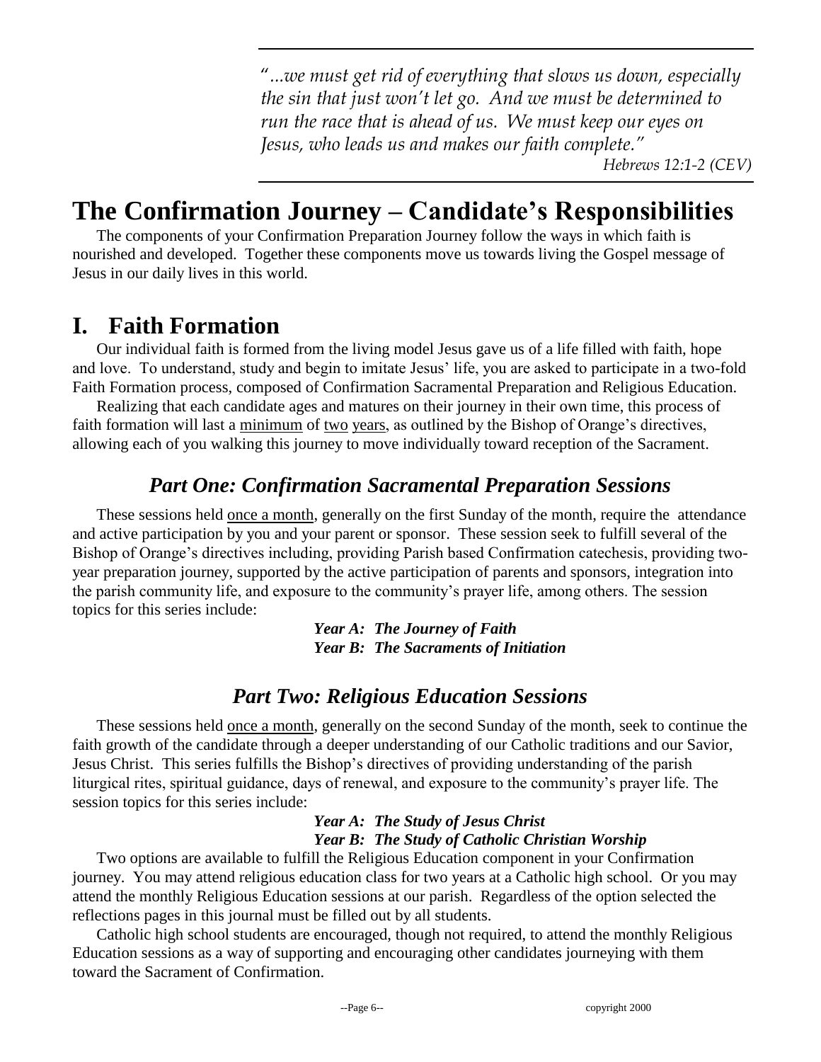*"...we must get rid of everything that slows us down, especially the sin that just won't let go. And we must be determined to run the race that is ahead of us. We must keep our eyes on Jesus, who leads us and makes our faith complete."*

*Hebrews 12:1-2 (CEV)*

# The Confirmation Journey – Candidate's Responsibilities

The components of your Confirmation Preparation Journey follow the ways in which faith is nourished and developed. Together these components move us towards living the Gospel message of Jesus in our daily lives in this world.

# I. Faith Formation

Our individual faith is formed from the living model Jesus gave us of a life filled with faith, hope and love. To understand, study and begin to imitate Jesus' life, you are asked to participate in a two-fold Faith Formation process, composed of Confirmation Sacramental Preparation and Religious Education.

Realizing that each candidate ages and matures on their journey in their own time, this process of faith formation will last a minimum of two years, as outlined by the Bishop of Orange's directives, allowing each of you walking this journey to move individually toward reception of the Sacrament.

## *Part One: Confirmation Sacramental Preparation Sessions*

These sessions held once a month, generally on the first Sunday of the month, require the attendance and active participation by you and your parent or sponsor. These session seek to fulfill several of the Bishop of Orange's directives including, providing Parish based Confirmation catechesis, providing two-year preparation journey, supported by the active participation of parents and sponsors, integration into the parish community life, and exposure to the community's prayer life, among others. The session topics for this series include:

***Year A: The Journey of Faith***
***Year B: The Sacraments of Initiation***

## *Part Two: Religious Education Sessions*

These sessions held once a month, generally on the second Sunday of the month, seek to continue the faith growth of the candidate through a deeper understanding of our Catholic traditions and our Savior, Jesus Christ. This series fulfills the Bishop's directives of providing understanding of the parish liturgical rites, spiritual guidance, days of renewal, and exposure to the community's prayer life. The session topics for this series include:

***Year A: The Study of Jesus Christ***
***Year B: The Study of Catholic Christian Worship***

Two options are available to fulfill the Religious Education component in your Confirmation journey. You may attend religious education class for two years at a Catholic high school. Or you may attend the monthly Religious Education sessions at our parish. Regardless of the option selected the reflections pages in this journal must be filled out by all students.

Catholic high school students are encouraged, though not required, to attend the monthly Religious Education sessions as a way of supporting and encouraging other candidates journeying with them toward the Sacrament of Confirmation.

copyright 2000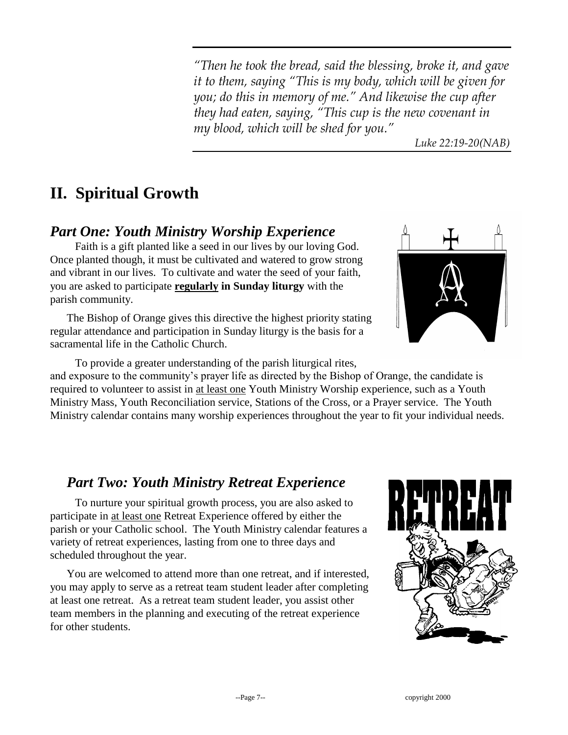*"Then he took the bread, said the blessing, broke it, and gave it to them, saying "This is my body, which will be given for you; do this in memory of me." And likewise the cup after they had eaten, saying, "This cup is the new covenant in my blood, which will be shed for you."*

*Luke 22:19-20(NAB)*

# II. Spiritual Growth

## *Part One: Youth Ministry Worship Experience*

Faith is a gift planted like a seed in our lives by our loving God. Once planted though, it must be cultivated and watered to grow strong and vibrant in our lives. To cultivate and water the seed of your faith, you are asked to participate **regularly in Sunday liturgy** with the parish community.

The Bishop of Orange gives this directive the highest priority stating regular attendance and participation in Sunday liturgy is the basis for a sacramental life in the Catholic Church.

To provide a greater understanding of the parish liturgical rites, and exposure to the community's prayer life as directed by the Bishop of Orange, the candidate is required to volunteer to assist in at least one Youth Ministry Worship experience, such as a Youth Ministry Mass, Youth Reconciliation service, Stations of the Cross, or a Prayer service. The Youth Ministry calendar contains many worship experiences throughout the year to fit your individual needs.

## *Part Two: Youth Ministry Retreat Experience*

To nurture your spiritual growth process, you are also asked to participate in at least one Retreat Experience offered by either the parish or your Catholic school. The Youth Ministry calendar features a variety of retreat experiences, lasting from one to three days and scheduled throughout the year.

You are welcomed to attend more than one retreat, and if interested, you may apply to serve as a retreat team student leader after completing at least one retreat. As a retreat team student leader, you assist other team members in the planning and executing of the retreat experience for other students.

copyright 2000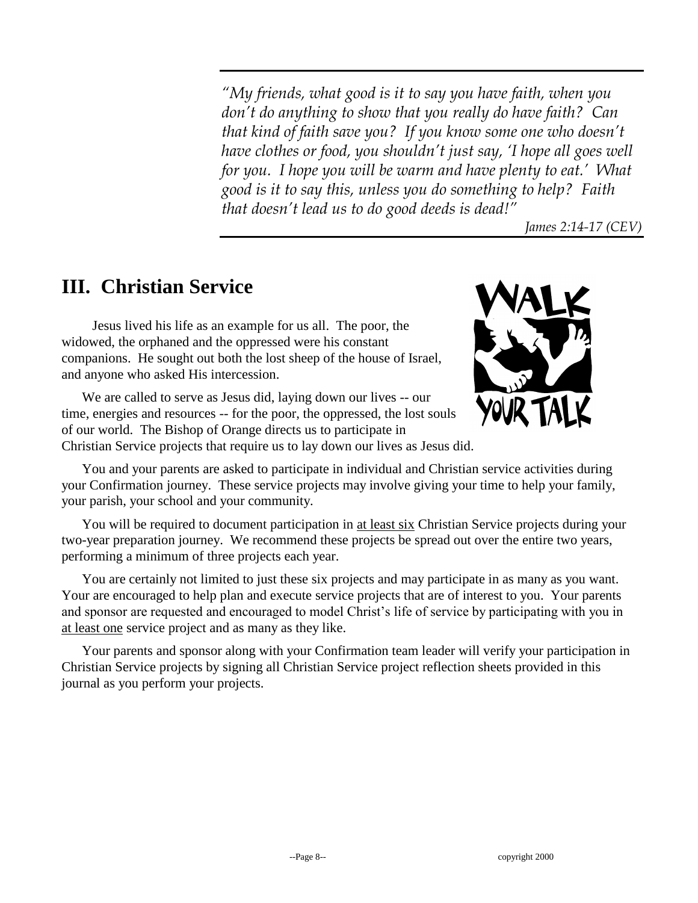*"My friends, what good is it to say you have faith, when you don't do anything to show that you really do have faith? Can that kind of faith save you? If you know some one who doesn't have clothes or food, you shouldn't just say, 'I hope all goes well for you. I hope you will be warm and have plenty to eat.' What good is it to say this, unless you do something to help? Faith that doesn't lead us to do good deeds is dead!"*

*James 2:14-17 (CEV)*

## III. Christian Service

Jesus lived his life as an example for us all. The poor, the widowed, the orphaned and the oppressed were his constant companions. He sought out both the lost sheep of the house of Israel, and anyone who asked His intercession.

We are called to serve as Jesus did, laying down our lives -- our time, energies and resources -- for the poor, the oppressed, the lost souls of our world. The Bishop of Orange directs us to participate in Christian Service projects that require us to lay down our lives as Jesus did.

You and your parents are asked to participate in individual and Christian service activities during your Confirmation journey. These service projects may involve giving your time to help your family, your parish, your school and your community.

You will be required to document participation in <u>at least six</u> Christian Service projects during your two-year preparation journey. We recommend these projects be spread out over the entire two years, performing a minimum of three projects each year.

You are certainly not limited to just these six projects and may participate in as many as you want. Your are encouraged to help plan and execute service projects that are of interest to you. Your parents and sponsor are requested and encouraged to model Christ's life of service by participating with you in <u>at least one</u> service project and as many as they like.

Your parents and sponsor along with your Confirmation team leader will verify your participation in Christian Service projects by signing all Christian Service project reflection sheets provided in this journal as you perform your projects.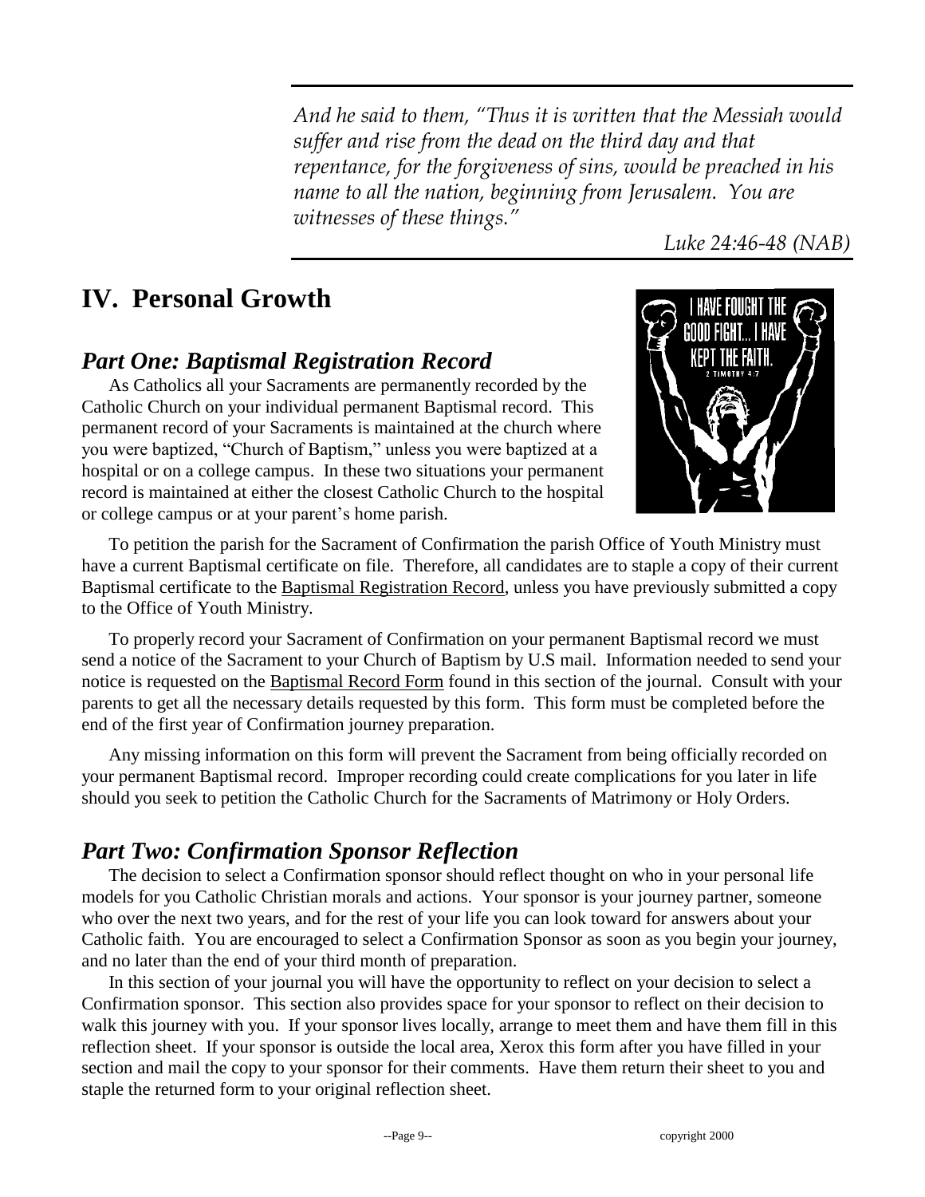*And he said to them, "Thus it is written that the Messiah would suffer and rise from the dead on the third day and that repentance, for the forgiveness of sins, would be preached in his name to all the nation, beginning from Jerusalem. You are witnesses of these things."*

*Luke 24:46-48 (NAB)*

# IV. Personal Growth

## *Part One: Baptismal Registration Record*

As Catholics all your Sacraments are permanently recorded by the Catholic Church on your individual permanent Baptismal record. This permanent record of your Sacraments is maintained at the church where you were baptized, "Church of Baptism," unless you were baptized at a hospital or on a college campus. In these two situations your permanent record is maintained at either the closest Catholic Church to the hospital or college campus or at your parent's home parish.

To petition the parish for the Sacrament of Confirmation the parish Office of Youth Ministry must have a current Baptismal certificate on file. Therefore, all candidates are to staple a copy of their current Baptismal certificate to the Baptismal Registration Record, unless you have previously submitted a copy to the Office of Youth Ministry.

To properly record your Sacrament of Confirmation on your permanent Baptismal record we must send a notice of the Sacrament to your Church of Baptism by U.S mail. Information needed to send your notice is requested on the Baptismal Record Form found in this section of the journal. Consult with your parents to get all the necessary details requested by this form. This form must be completed before the end of the first year of Confirmation journey preparation.

Any missing information on this form will prevent the Sacrament from being officially recorded on your permanent Baptismal record. Improper recording could create complications for you later in life should you seek to petition the Catholic Church for the Sacraments of Matrimony or Holy Orders.

## *Part Two: Confirmation Sponsor Reflection*

The decision to select a Confirmation sponsor should reflect thought on who in your personal life models for you Catholic Christian morals and actions. Your sponsor is your journey partner, someone who over the next two years, and for the rest of your life you can look toward for answers about your Catholic faith. You are encouraged to select a Confirmation Sponsor as soon as you begin your journey, and no later than the end of your third month of preparation.

In this section of your journal you will have the opportunity to reflect on your decision to select a Confirmation sponsor. This section also provides space for your sponsor to reflect on their decision to walk this journey with you. If your sponsor lives locally, arrange to meet them and have them fill in this reflection sheet. If your sponsor is outside the local area, Xerox this form after you have filled in your section and mail the copy to your sponsor for their comments. Have them return their sheet to you and staple the returned form to your original reflection sheet.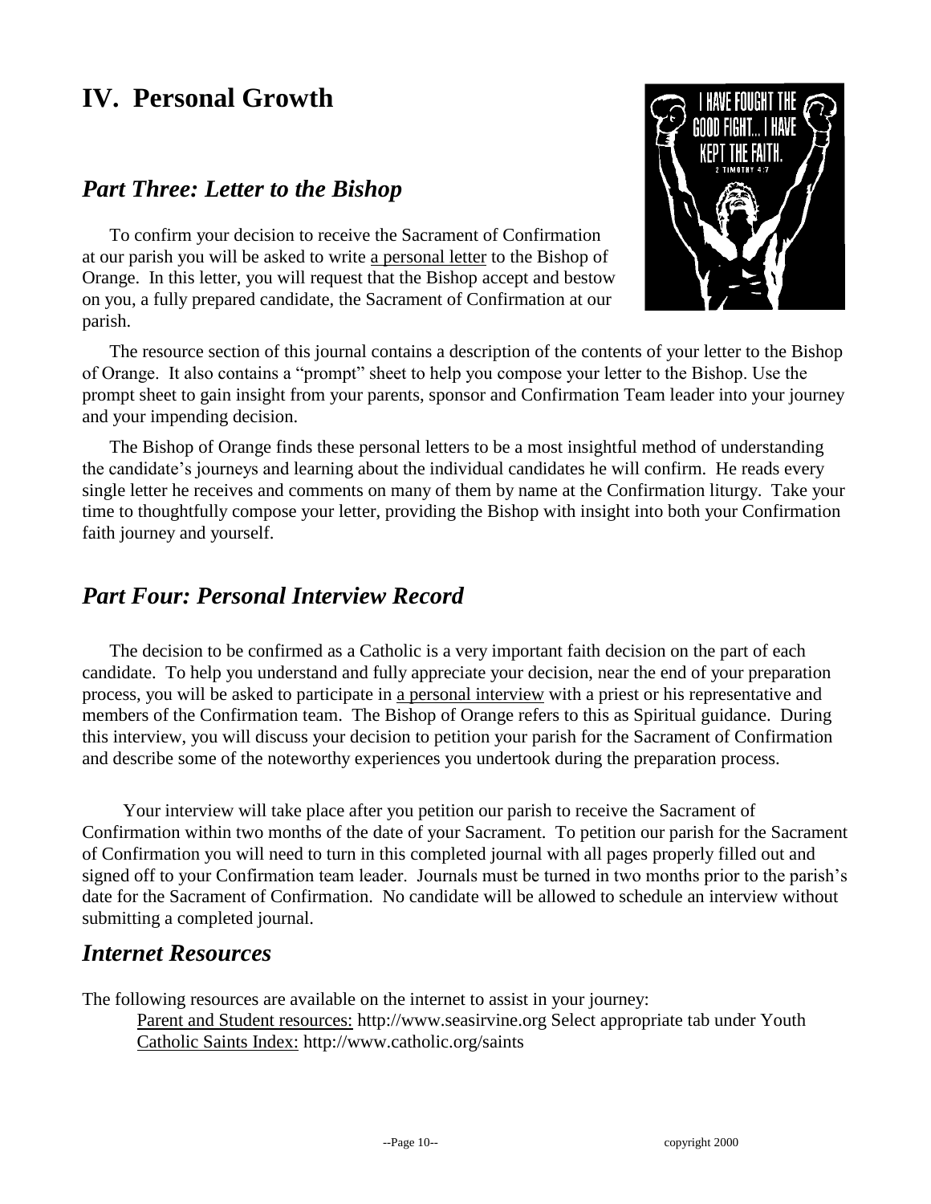# IV. Personal Growth

## *Part Three: Letter to the Bishop*

To confirm your decision to receive the Sacrament of Confirmation at our parish you will be asked to write a personal letter to the Bishop of Orange. In this letter, you will request that the Bishop accept and bestow on you, a fully prepared candidate, the Sacrament of Confirmation at our parish.

The resource section of this journal contains a description of the contents of your letter to the Bishop of Orange. It also contains a "prompt" sheet to help you compose your letter to the Bishop. Use the prompt sheet to gain insight from your parents, sponsor and Confirmation Team leader into your journey and your impending decision.

The Bishop of Orange finds these personal letters to be a most insightful method of understanding the candidate's journeys and learning about the individual candidates he will confirm. He reads every single letter he receives and comments on many of them by name at the Confirmation liturgy. Take your time to thoughtfully compose your letter, providing the Bishop with insight into both your Confirmation faith journey and yourself.

## *Part Four: Personal Interview Record*

The decision to be confirmed as a Catholic is a very important faith decision on the part of each candidate. To help you understand and fully appreciate your decision, near the end of your preparation process, you will be asked to participate in a personal interview with a priest or his representative and members of the Confirmation team. The Bishop of Orange refers to this as Spiritual guidance. During this interview, you will discuss your decision to petition your parish for the Sacrament of Confirmation and describe some of the noteworthy experiences you undertook during the preparation process.

Your interview will take place after you petition our parish to receive the Sacrament of Confirmation within two months of the date of your Sacrament. To petition our parish for the Sacrament of Confirmation you will need to turn in this completed journal with all pages properly filled out and signed off to your Confirmation team leader. Journals must be turned in two months prior to the parish's date for the Sacrament of Confirmation. No candidate will be allowed to schedule an interview without submitting a completed journal.

## *Internet Resources*

The following resources are available on the internet to assist in your journey:

Parent and Student resources: http://www.seasirvine.org Select appropriate tab under Youth
Catholic Saints Index: http://www.catholic.org/saints

copyright 2000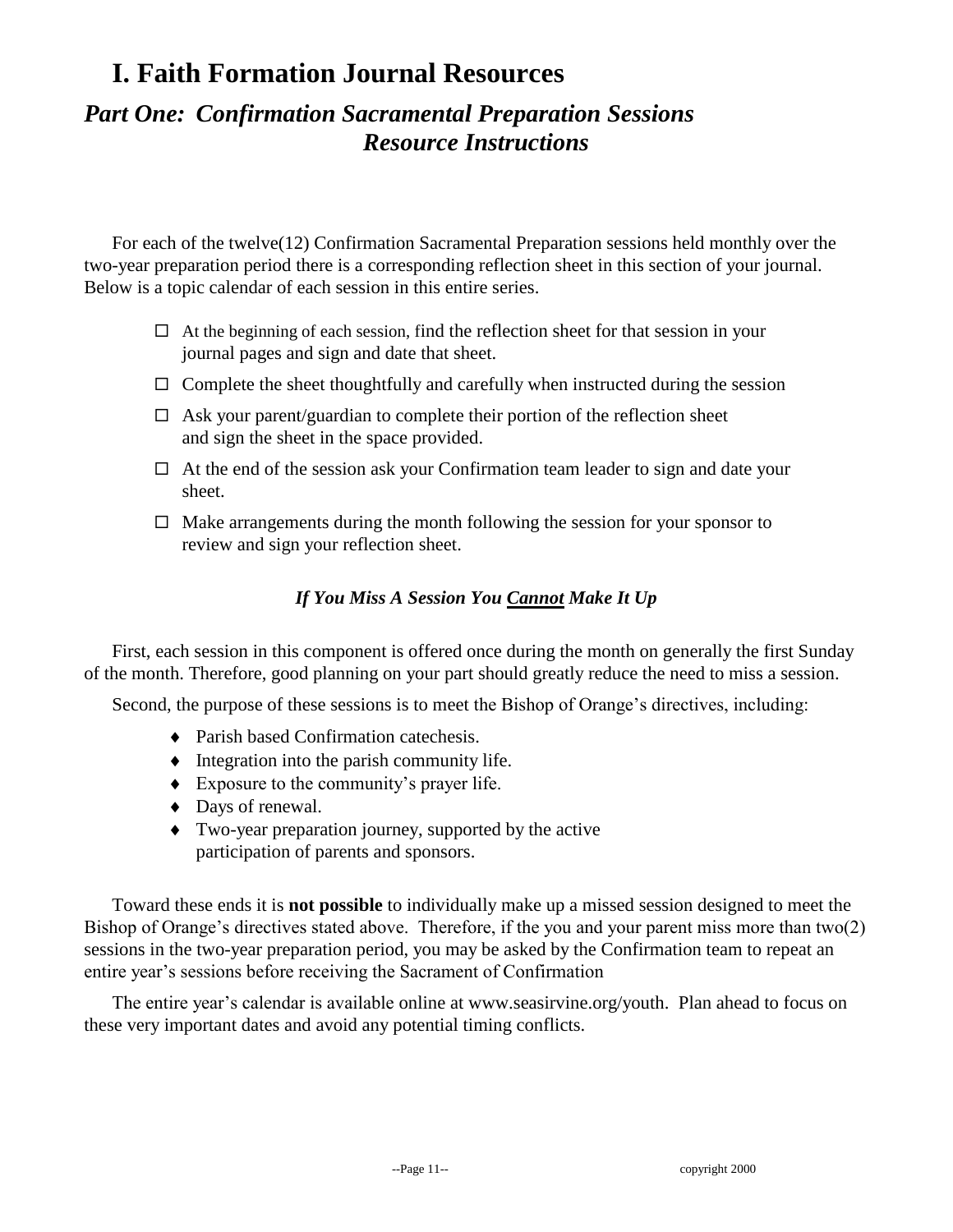# I. Faith Formation Journal Resources

## *Part One: Confirmation Sacramental Preparation Sessions Resource Instructions*

For each of the twelve(12) Confirmation Sacramental Preparation sessions held monthly over the two-year preparation period there is a corresponding reflection sheet in this section of your journal. Below is a topic calendar of each session in this entire series.

- ☐ At the beginning of each session, find the reflection sheet for that session in your journal pages and sign and date that sheet.
- ☐ Complete the sheet thoughtfully and carefully when instructed during the session
- ☐ Ask your parent/guardian to complete their portion of the reflection sheet and sign the sheet in the space provided.
- ☐ At the end of the session ask your Confirmation team leader to sign and date your sheet.
- ☐ Make arrangements during the month following the session for your sponsor to review and sign your reflection sheet.

***If You Miss A Session You <u>Cannot</u> Make It Up***

First, each session in this component is offered once during the month on generally the first Sunday of the month. Therefore, good planning on your part should greatly reduce the need to miss a session.

Second, the purpose of these sessions is to meet the Bishop of Orange's directives, including:

- Parish based Confirmation catechesis.
- Integration into the parish community life.
- Exposure to the community's prayer life.
- Days of renewal.
- Two-year preparation journey, supported by the active participation of parents and sponsors.

Toward these ends it is **not possible** to individually make up a missed session designed to meet the Bishop of Orange's directives stated above. Therefore, if the you and your parent miss more than two(2) sessions in the two-year preparation period, you may be asked by the Confirmation team to repeat an entire year's sessions before receiving the Sacrament of Confirmation

The entire year's calendar is available online at www.seasirvine.org/youth. Plan ahead to focus on these very important dates and avoid any potential timing conflicts.

copyright 2000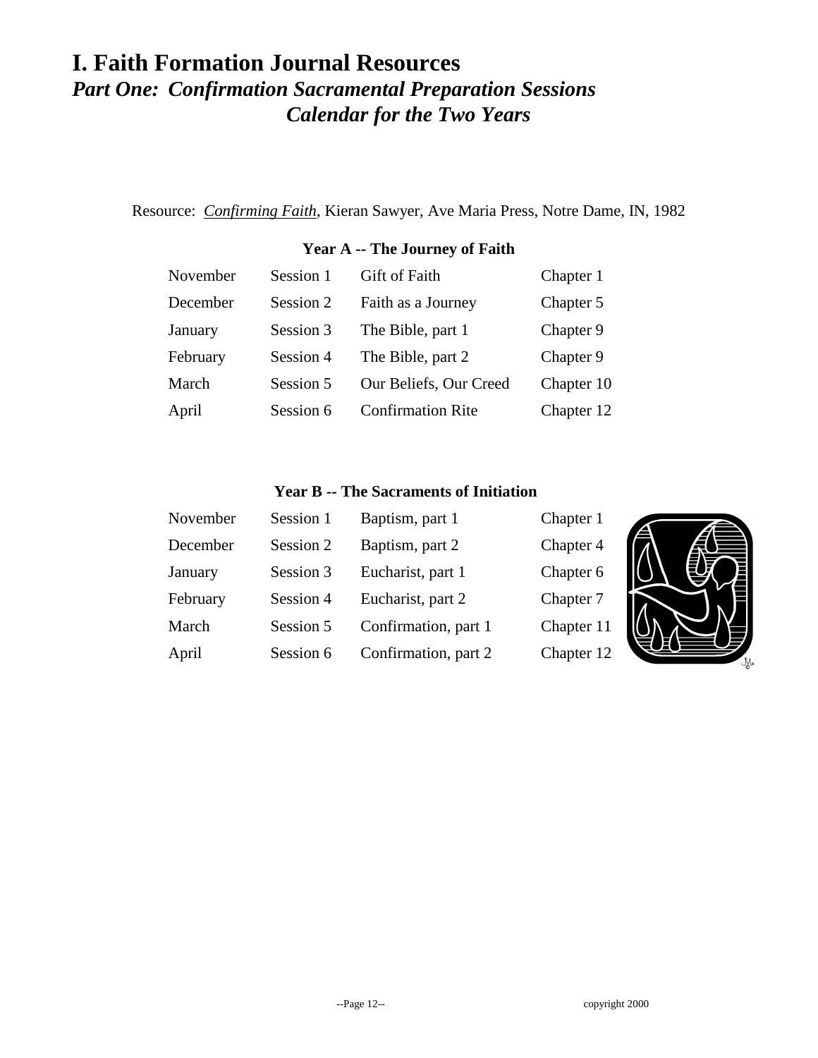# I. Faith Formation Journal Resources

## *Part One: Confirmation Sacramental Preparation Sessions*
## *Calendar for the Two Years*

Resource: *Confirming Faith*, Kieran Sawyer, Ave Maria Press, Notre Dame, IN, 1982

**Year A -- The Journey of Faith**

| Month | Session | Topic | Chapter |
|---|---|---|---|
| November | Session 1 | Gift of Faith | Chapter 1 |
| December | Session 2 | Faith as a Journey | Chapter 5 |
| January | Session 3 | The Bible, part 1 | Chapter 9 |
| February | Session 4 | The Bible, part 2 | Chapter 9 |
| March | Session 5 | Our Beliefs, Our Creed | Chapter 10 |
| April | Session 6 | Confirmation Rite | Chapter 12 |

**Year B -- The Sacraments of Initiation**

| Month | Session | Topic | Chapter |
|---|---|---|---|
| November | Session 1 | Baptism, part 1 | Chapter 1 |
| December | Session 2 | Baptism, part 2 | Chapter 4 |
| January | Session 3 | Eucharist, part 1 | Chapter 6 |
| February | Session 4 | Eucharist, part 2 | Chapter 7 |
| March | Session 5 | Confirmation, part 1 | Chapter 11 |
| April | Session 6 | Confirmation, part 2 | Chapter 12 |

copyright 2000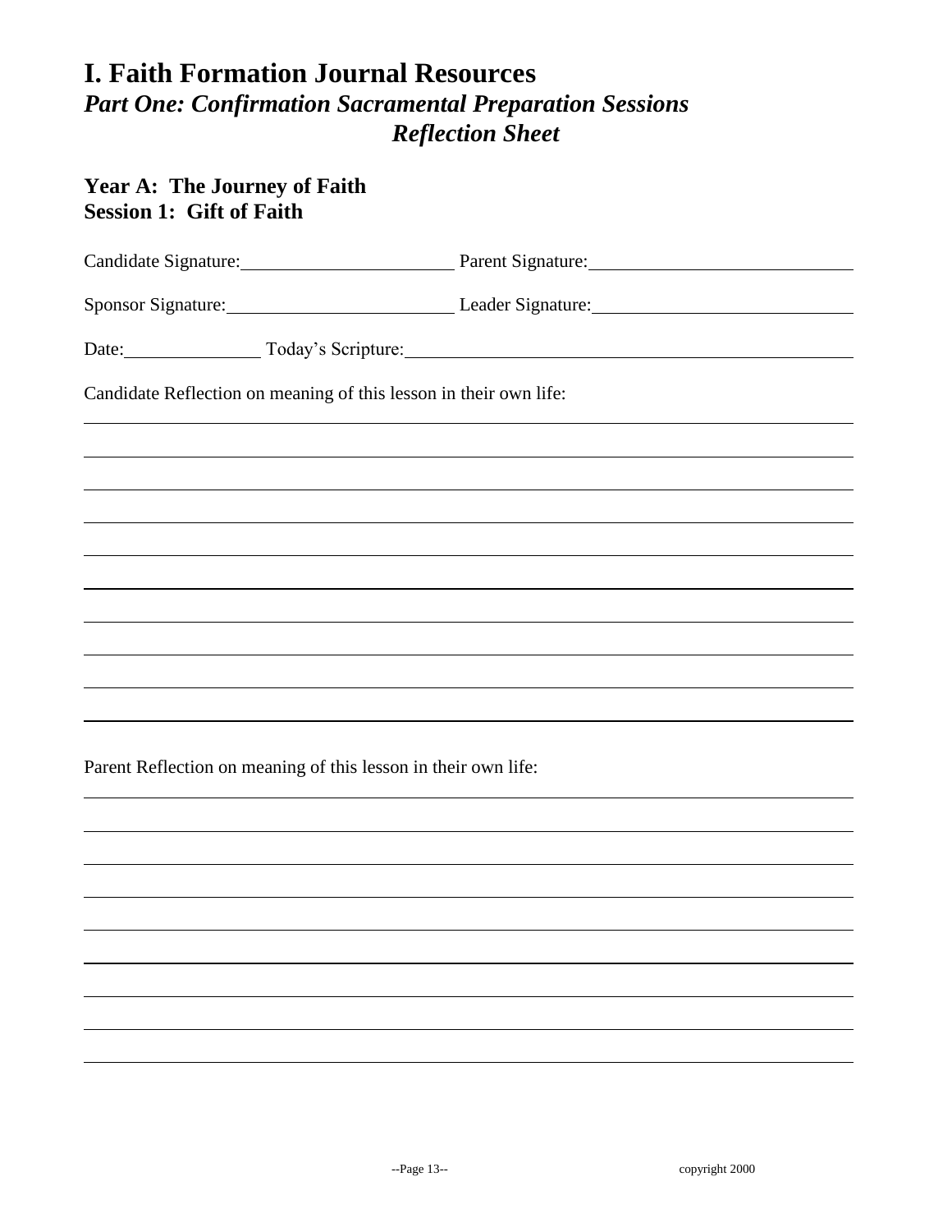# I. Faith Formation Journal Resources

## *Part One: Confirmation Sacramental Preparation Sessions*

## *Reflection Sheet*

### Year A: The Journey of Faith
### Session 1: Gift of Faith

Candidate Signature:______________________ Parent Signature:___________________________

Sponsor Signature:________________________ Leader Signature:__________________________

Date:______________ Today's Scripture:_______________________________________________

Candidate Reflection on meaning of this lesson in their own life:

_____________________________________________________________________________

_____________________________________________________________________________

_____________________________________________________________________________

_____________________________________________________________________________

_____________________________________________________________________________

_____________________________________________________________________________

_____________________________________________________________________________

_____________________________________________________________________________

_____________________________________________________________________________

_____________________________________________________________________________

Parent Reflection on meaning of this lesson in their own life:

_____________________________________________________________________________

_____________________________________________________________________________

_____________________________________________________________________________

_____________________________________________________________________________

_____________________________________________________________________________

_____________________________________________________________________________

_____________________________________________________________________________

_____________________________________________________________________________

_____________________________________________________________________________

copyright 2000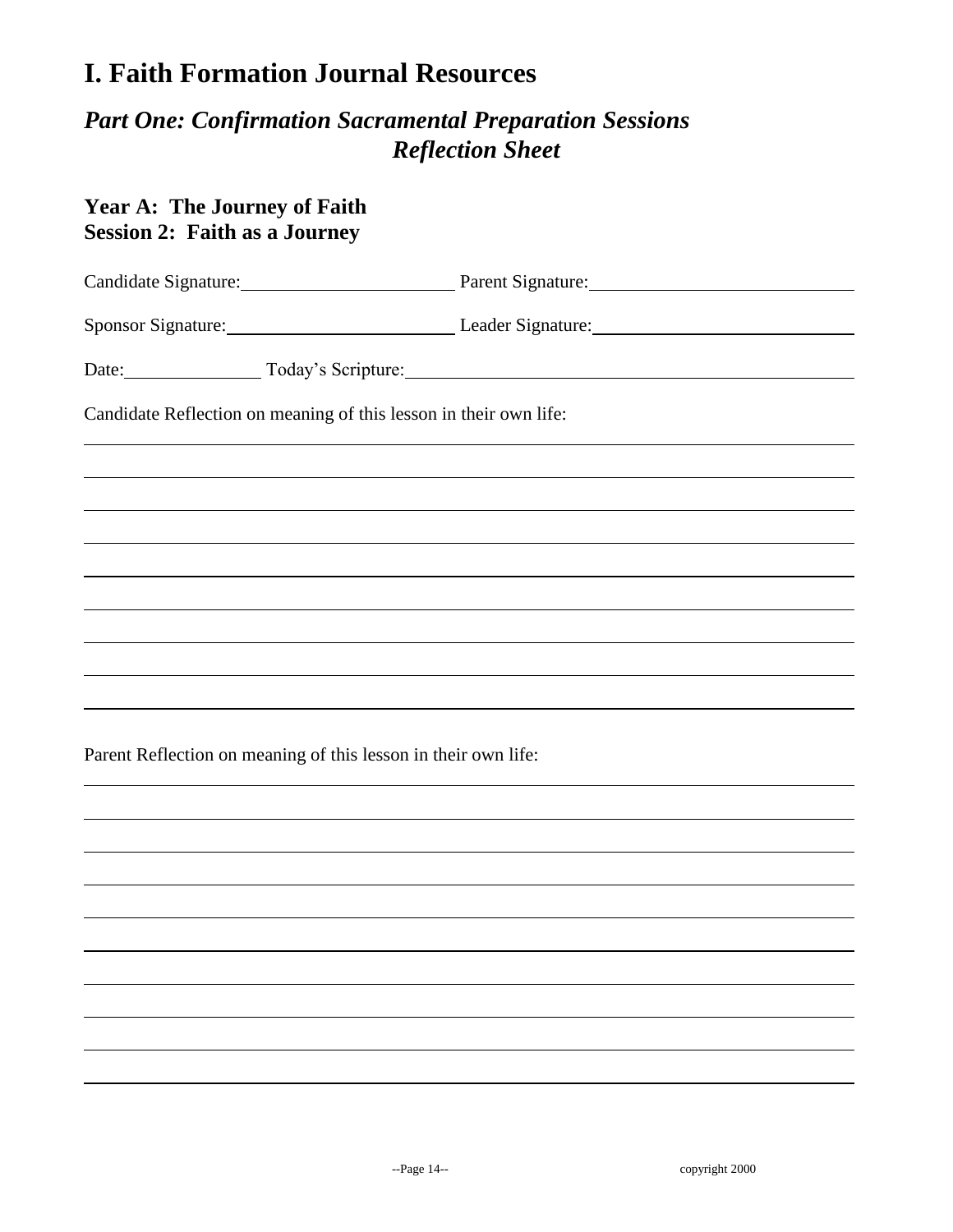# I. Faith Formation Journal Resources

## *Part One: Confirmation Sacramental Preparation Sessions*
## *Reflection Sheet*

### Year A: The Journey of Faith
### Session 2: Faith as a Journey

Candidate Signature:\_\_\_\_\_\_\_\_\_\_\_\_\_\_\_\_\_\_\_\_\_\_\_\_ Parent Signature:\_\_\_\_\_\_\_\_\_\_\_\_\_\_\_\_\_\_\_\_\_\_\_\_\_\_\_\_

Sponsor Signature:\_\_\_\_\_\_\_\_\_\_\_\_\_\_\_\_\_\_\_\_\_\_\_\_\_ Leader Signature:\_\_\_\_\_\_\_\_\_\_\_\_\_\_\_\_\_\_\_\_\_\_\_\_\_\_\_\_

Date:\_\_\_\_\_\_\_\_\_\_\_\_\_\_\_ Today's Scripture:\_\_\_\_\_\_\_\_\_\_\_\_\_\_\_\_\_\_\_\_\_\_\_\_\_\_\_\_\_\_\_\_\_\_\_\_\_\_\_\_\_\_\_\_\_\_\_\_\_\_

Candidate Reflection on meaning of this lesson in their own life:

\_\_\_\_\_\_\_\_\_\_\_\_\_\_\_\_\_\_\_\_\_\_\_\_\_\_\_\_\_\_\_\_\_\_\_\_\_\_\_\_\_\_\_\_\_\_\_\_\_\_\_\_\_\_\_\_\_\_\_\_\_\_\_\_\_\_\_\_\_\_\_\_\_\_\_\_\_\_\_\_\_\_\_\_\_\_\_\_

\_\_\_\_\_\_\_\_\_\_\_\_\_\_\_\_\_\_\_\_\_\_\_\_\_\_\_\_\_\_\_\_\_\_\_\_\_\_\_\_\_\_\_\_\_\_\_\_\_\_\_\_\_\_\_\_\_\_\_\_\_\_\_\_\_\_\_\_\_\_\_\_\_\_\_\_\_\_\_\_\_\_\_\_\_\_\_\_

\_\_\_\_\_\_\_\_\_\_\_\_\_\_\_\_\_\_\_\_\_\_\_\_\_\_\_\_\_\_\_\_\_\_\_\_\_\_\_\_\_\_\_\_\_\_\_\_\_\_\_\_\_\_\_\_\_\_\_\_\_\_\_\_\_\_\_\_\_\_\_\_\_\_\_\_\_\_\_\_\_\_\_\_\_\_\_\_

\_\_\_\_\_\_\_\_\_\_\_\_\_\_\_\_\_\_\_\_\_\_\_\_\_\_\_\_\_\_\_\_\_\_\_\_\_\_\_\_\_\_\_\_\_\_\_\_\_\_\_\_\_\_\_\_\_\_\_\_\_\_\_\_\_\_\_\_\_\_\_\_\_\_\_\_\_\_\_\_\_\_\_\_\_\_\_\_

\_\_\_\_\_\_\_\_\_\_\_\_\_\_\_\_\_\_\_\_\_\_\_\_\_\_\_\_\_\_\_\_\_\_\_\_\_\_\_\_\_\_\_\_\_\_\_\_\_\_\_\_\_\_\_\_\_\_\_\_\_\_\_\_\_\_\_\_\_\_\_\_\_\_\_\_\_\_\_\_\_\_\_\_\_\_\_\_

\_\_\_\_\_\_\_\_\_\_\_\_\_\_\_\_\_\_\_\_\_\_\_\_\_\_\_\_\_\_\_\_\_\_\_\_\_\_\_\_\_\_\_\_\_\_\_\_\_\_\_\_\_\_\_\_\_\_\_\_\_\_\_\_\_\_\_\_\_\_\_\_\_\_\_\_\_\_\_\_\_\_\_\_\_\_\_\_

\_\_\_\_\_\_\_\_\_\_\_\_\_\_\_\_\_\_\_\_\_\_\_\_\_\_\_\_\_\_\_\_\_\_\_\_\_\_\_\_\_\_\_\_\_\_\_\_\_\_\_\_\_\_\_\_\_\_\_\_\_\_\_\_\_\_\_\_\_\_\_\_\_\_\_\_\_\_\_\_\_\_\_\_\_\_\_\_

\_\_\_\_\_\_\_\_\_\_\_\_\_\_\_\_\_\_\_\_\_\_\_\_\_\_\_\_\_\_\_\_\_\_\_\_\_\_\_\_\_\_\_\_\_\_\_\_\_\_\_\_\_\_\_\_\_\_\_\_\_\_\_\_\_\_\_\_\_\_\_\_\_\_\_\_\_\_\_\_\_\_\_\_\_\_\_\_

\_\_\_\_\_\_\_\_\_\_\_\_\_\_\_\_\_\_\_\_\_\_\_\_\_\_\_\_\_\_\_\_\_\_\_\_\_\_\_\_\_\_\_\_\_\_\_\_\_\_\_\_\_\_\_\_\_\_\_\_\_\_\_\_\_\_\_\_\_\_\_\_\_\_\_\_\_\_\_\_\_\_\_\_\_\_\_\_

Parent Reflection on meaning of this lesson in their own life:

\_\_\_\_\_\_\_\_\_\_\_\_\_\_\_\_\_\_\_\_\_\_\_\_\_\_\_\_\_\_\_\_\_\_\_\_\_\_\_\_\_\_\_\_\_\_\_\_\_\_\_\_\_\_\_\_\_\_\_\_\_\_\_\_\_\_\_\_\_\_\_\_\_\_\_\_\_\_\_\_\_\_\_\_\_\_\_\_

\_\_\_\_\_\_\_\_\_\_\_\_\_\_\_\_\_\_\_\_\_\_\_\_\_\_\_\_\_\_\_\_\_\_\_\_\_\_\_\_\_\_\_\_\_\_\_\_\_\_\_\_\_\_\_\_\_\_\_\_\_\_\_\_\_\_\_\_\_\_\_\_\_\_\_\_\_\_\_\_\_\_\_\_\_\_\_\_

\_\_\_\_\_\_\_\_\_\_\_\_\_\_\_\_\_\_\_\_\_\_\_\_\_\_\_\_\_\_\_\_\_\_\_\_\_\_\_\_\_\_\_\_\_\_\_\_\_\_\_\_\_\_\_\_\_\_\_\_\_\_\_\_\_\_\_\_\_\_\_\_\_\_\_\_\_\_\_\_\_\_\_\_\_\_\_\_

\_\_\_\_\_\_\_\_\_\_\_\_\_\_\_\_\_\_\_\_\_\_\_\_\_\_\_\_\_\_\_\_\_\_\_\_\_\_\_\_\_\_\_\_\_\_\_\_\_\_\_\_\_\_\_\_\_\_\_\_\_\_\_\_\_\_\_\_\_\_\_\_\_\_\_\_\_\_\_\_\_\_\_\_\_\_\_\_

\_\_\_\_\_\_\_\_\_\_\_\_\_\_\_\_\_\_\_\_\_\_\_\_\_\_\_\_\_\_\_\_\_\_\_\_\_\_\_\_\_\_\_\_\_\_\_\_\_\_\_\_\_\_\_\_\_\_\_\_\_\_\_\_\_\_\_\_\_\_\_\_\_\_\_\_\_\_\_\_\_\_\_\_\_\_\_\_

\_\_\_\_\_\_\_\_\_\_\_\_\_\_\_\_\_\_\_\_\_\_\_\_\_\_\_\_\_\_\_\_\_\_\_\_\_\_\_\_\_\_\_\_\_\_\_\_\_\_\_\_\_\_\_\_\_\_\_\_\_\_\_\_\_\_\_\_\_\_\_\_\_\_\_\_\_\_\_\_\_\_\_\_\_\_\_\_

\_\_\_\_\_\_\_\_\_\_\_\_\_\_\_\_\_\_\_\_\_\_\_\_\_\_\_\_\_\_\_\_\_\_\_\_\_\_\_\_\_\_\_\_\_\_\_\_\_\_\_\_\_\_\_\_\_\_\_\_\_\_\_\_\_\_\_\_\_\_\_\_\_\_\_\_\_\_\_\_\_\_\_\_\_\_\_\_

\_\_\_\_\_\_\_\_\_\_\_\_\_\_\_\_\_\_\_\_\_\_\_\_\_\_\_\_\_\_\_\_\_\_\_\_\_\_\_\_\_\_\_\_\_\_\_\_\_\_\_\_\_\_\_\_\_\_\_\_\_\_\_\_\_\_\_\_\_\_\_\_\_\_\_\_\_\_\_\_\_\_\_\_\_\_\_\_

\_\_\_\_\_\_\_\_\_\_\_\_\_\_\_\_\_\_\_\_\_\_\_\_\_\_\_\_\_\_\_\_\_\_\_\_\_\_\_\_\_\_\_\_\_\_\_\_\_\_\_\_\_\_\_\_\_\_\_\_\_\_\_\_\_\_\_\_\_\_\_\_\_\_\_\_\_\_\_\_\_\_\_\_\_\_\_\_

\_\_\_\_\_\_\_\_\_\_\_\_\_\_\_\_\_\_\_\_\_\_\_\_\_\_\_\_\_\_\_\_\_\_\_\_\_\_\_\_\_\_\_\_\_\_\_\_\_\_\_\_\_\_\_\_\_\_\_\_\_\_\_\_\_\_\_\_\_\_\_\_\_\_\_\_\_\_\_\_\_\_\_\_\_\_\_\_

copyright 2000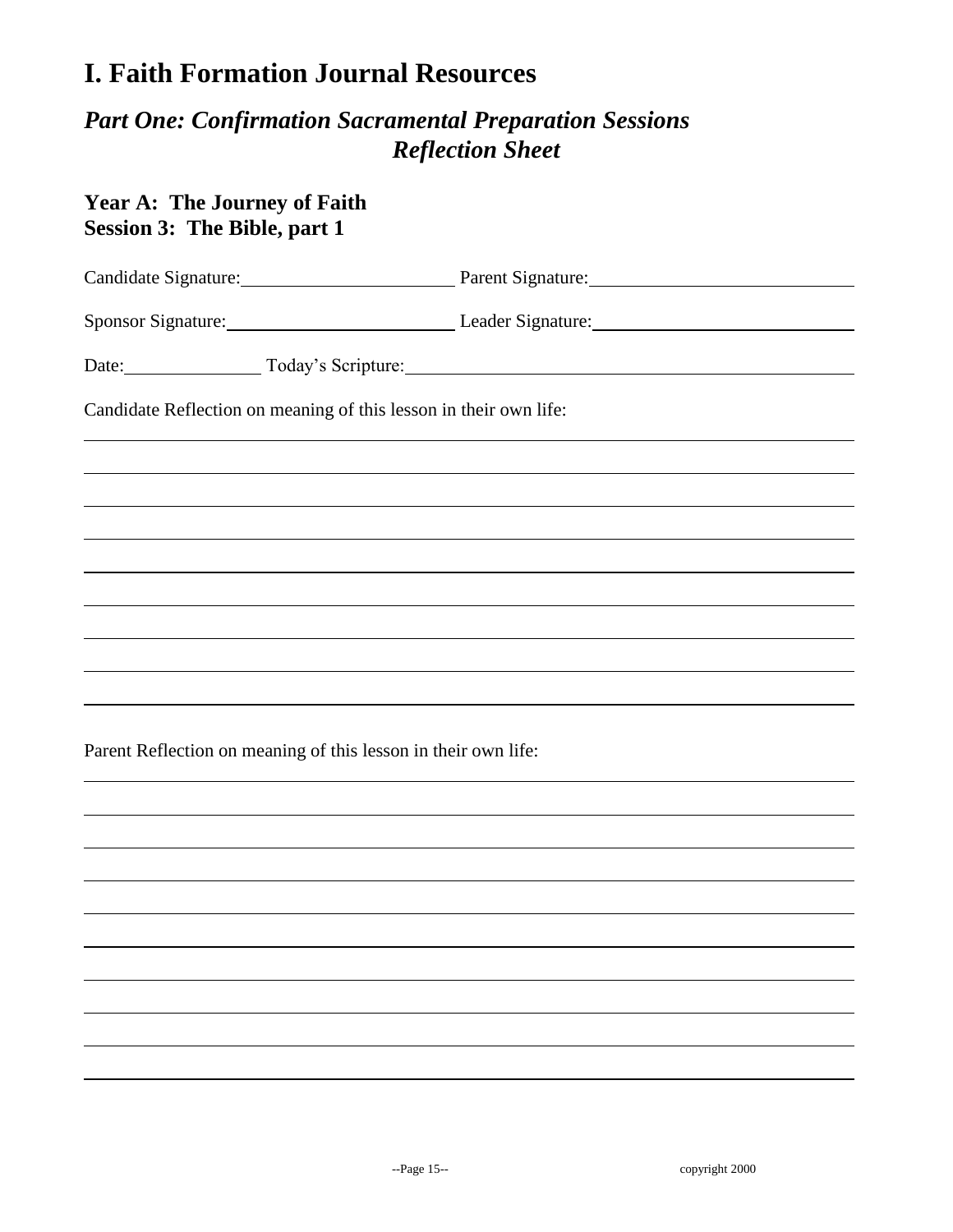# I. Faith Formation Journal Resources

## *Part One: Confirmation Sacramental Preparation Sessions Reflection Sheet*

### Year A: The Journey of Faith
### Session 3: The Bible, part 1

Candidate Signature: ______________________ Parent Signature: ______________________

Sponsor Signature: ______________________ Leader Signature: ______________________

Date: ______________ Today's Scripture: ______________________________________________

Candidate Reflection on meaning of this lesson in their own life:

______________________________________________________________________________

______________________________________________________________________________

______________________________________________________________________________

______________________________________________________________________________

______________________________________________________________________________

______________________________________________________________________________

______________________________________________________________________________

______________________________________________________________________________

______________________________________________________________________________

Parent Reflection on meaning of this lesson in their own life:

______________________________________________________________________________

______________________________________________________________________________

______________________________________________________________________________

______________________________________________________________________________

______________________________________________________________________________

______________________________________________________________________________

______________________________________________________________________________

______________________________________________________________________________

______________________________________________________________________________

copyright 2000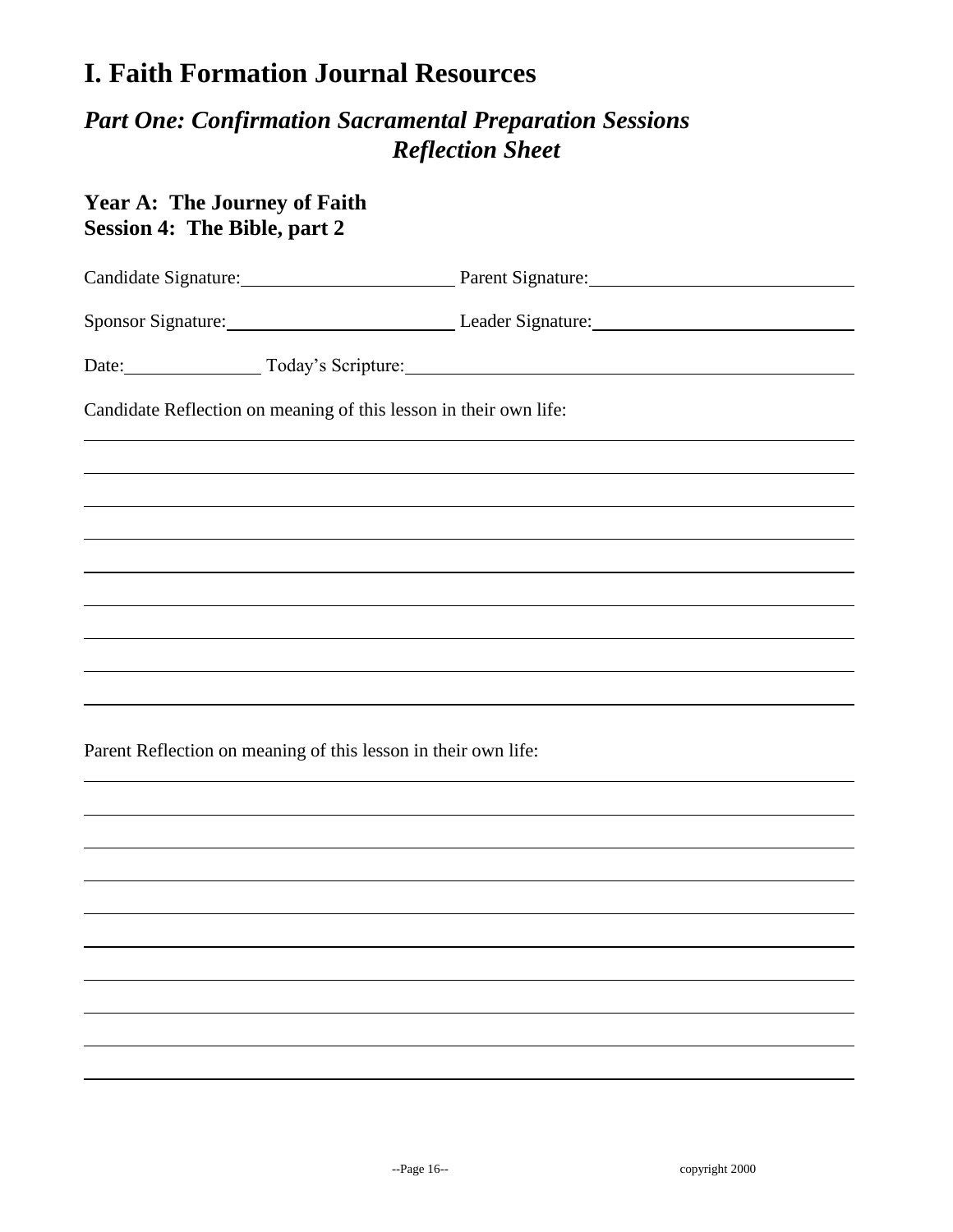# I. Faith Formation Journal Resources

## *Part One: Confirmation Sacramental Preparation Sessions Reflection Sheet*

### Year A: The Journey of Faith
### Session 4: The Bible, part 2

Candidate Signature:\_\_\_\_\_\_\_\_\_\_\_\_\_\_\_\_\_\_\_\_\_\_\_\_ Parent Signature:\_\_\_\_\_\_\_\_\_\_\_\_\_\_\_\_\_\_\_\_\_\_\_\_

Sponsor Signature:\_\_\_\_\_\_\_\_\_\_\_\_\_\_\_\_\_\_\_\_\_\_\_\_ Leader Signature:\_\_\_\_\_\_\_\_\_\_\_\_\_\_\_\_\_\_\_\_\_\_\_\_

Date:\_\_\_\_\_\_\_\_\_\_\_\_ Today's Scripture:\_\_\_\_\_\_\_\_\_\_\_\_\_\_\_\_\_\_\_\_\_\_\_\_\_\_\_\_\_\_\_\_\_\_\_\_\_\_\_\_

Candidate Reflection on meaning of this lesson in their own life:

Parent Reflection on meaning of this lesson in their own life:

copyright 2000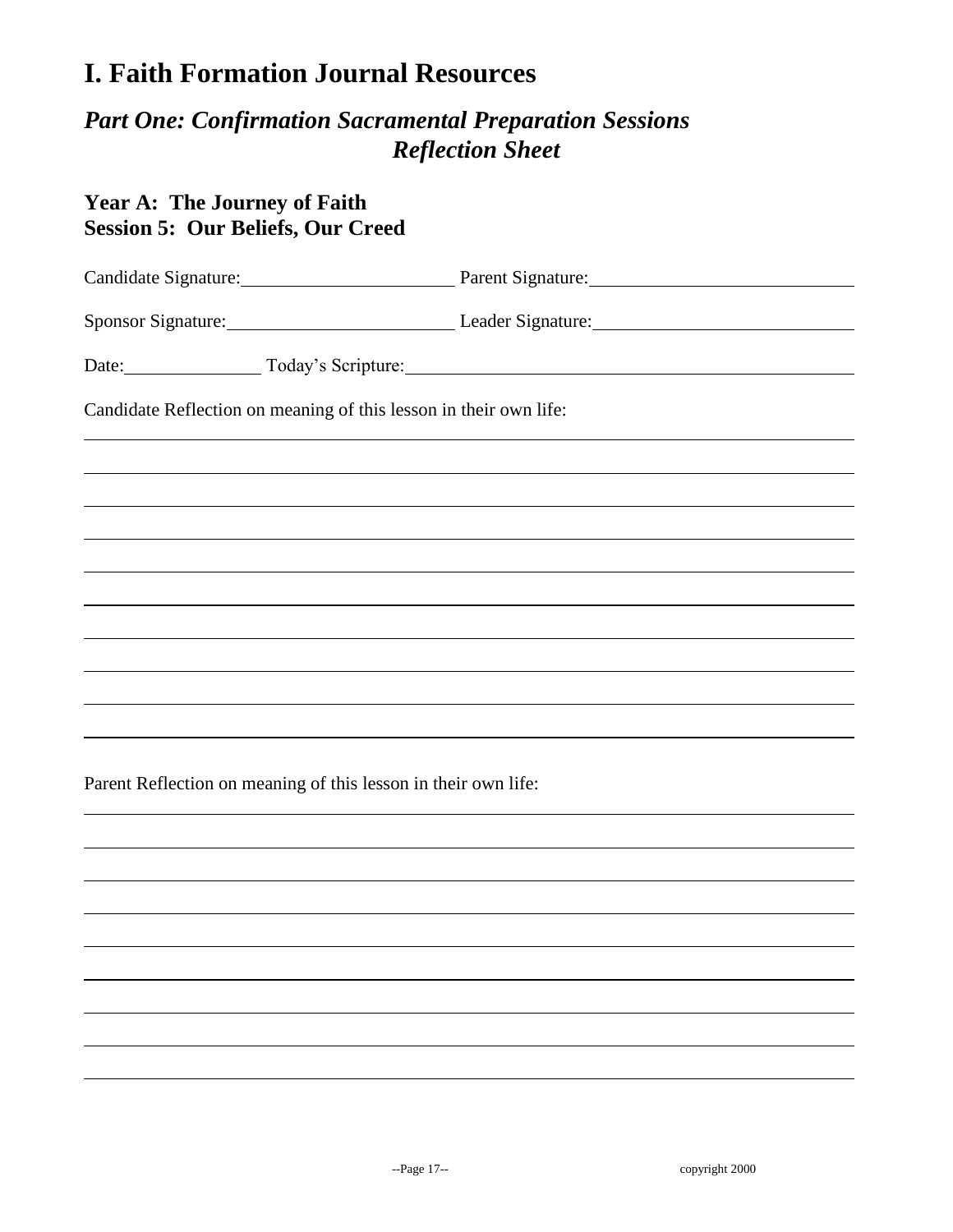# I. Faith Formation Journal Resources

## *Part One: Confirmation Sacramental Preparation Sessions Reflection Sheet*

### Year A: The Journey of Faith
### Session 5: Our Beliefs, Our Creed

Candidate Signature:______________________ Parent Signature:____________________________

Sponsor Signature:________________________ Leader Signature:____________________________

Date:______________ Today's Scripture:_______________________________________________

Candidate Reflection on meaning of this lesson in their own life:

_____________________________________________________________________________

_____________________________________________________________________________

_____________________________________________________________________________

_____________________________________________________________________________

_____________________________________________________________________________

_____________________________________________________________________________

_____________________________________________________________________________

_____________________________________________________________________________

_____________________________________________________________________________

_____________________________________________________________________________

Parent Reflection on meaning of this lesson in their own life:

_____________________________________________________________________________

_____________________________________________________________________________

_____________________________________________________________________________

_____________________________________________________________________________

_____________________________________________________________________________

_____________________________________________________________________________

_____________________________________________________________________________

_____________________________________________________________________________

_____________________________________________________________________________

copyright 2000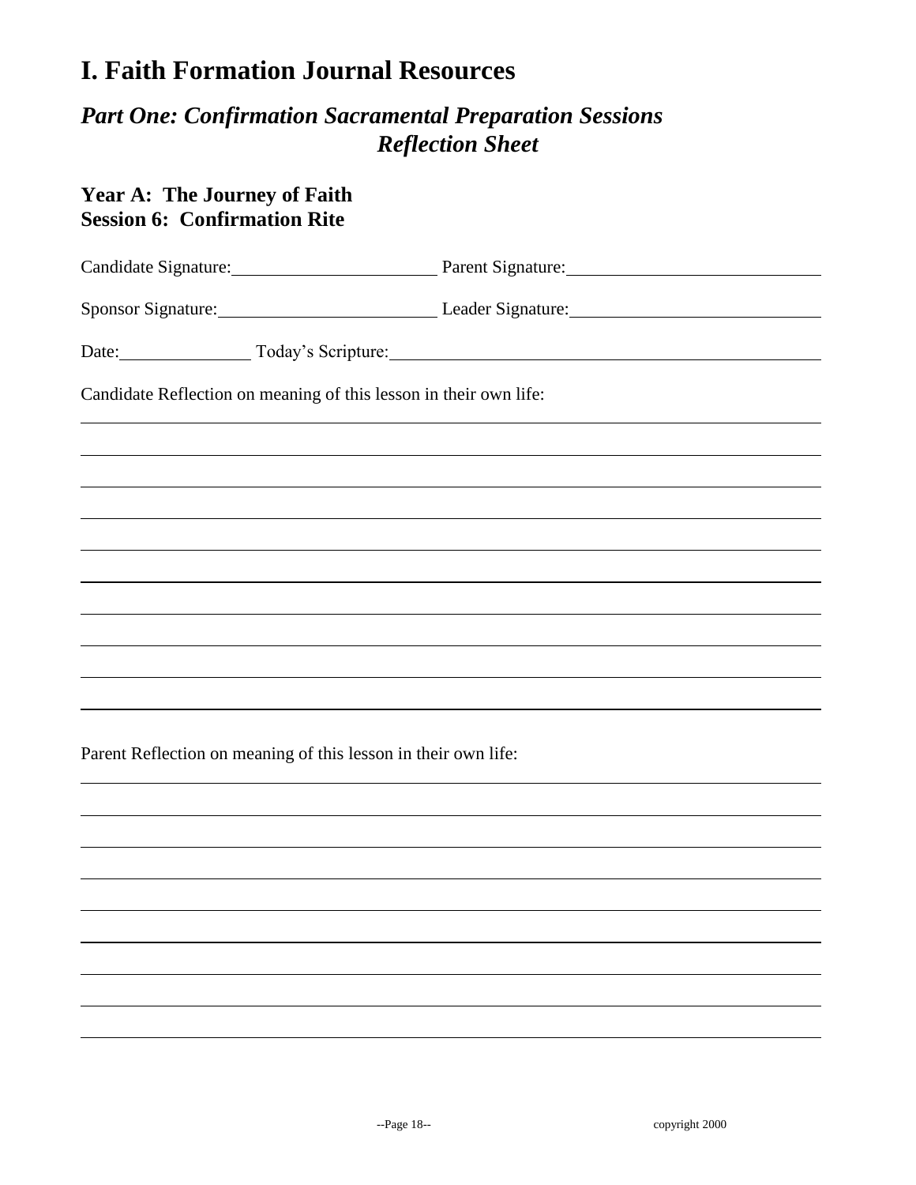# I. Faith Formation Journal Resources

## *Part One: Confirmation Sacramental Preparation Sessions Reflection Sheet*

### Year A: The Journey of Faith
### Session 6: Confirmation Rite

Candidate Signature:\_\_\_\_\_\_\_\_\_\_\_\_\_\_\_\_\_\_\_\_\_\_\_\_ Parent Signature:\_\_\_\_\_\_\_\_\_\_\_\_\_\_\_\_\_\_\_\_\_\_\_\_

Sponsor Signature:\_\_\_\_\_\_\_\_\_\_\_\_\_\_\_\_\_\_\_\_\_\_\_\_ Leader Signature:\_\_\_\_\_\_\_\_\_\_\_\_\_\_\_\_\_\_\_\_\_\_\_\_

Date:\_\_\_\_\_\_\_\_\_\_\_\_\_\_\_\_ Today's Scripture:\_\_\_\_\_\_\_\_\_\_\_\_\_\_\_\_\_\_\_\_\_\_\_\_\_\_\_\_\_\_\_\_\_\_\_\_\_\_\_\_

Candidate Reflection on meaning of this lesson in their own life:

Parent Reflection on meaning of this lesson in their own life:

copyright 2000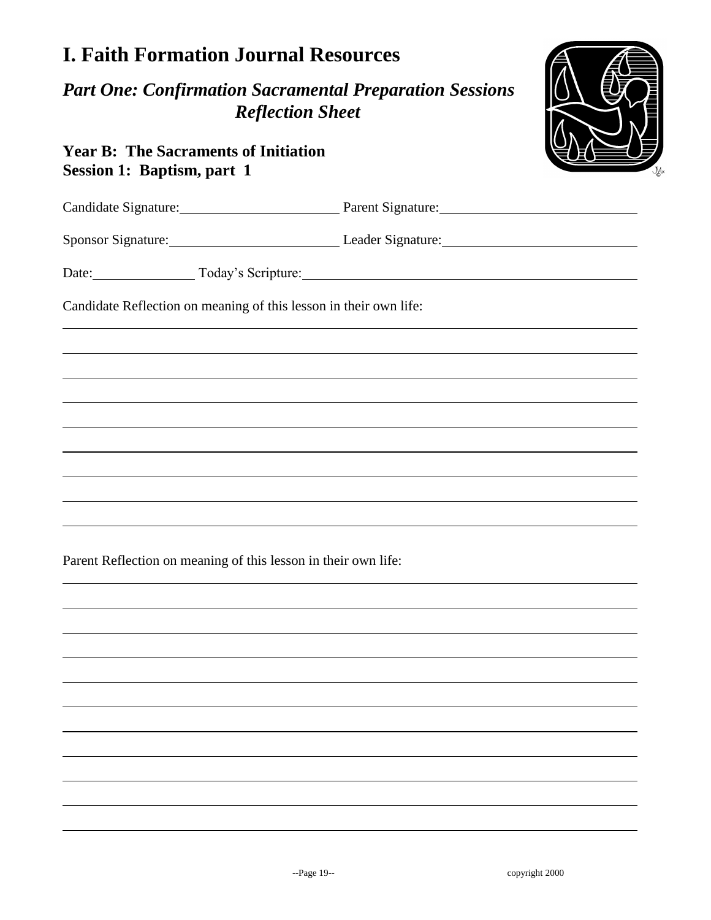# I. Faith Formation Journal Resources

## *Part One: Confirmation Sacramental Preparation Sessions Reflection Sheet*

### Year B: The Sacraments of Initiation
### Session 1: Baptism, part 1

Candidate Signature: ______________________ Parent Signature: ______________________

Sponsor Signature: ______________________ Leader Signature: ______________________

Date: ______________ Today's Scripture: ______________________________________

Candidate Reflection on meaning of this lesson in their own life:

Parent Reflection on meaning of this lesson in their own life:

copyright 2000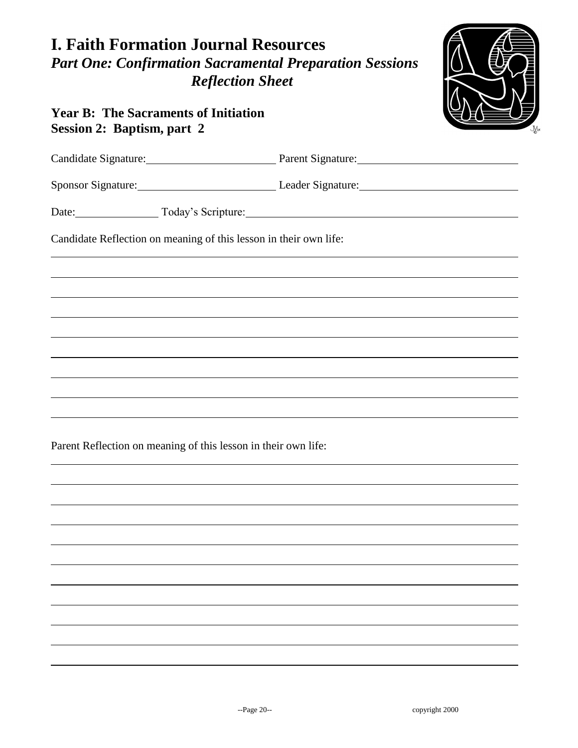# I. Faith Formation Journal Resources

## *Part One: Confirmation Sacramental Preparation Sessions*
## *Reflection Sheet*

### Year B: The Sacraments of Initiation
### Session 2: Baptism, part 2

Candidate Signature: ______________________ Parent Signature: ______________________

Sponsor Signature: ______________________ Leader Signature: ______________________

Date: ______________ Today's Scripture: ______________________________________

Candidate Reflection on meaning of this lesson in their own life:

______________________________________________________________________________

______________________________________________________________________________

______________________________________________________________________________

______________________________________________________________________________

______________________________________________________________________________

______________________________________________________________________________

______________________________________________________________________________

______________________________________________________________________________

______________________________________________________________________________

Parent Reflection on meaning of this lesson in their own life:

______________________________________________________________________________

______________________________________________________________________________

______________________________________________________________________________

______________________________________________________________________________

______________________________________________________________________________

______________________________________________________________________________

______________________________________________________________________________

______________________________________________________________________________

______________________________________________________________________________

______________________________________________________________________________

______________________________________________________________________________

copyright 2000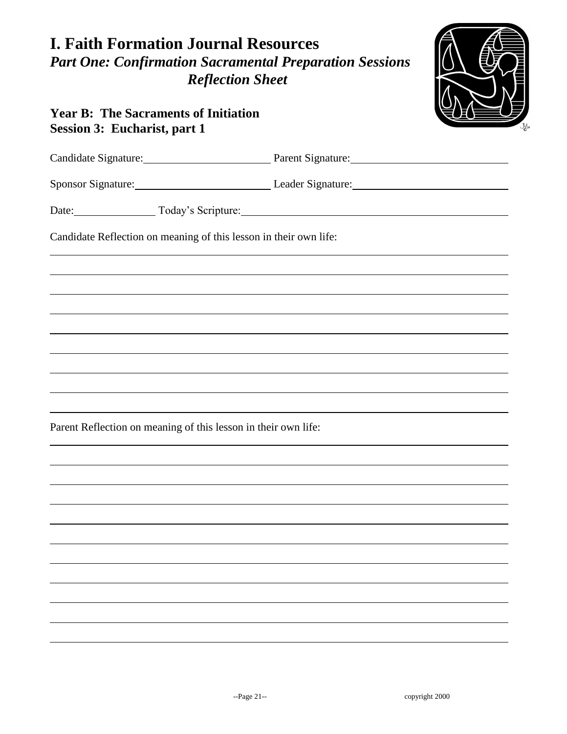# I. Faith Formation Journal Resources

## *Part One: Confirmation Sacramental Preparation Sessions*

## *Reflection Sheet*

### Year B: The Sacraments of Initiation
### Session 3: Eucharist, part 1

Candidate Signature: ______________________ Parent Signature: ______________________

Sponsor Signature: ______________________ Leader Signature: ______________________

Date: ______________ Today's Scripture: ______________________________________

Candidate Reflection on meaning of this lesson in their own life:

______________________________________________________________________________

______________________________________________________________________________

______________________________________________________________________________

______________________________________________________________________________

______________________________________________________________________________

______________________________________________________________________________

______________________________________________________________________________

______________________________________________________________________________

______________________________________________________________________________

Parent Reflection on meaning of this lesson in their own life:

______________________________________________________________________________

______________________________________________________________________________

______________________________________________________________________________

______________________________________________________________________________

______________________________________________________________________________

______________________________________________________________________________

______________________________________________________________________________

______________________________________________________________________________

______________________________________________________________________________

______________________________________________________________________________

______________________________________________________________________________

copyright 2000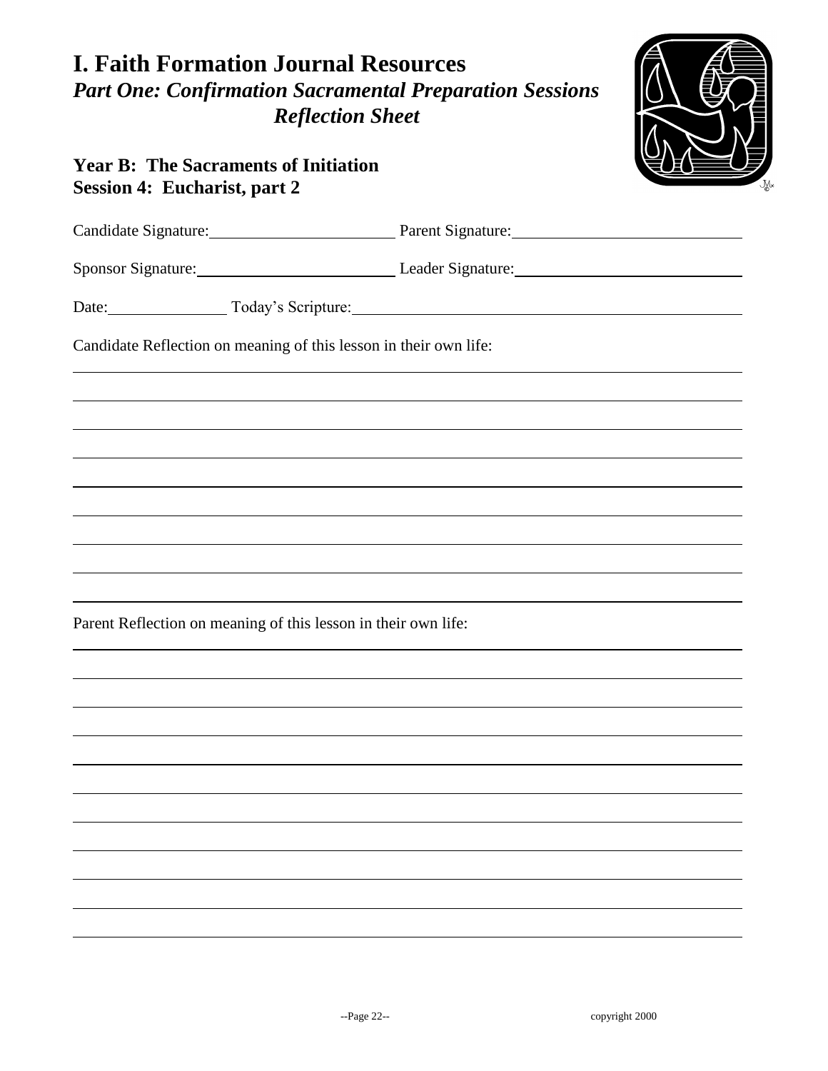# I. Faith Formation Journal Resources

## *Part One: Confirmation Sacramental Preparation Sessions*

## *Reflection Sheet*

### Year B: The Sacraments of Initiation
### Session 4: Eucharist, part 2

Candidate Signature:\_\_\_\_\_\_\_\_\_\_\_\_\_\_\_\_\_\_\_\_ Parent Signature:\_\_\_\_\_\_\_\_\_\_\_\_\_\_\_\_\_\_\_\_

Sponsor Signature:\_\_\_\_\_\_\_\_\_\_\_\_\_\_\_\_\_\_\_\_ Leader Signature:\_\_\_\_\_\_\_\_\_\_\_\_\_\_\_\_\_\_\_\_

Date:\_\_\_\_\_\_\_\_\_\_\_\_ Today's Scripture:\_\_\_\_\_\_\_\_\_\_\_\_\_\_\_\_\_\_\_\_\_\_\_\_\_\_\_\_\_\_\_\_\_\_\_\_\_\_\_\_

Candidate Reflection on meaning of this lesson in their own life:

Parent Reflection on meaning of this lesson in their own life:

copyright 2000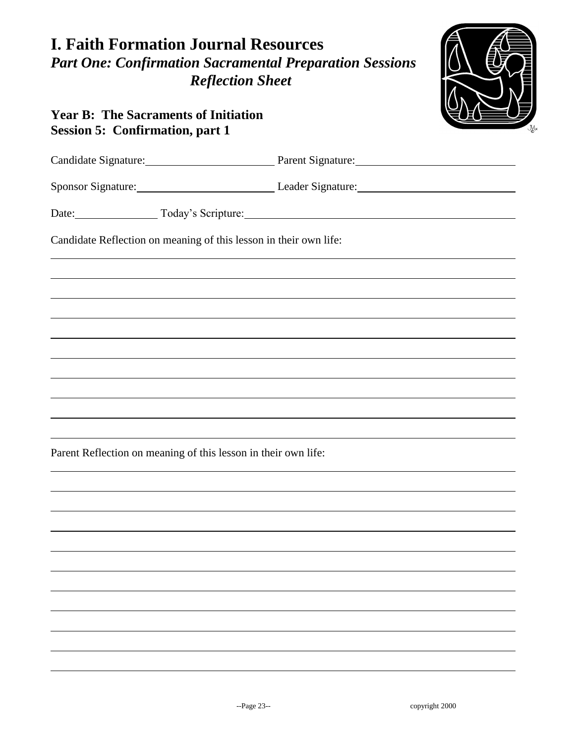# I. Faith Formation Journal Resources

## *Part One: Confirmation Sacramental Preparation Sessions*

## *Reflection Sheet*

### Year B: The Sacraments of Initiation
### Session 5: Confirmation, part 1

Candidate Signature:\_\_\_\_\_\_\_\_\_\_\_\_\_\_\_\_\_\_\_\_\_\_\_\_ Parent Signature:\_\_\_\_\_\_\_\_\_\_\_\_\_\_\_\_\_\_\_\_\_\_\_\_\_\_\_\_

Sponsor Signature:\_\_\_\_\_\_\_\_\_\_\_\_\_\_\_\_\_\_\_\_\_\_\_\_\_ Leader Signature:\_\_\_\_\_\_\_\_\_\_\_\_\_\_\_\_\_\_\_\_\_\_\_\_\_\_\_\_

Date:\_\_\_\_\_\_\_\_\_\_\_\_\_\_\_\_ Today's Scripture:\_\_\_\_\_\_\_\_\_\_\_\_\_\_\_\_\_\_\_\_\_\_\_\_\_\_\_\_\_\_\_\_\_\_\_\_\_\_\_\_\_\_\_\_\_\_\_\_\_\_

Candidate Reflection on meaning of this lesson in their own life:

Parent Reflection on meaning of this lesson in their own life:

copyright 2000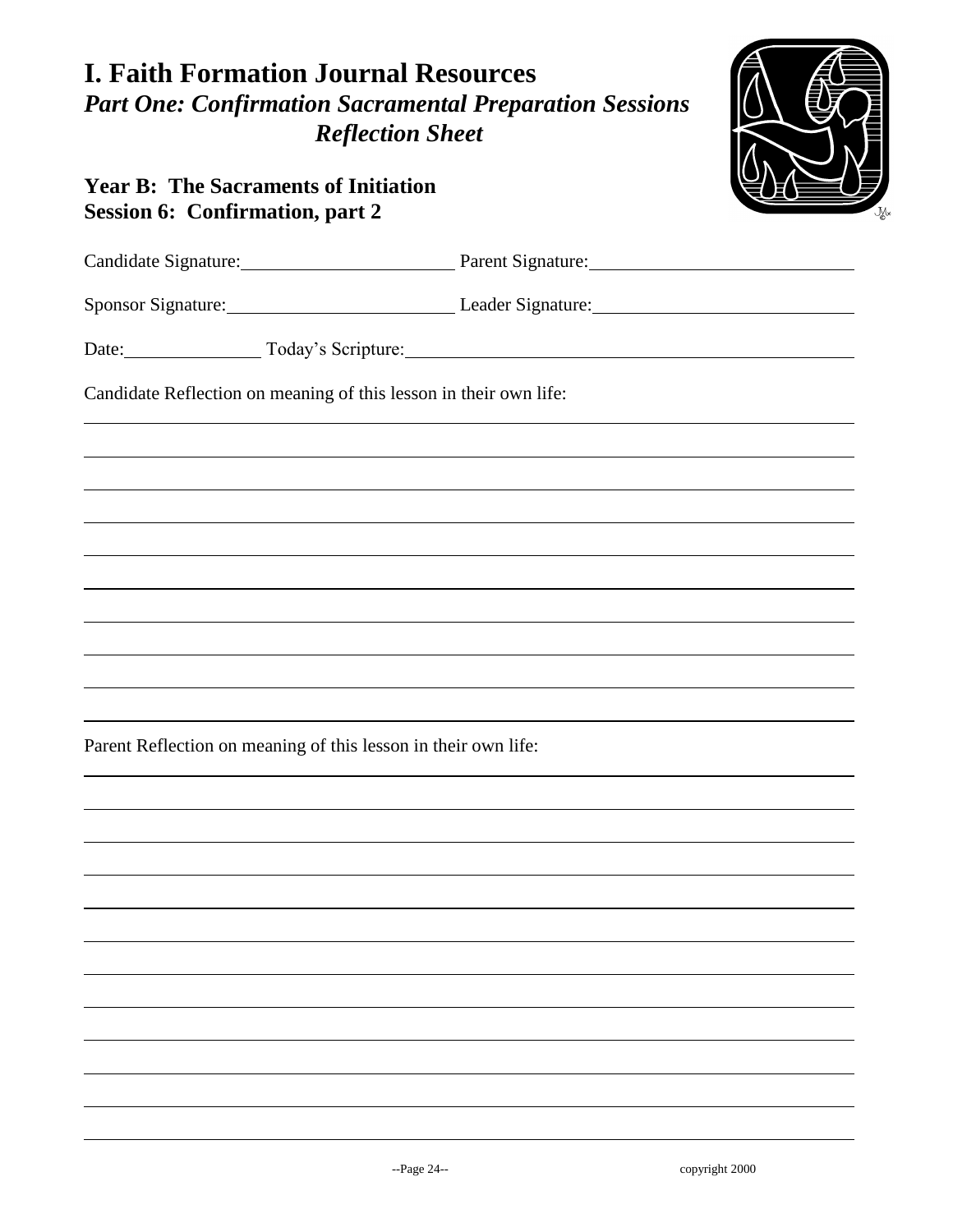# I. Faith Formation Journal Resources

## *Part One: Confirmation Sacramental Preparation Sessions Reflection Sheet*

### Year B: The Sacraments of Initiation
### Session 6: Confirmation, part 2

Candidate Signature: \_\_\_\_\_\_\_\_\_\_\_\_\_\_\_\_\_\_\_\_ Parent Signature: \_\_\_\_\_\_\_\_\_\_\_\_\_\_\_\_\_\_\_\_

Sponsor Signature: \_\_\_\_\_\_\_\_\_\_\_\_\_\_\_\_\_\_\_\_ Leader Signature: \_\_\_\_\_\_\_\_\_\_\_\_\_\_\_\_\_\_\_\_

Date: \_\_\_\_\_\_\_\_\_\_\_\_ Today's Scripture: \_\_\_\_\_\_\_\_\_\_\_\_\_\_\_\_\_\_\_\_\_\_\_\_\_\_\_\_\_\_\_\_\_\_\_\_\_\_\_\_

Candidate Reflection on meaning of this lesson in their own life:

\_\_\_\_\_\_\_\_\_\_\_\_\_\_\_\_\_\_\_\_\_\_\_\_\_\_\_\_\_\_\_\_\_\_\_\_\_\_\_\_\_\_\_\_\_\_\_\_\_\_\_\_\_\_\_\_\_\_\_\_\_\_\_\_\_\_\_\_\_\_\_\_\_\_\_\_

\_\_\_\_\_\_\_\_\_\_\_\_\_\_\_\_\_\_\_\_\_\_\_\_\_\_\_\_\_\_\_\_\_\_\_\_\_\_\_\_\_\_\_\_\_\_\_\_\_\_\_\_\_\_\_\_\_\_\_\_\_\_\_\_\_\_\_\_\_\_\_\_\_\_\_\_

\_\_\_\_\_\_\_\_\_\_\_\_\_\_\_\_\_\_\_\_\_\_\_\_\_\_\_\_\_\_\_\_\_\_\_\_\_\_\_\_\_\_\_\_\_\_\_\_\_\_\_\_\_\_\_\_\_\_\_\_\_\_\_\_\_\_\_\_\_\_\_\_\_\_\_\_

\_\_\_\_\_\_\_\_\_\_\_\_\_\_\_\_\_\_\_\_\_\_\_\_\_\_\_\_\_\_\_\_\_\_\_\_\_\_\_\_\_\_\_\_\_\_\_\_\_\_\_\_\_\_\_\_\_\_\_\_\_\_\_\_\_\_\_\_\_\_\_\_\_\_\_\_

\_\_\_\_\_\_\_\_\_\_\_\_\_\_\_\_\_\_\_\_\_\_\_\_\_\_\_\_\_\_\_\_\_\_\_\_\_\_\_\_\_\_\_\_\_\_\_\_\_\_\_\_\_\_\_\_\_\_\_\_\_\_\_\_\_\_\_\_\_\_\_\_\_\_\_\_

\_\_\_\_\_\_\_\_\_\_\_\_\_\_\_\_\_\_\_\_\_\_\_\_\_\_\_\_\_\_\_\_\_\_\_\_\_\_\_\_\_\_\_\_\_\_\_\_\_\_\_\_\_\_\_\_\_\_\_\_\_\_\_\_\_\_\_\_\_\_\_\_\_\_\_\_

\_\_\_\_\_\_\_\_\_\_\_\_\_\_\_\_\_\_\_\_\_\_\_\_\_\_\_\_\_\_\_\_\_\_\_\_\_\_\_\_\_\_\_\_\_\_\_\_\_\_\_\_\_\_\_\_\_\_\_\_\_\_\_\_\_\_\_\_\_\_\_\_\_\_\_\_

\_\_\_\_\_\_\_\_\_\_\_\_\_\_\_\_\_\_\_\_\_\_\_\_\_\_\_\_\_\_\_\_\_\_\_\_\_\_\_\_\_\_\_\_\_\_\_\_\_\_\_\_\_\_\_\_\_\_\_\_\_\_\_\_\_\_\_\_\_\_\_\_\_\_\_\_

\_\_\_\_\_\_\_\_\_\_\_\_\_\_\_\_\_\_\_\_\_\_\_\_\_\_\_\_\_\_\_\_\_\_\_\_\_\_\_\_\_\_\_\_\_\_\_\_\_\_\_\_\_\_\_\_\_\_\_\_\_\_\_\_\_\_\_\_\_\_\_\_\_\_\_\_

\_\_\_\_\_\_\_\_\_\_\_\_\_\_\_\_\_\_\_\_\_\_\_\_\_\_\_\_\_\_\_\_\_\_\_\_\_\_\_\_\_\_\_\_\_\_\_\_\_\_\_\_\_\_\_\_\_\_\_\_\_\_\_\_\_\_\_\_\_\_\_\_\_\_\_\_

Parent Reflection on meaning of this lesson in their own life:

\_\_\_\_\_\_\_\_\_\_\_\_\_\_\_\_\_\_\_\_\_\_\_\_\_\_\_\_\_\_\_\_\_\_\_\_\_\_\_\_\_\_\_\_\_\_\_\_\_\_\_\_\_\_\_\_\_\_\_\_\_\_\_\_\_\_\_\_\_\_\_\_\_\_\_\_

\_\_\_\_\_\_\_\_\_\_\_\_\_\_\_\_\_\_\_\_\_\_\_\_\_\_\_\_\_\_\_\_\_\_\_\_\_\_\_\_\_\_\_\_\_\_\_\_\_\_\_\_\_\_\_\_\_\_\_\_\_\_\_\_\_\_\_\_\_\_\_\_\_\_\_\_

\_\_\_\_\_\_\_\_\_\_\_\_\_\_\_\_\_\_\_\_\_\_\_\_\_\_\_\_\_\_\_\_\_\_\_\_\_\_\_\_\_\_\_\_\_\_\_\_\_\_\_\_\_\_\_\_\_\_\_\_\_\_\_\_\_\_\_\_\_\_\_\_\_\_\_\_

\_\_\_\_\_\_\_\_\_\_\_\_\_\_\_\_\_\_\_\_\_\_\_\_\_\_\_\_\_\_\_\_\_\_\_\_\_\_\_\_\_\_\_\_\_\_\_\_\_\_\_\_\_\_\_\_\_\_\_\_\_\_\_\_\_\_\_\_\_\_\_\_\_\_\_\_

\_\_\_\_\_\_\_\_\_\_\_\_\_\_\_\_\_\_\_\_\_\_\_\_\_\_\_\_\_\_\_\_\_\_\_\_\_\_\_\_\_\_\_\_\_\_\_\_\_\_\_\_\_\_\_\_\_\_\_\_\_\_\_\_\_\_\_\_\_\_\_\_\_\_\_\_

\_\_\_\_\_\_\_\_\_\_\_\_\_\_\_\_\_\_\_\_\_\_\_\_\_\_\_\_\_\_\_\_\_\_\_\_\_\_\_\_\_\_\_\_\_\_\_\_\_\_\_\_\_\_\_\_\_\_\_\_\_\_\_\_\_\_\_\_\_\_\_\_\_\_\_\_

\_\_\_\_\_\_\_\_\_\_\_\_\_\_\_\_\_\_\_\_\_\_\_\_\_\_\_\_\_\_\_\_\_\_\_\_\_\_\_\_\_\_\_\_\_\_\_\_\_\_\_\_\_\_\_\_\_\_\_\_\_\_\_\_\_\_\_\_\_\_\_\_\_\_\_\_

\_\_\_\_\_\_\_\_\_\_\_\_\_\_\_\_\_\_\_\_\_\_\_\_\_\_\_\_\_\_\_\_\_\_\_\_\_\_\_\_\_\_\_\_\_\_\_\_\_\_\_\_\_\_\_\_\_\_\_\_\_\_\_\_\_\_\_\_\_\_\_\_\_\_\_\_

\_\_\_\_\_\_\_\_\_\_\_\_\_\_\_\_\_\_\_\_\_\_\_\_\_\_\_\_\_\_\_\_\_\_\_\_\_\_\_\_\_\_\_\_\_\_\_\_\_\_\_\_\_\_\_\_\_\_\_\_\_\_\_\_\_\_\_\_\_\_\_\_\_\_\_\_

\_\_\_\_\_\_\_\_\_\_\_\_\_\_\_\_\_\_\_\_\_\_\_\_\_\_\_\_\_\_\_\_\_\_\_\_\_\_\_\_\_\_\_\_\_\_\_\_\_\_\_\_\_\_\_\_\_\_\_\_\_\_\_\_\_\_\_\_\_\_\_\_\_\_\_\_

\_\_\_\_\_\_\_\_\_\_\_\_\_\_\_\_\_\_\_\_\_\_\_\_\_\_\_\_\_\_\_\_\_\_\_\_\_\_\_\_\_\_\_\_\_\_\_\_\_\_\_\_\_\_\_\_\_\_\_\_\_\_\_\_\_\_\_\_\_\_\_\_\_\_\_\_

copyright 2000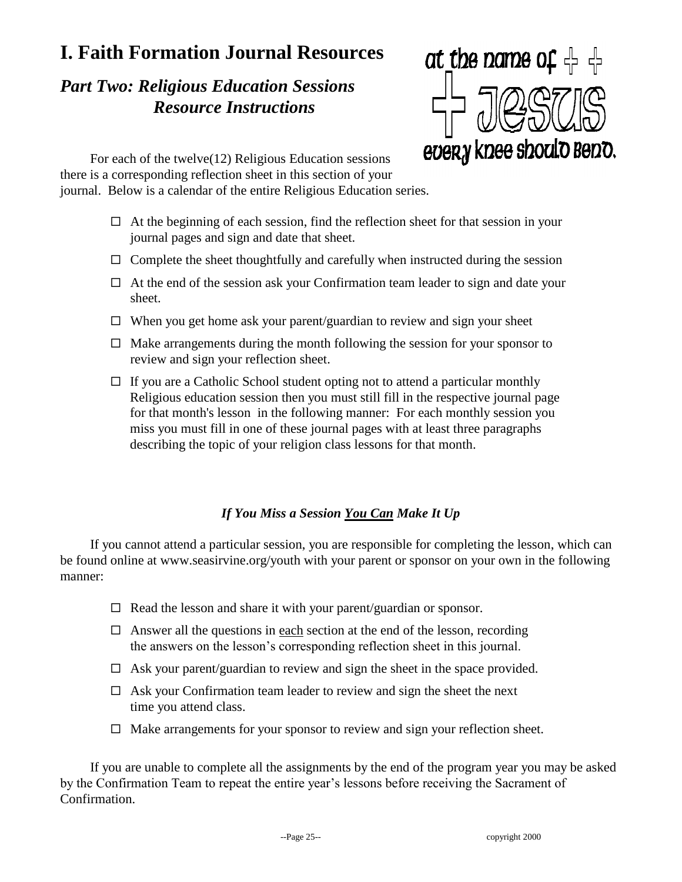# I. Faith Formation Journal Resources

## *Part Two: Religious Education Sessions Resource Instructions*

at the name of Jesus every knee should bend.

For each of the twelve(12) Religious Education sessions there is a corresponding reflection sheet in this section of your journal. Below is a calendar of the entire Religious Education series.

- ☐ At the beginning of each session, find the reflection sheet for that session in your journal pages and sign and date that sheet.
- ☐ Complete the sheet thoughtfully and carefully when instructed during the session
- ☐ At the end of the session ask your Confirmation team leader to sign and date your sheet.
- ☐ When you get home ask your parent/guardian to review and sign your sheet
- ☐ Make arrangements during the month following the session for your sponsor to review and sign your reflection sheet.
- ☐ If you are a Catholic School student opting not to attend a particular monthly Religious education session then you must still fill in the respective journal page for that month's lesson in the following manner: For each monthly session you miss you must fill in one of these journal pages with at least three paragraphs describing the topic of your religion class lessons for that month.

### *If You Miss a Session <u>You Can</u> Make It Up*

If you cannot attend a particular session, you are responsible for completing the lesson, which can be found online at www.seasirvine.org/youth with your parent or sponsor on your own in the following manner:

- ☐ Read the lesson and share it with your parent/guardian or sponsor.
- ☐ Answer all the questions in <u>each</u> section at the end of the lesson, recording the answers on the lesson's corresponding reflection sheet in this journal.
- ☐ Ask your parent/guardian to review and sign the sheet in the space provided.
- ☐ Ask your Confirmation team leader to review and sign the sheet the next time you attend class.
- ☐ Make arrangements for your sponsor to review and sign your reflection sheet.

If you are unable to complete all the assignments by the end of the program year you may be asked by the Confirmation Team to repeat the entire year's lessons before receiving the Sacrament of Confirmation.

copyright 2000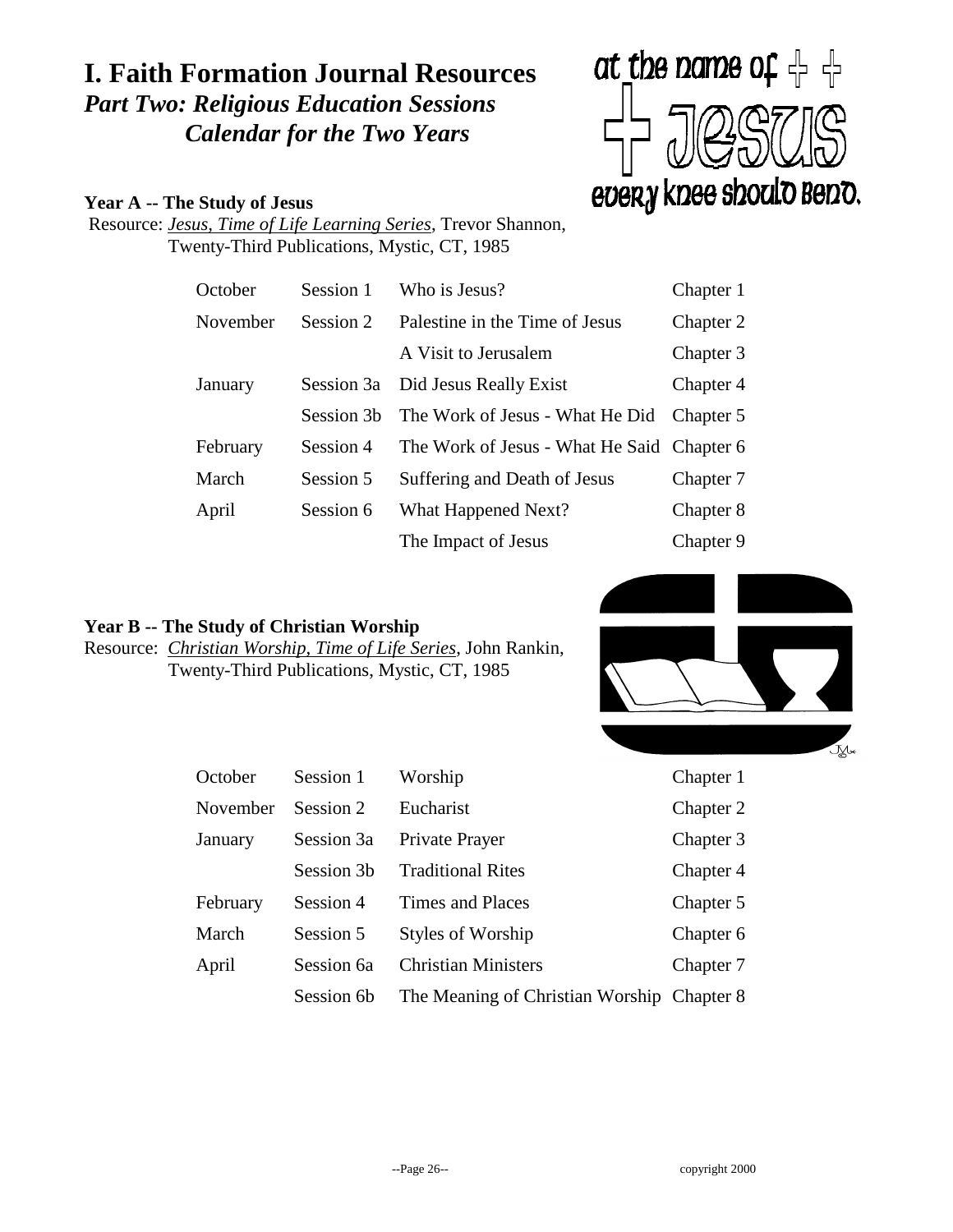# I. Faith Formation Journal Resources

## *Part Two: Religious Education Sessions*
## *Calendar for the Two Years*

at the name of Jesus every knee should bend.

**Year A -- The Study of Jesus**

Resource: *Jesus, Time of Life Learning Series*, Trevor Shannon, Twenty-Third Publications, Mystic, CT, 1985

| Month | Session | Topic | Chapter |
|---|---|---|---|
| October | Session 1 | Who is Jesus? | Chapter 1 |
| November | Session 2 | Palestine in the Time of Jesus | Chapter 2 |
| | | A Visit to Jerusalem | Chapter 3 |
| January | Session 3a | Did Jesus Really Exist | Chapter 4 |
| | Session 3b | The Work of Jesus - What He Did | Chapter 5 |
| February | Session 4 | The Work of Jesus - What He Said | Chapter 6 |
| March | Session 5 | Suffering and Death of Jesus | Chapter 7 |
| April | Session 6 | What Happened Next? | Chapter 8 |
| | | The Impact of Jesus | Chapter 9 |

**Year B -- The Study of Christian Worship**

Resource: *Christian Worship, Time of Life Series*, John Rankin, Twenty-Third Publications, Mystic, CT, 1985

| Month | Session | Topic | Chapter |
|---|---|---|---|
| October | Session 1 | Worship | Chapter 1 |
| November | Session 2 | Eucharist | Chapter 2 |
| January | Session 3a | Private Prayer | Chapter 3 |
| | Session 3b | Traditional Rites | Chapter 4 |
| February | Session 4 | Times and Places | Chapter 5 |
| March | Session 5 | Styles of Worship | Chapter 6 |
| April | Session 6a | Christian Ministers | Chapter 7 |
| | Session 6b | The Meaning of Christian Worship | Chapter 8 |

copyright 2000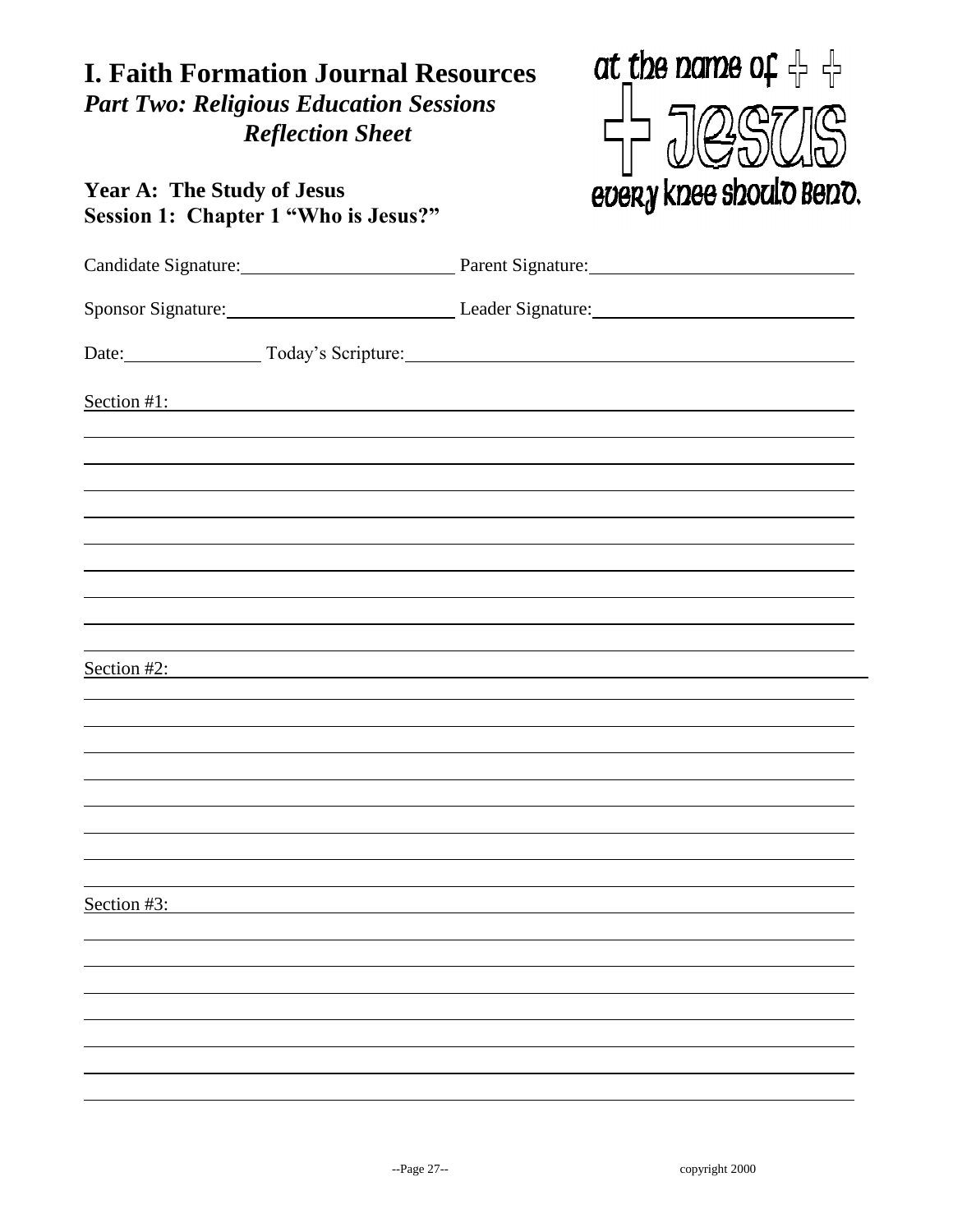# I. Faith Formation Journal Resources

## *Part Two: Religious Education Sessions*

## *Reflection Sheet*

at the name of JESUS every knee should bend.

**Year A: The Study of Jesus**
**Session 1: Chapter 1 "Who is Jesus?"**

Candidate Signature: ______________________ Parent Signature: ______________________

Sponsor Signature: ______________________ Leader Signature: ______________________

Date: ______________ Today's Scripture: ________________________________________

Section #1: ____________________________________________________________

Section #2: ____________________________________________________________

Section #3: ____________________________________________________________

copyright 2000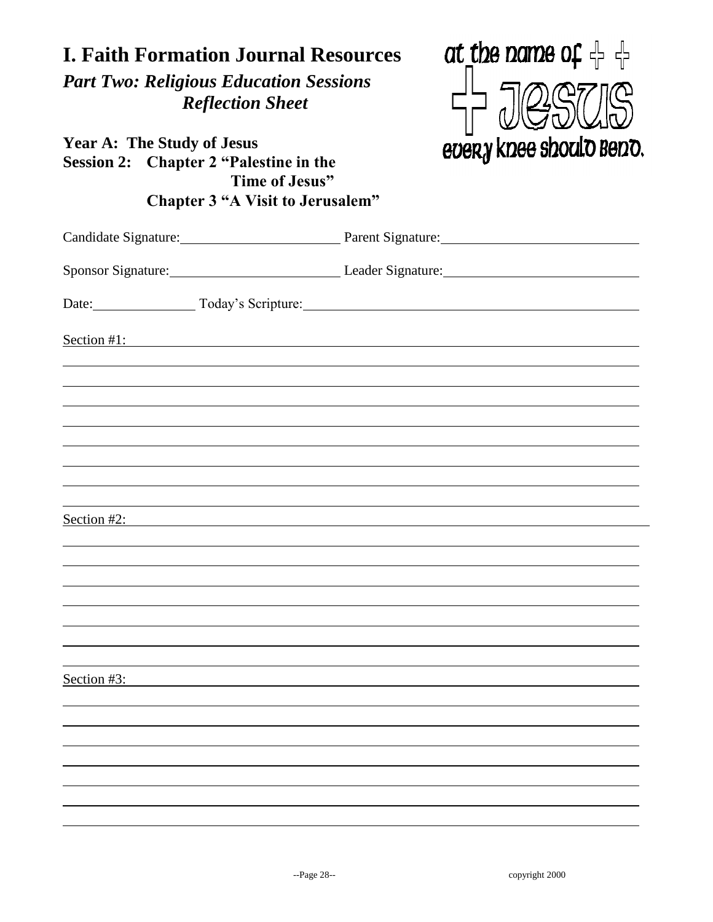# I. Faith Formation Journal Resources

## *Part Two: Religious Education Sessions Reflection Sheet*

at the name of Jesus every knee should bend.

**Year A: The Study of Jesus**

**Session 2: Chapter 2 "Palestine in the Time of Jesus"**
**Chapter 3 "A Visit to Jerusalem"**

Candidate Signature: ______________________ Parent Signature: ______________________

Sponsor Signature: ______________________ Leader Signature: ______________________

Date: ____________ Today's Scripture: ______________________________________

Section #1: ______________________________________________________________

______________________________________________________________________

______________________________________________________________________

______________________________________________________________________

______________________________________________________________________

______________________________________________________________________

______________________________________________________________________

______________________________________________________________________

Section #2: ______________________________________________________________

______________________________________________________________________

______________________________________________________________________

______________________________________________________________________

______________________________________________________________________

______________________________________________________________________

______________________________________________________________________

______________________________________________________________________

Section #3: ______________________________________________________________

______________________________________________________________________

______________________________________________________________________

______________________________________________________________________

______________________________________________________________________

______________________________________________________________________

______________________________________________________________________

______________________________________________________________________

copyright 2000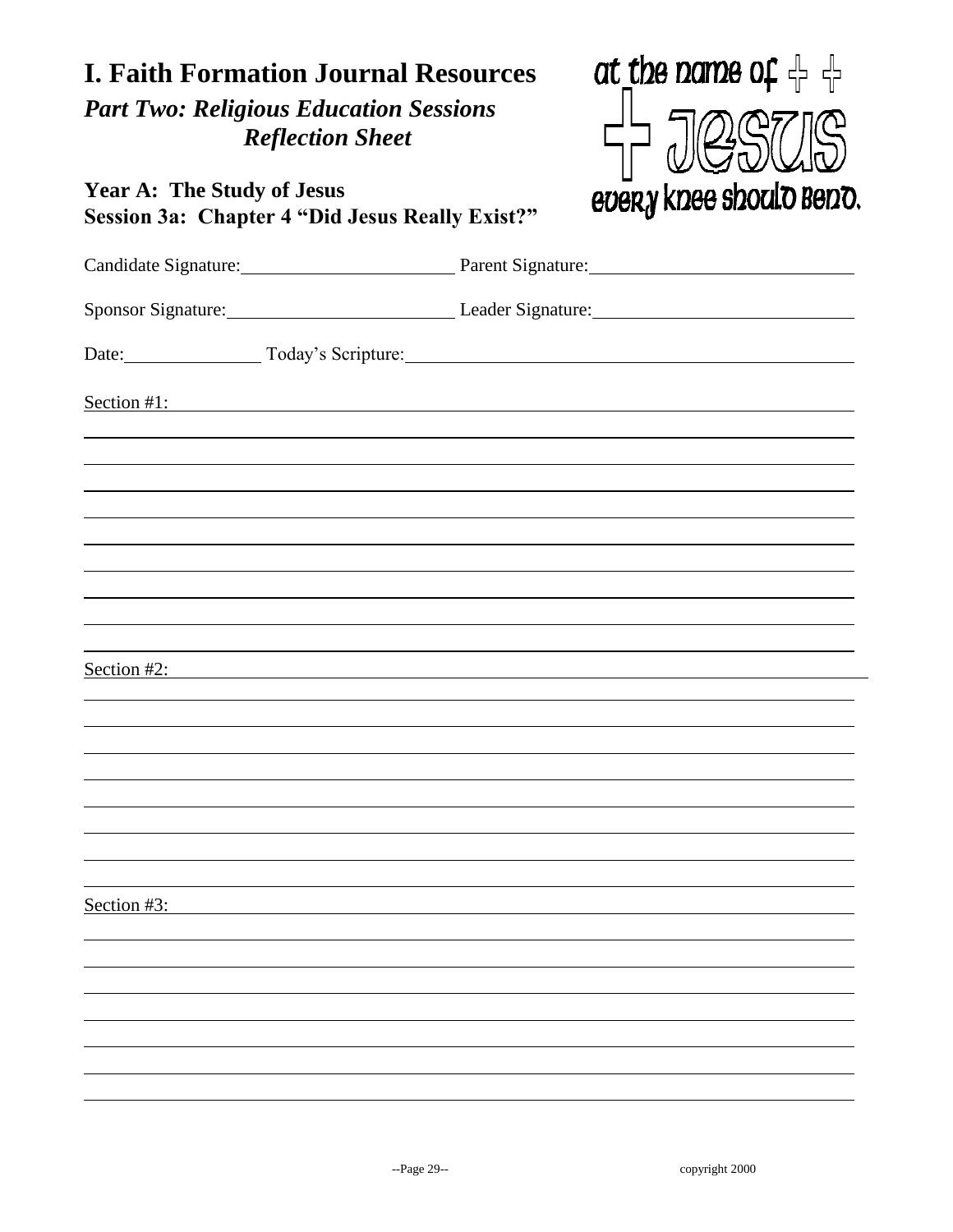# I. Faith Formation Journal Resources

## *Part Two: Religious Education Sessions*
## *Reflection Sheet*

at the name of
JESUS
every knee should bend.

**Year A: The Study of Jesus**
**Session 3a: Chapter 4 "Did Jesus Really Exist?"**

Candidate Signature: ______________________ Parent Signature: ______________________

Sponsor Signature: ______________________ Leader Signature: ______________________

Date: ______________ Today's Scripture: ______________________________________

Section #1: ____________________________________________________________

____________________________________________________________

____________________________________________________________

____________________________________________________________

____________________________________________________________

____________________________________________________________

____________________________________________________________

____________________________________________________________

____________________________________________________________

Section #2: ____________________________________________________________

____________________________________________________________

____________________________________________________________

____________________________________________________________

____________________________________________________________

____________________________________________________________

____________________________________________________________

____________________________________________________________

Section #3: ____________________________________________________________

____________________________________________________________

____________________________________________________________

____________________________________________________________

____________________________________________________________

____________________________________________________________

____________________________________________________________

copyright 2000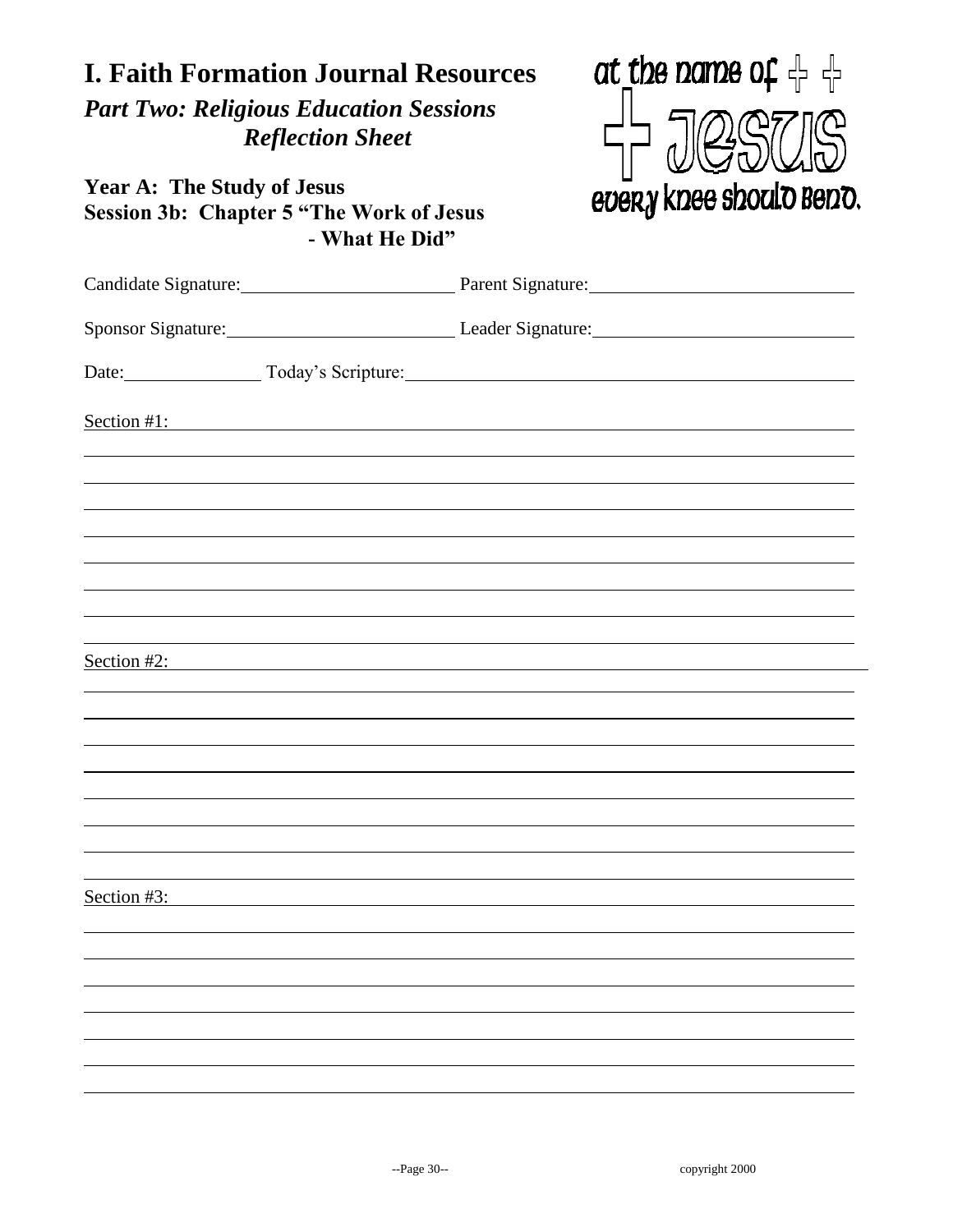# I. Faith Formation Journal Resources

## *Part Two: Religious Education Sessions Reflection Sheet*

at the name of JESUS every knee should bend.

**Year A: The Study of Jesus**
**Session 3b: Chapter 5 "The Work of Jesus - What He Did"**

Candidate Signature: ____________________ Parent Signature: ____________________

Sponsor Signature: ____________________ Leader Signature: ____________________

Date: ______________ Today's Scripture: ______________________________

Section #1: ______________________________________________________________

Section #2: ______________________________________________________________

Section #3: ______________________________________________________________

copyright 2000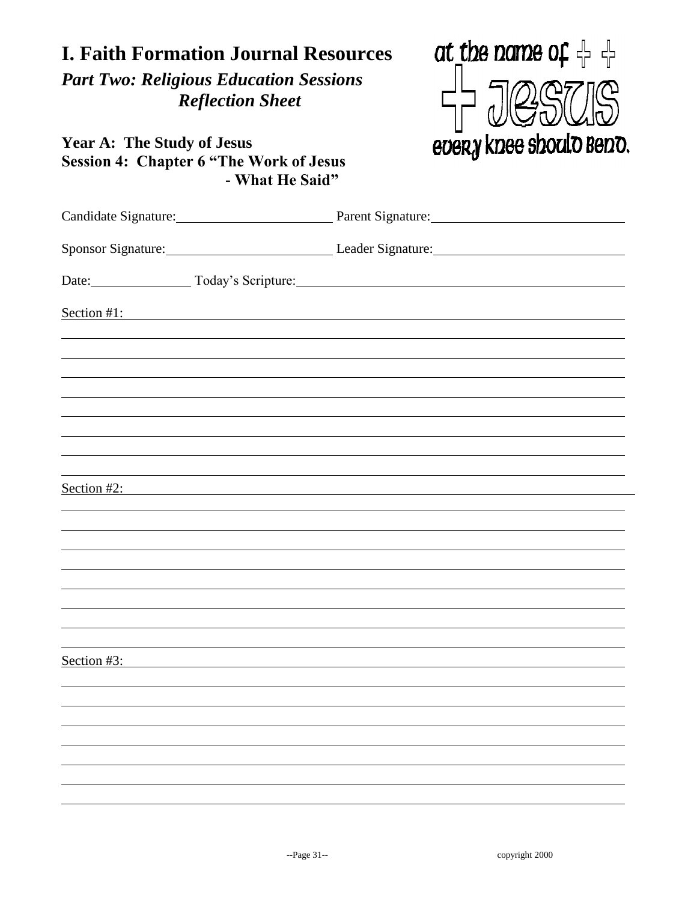# I. Faith Formation Journal Resources

## *Part Two: Religious Education Sessions Reflection Sheet*

at the name of JESUS every knee should bend.

### Year A: The Study of Jesus
### Session 4: Chapter 6 "The Work of Jesus - What He Said"

Candidate Signature:\_\_\_\_\_\_\_\_\_\_\_\_\_\_\_\_\_\_\_\_ Parent Signature:\_\_\_\_\_\_\_\_\_\_\_\_\_\_\_\_\_\_\_\_

Sponsor Signature:\_\_\_\_\_\_\_\_\_\_\_\_\_\_\_\_\_\_\_\_ Leader Signature:\_\_\_\_\_\_\_\_\_\_\_\_\_\_\_\_\_\_\_\_

Date:\_\_\_\_\_\_\_\_\_\_\_\_ Today's Scripture:\_\_\_\_\_\_\_\_\_\_\_\_\_\_\_\_\_\_\_\_\_\_\_\_\_\_\_\_\_\_\_\_\_\_\_\_\_\_\_\_

Section #1:

Section #2:

Section #3: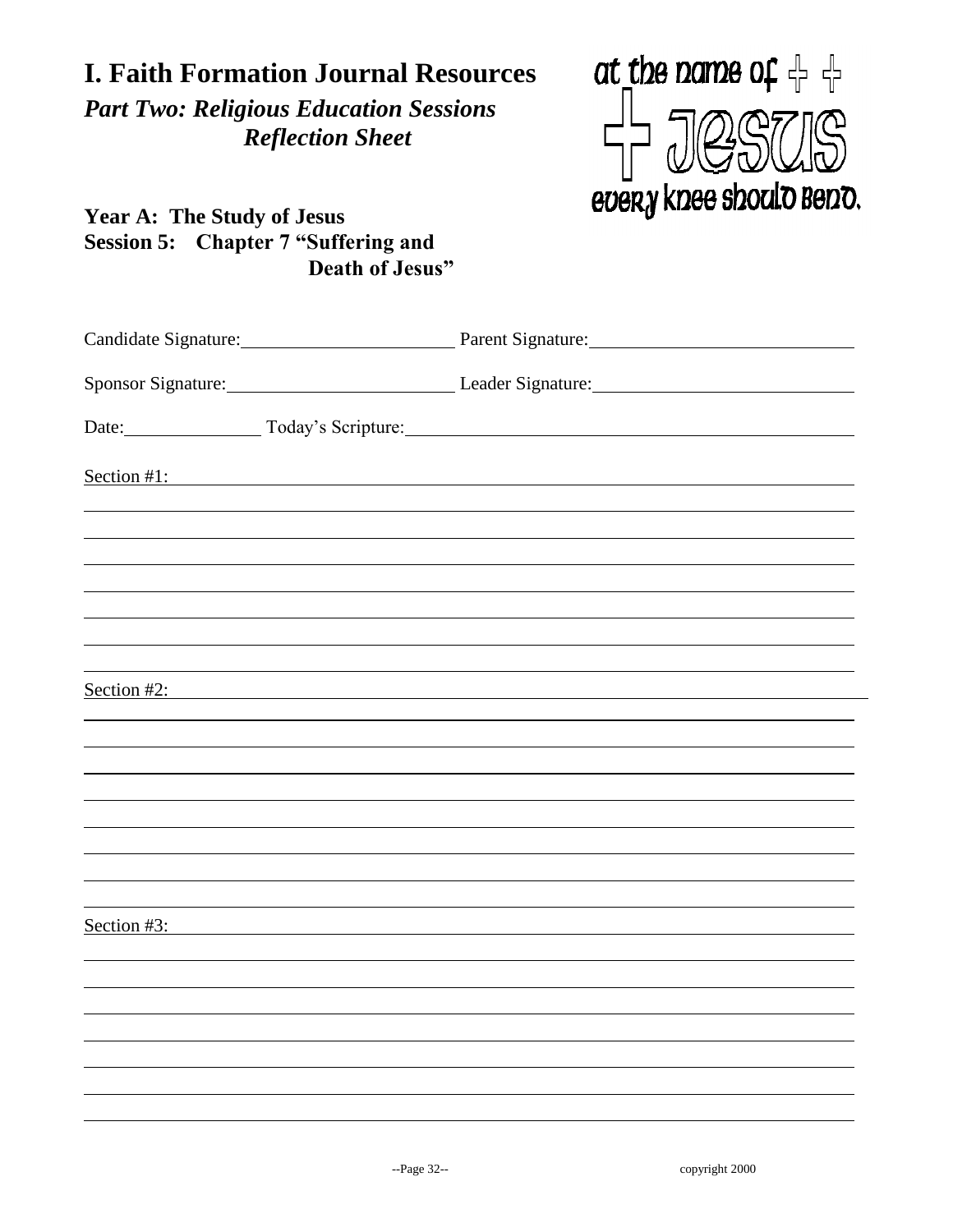# I. Faith Formation Journal Resources

## *Part Two: Religious Education Sessions*
## *Reflection Sheet*

at the name of JESUS every knee should bend.

**Year A: The Study of Jesus**
**Session 5: Chapter 7 "Suffering and Death of Jesus"**

Candidate Signature:\_\_\_\_\_\_\_\_\_\_\_\_\_\_\_\_\_\_\_\_ Parent Signature:\_\_\_\_\_\_\_\_\_\_\_\_\_\_\_\_\_\_\_\_

Sponsor Signature:\_\_\_\_\_\_\_\_\_\_\_\_\_\_\_\_\_\_\_\_ Leader Signature:\_\_\_\_\_\_\_\_\_\_\_\_\_\_\_\_\_\_\_\_

Date:\_\_\_\_\_\_\_\_\_\_\_\_ Today's Scripture:\_\_\_\_\_\_\_\_\_\_\_\_\_\_\_\_\_\_\_\_\_\_\_\_\_\_\_\_\_\_\_\_\_\_\_\_

Section #1:

Section #2:

Section #3:

copyright 2000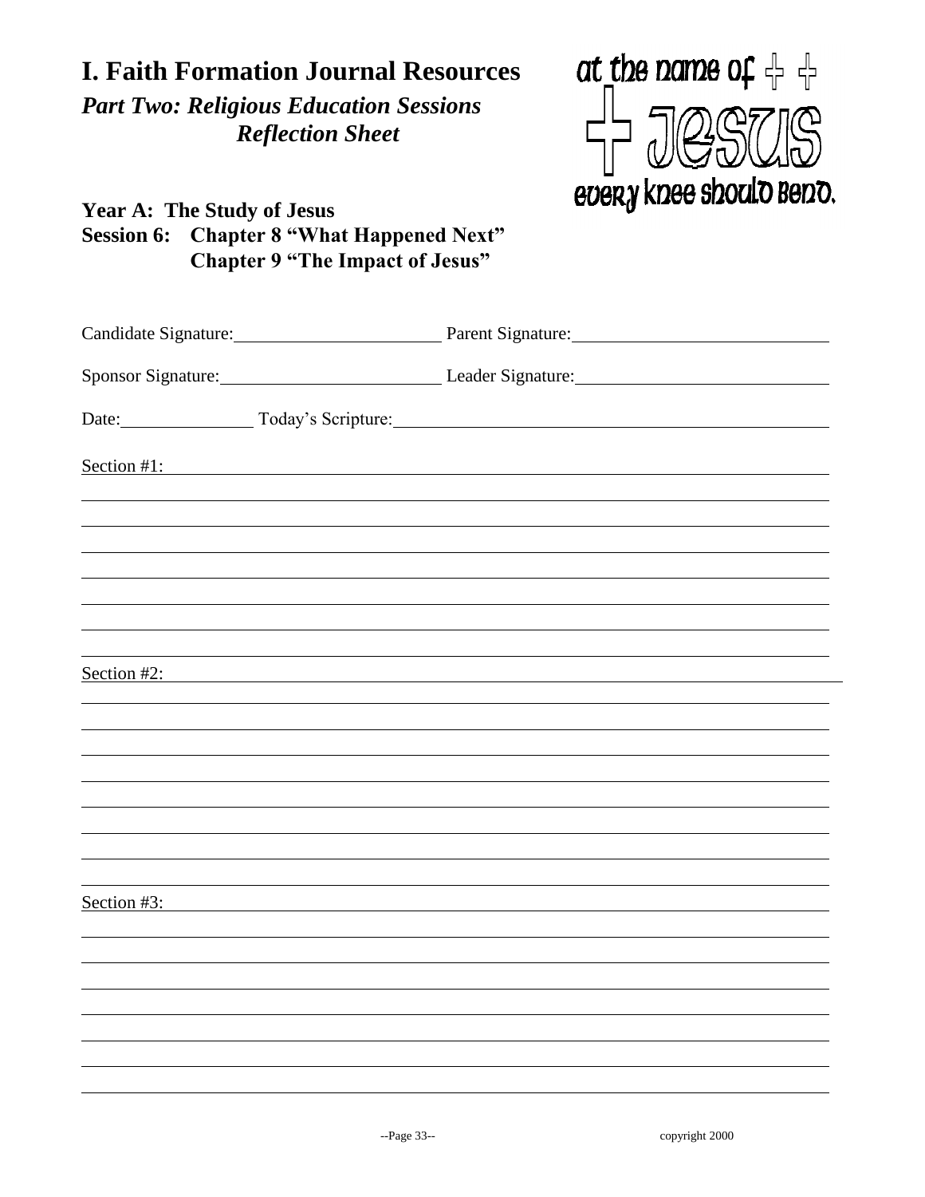# I. Faith Formation Journal Resources

## *Part Two: Religious Education Sessions*
## *Reflection Sheet*

at the name of Jesus every knee should bend.

**Year A: The Study of Jesus**
**Session 6: Chapter 8 "What Happened Next"**
**Chapter 9 "The Impact of Jesus"**

Candidate Signature:______________________ Parent Signature:______________________

Sponsor Signature:______________________ Leader Signature:______________________

Date:______________ Today's Scripture:______________________________________________

Section #1:_________________________________________________________________

___________________________________________________________________________

___________________________________________________________________________

___________________________________________________________________________

___________________________________________________________________________

___________________________________________________________________________

___________________________________________________________________________

___________________________________________________________________________

Section #2:_________________________________________________________________

___________________________________________________________________________

___________________________________________________________________________

___________________________________________________________________________

___________________________________________________________________________

___________________________________________________________________________

___________________________________________________________________________

___________________________________________________________________________

___________________________________________________________________________

Section #3:_________________________________________________________________

___________________________________________________________________________

___________________________________________________________________________

___________________________________________________________________________

___________________________________________________________________________

___________________________________________________________________________

___________________________________________________________________________

___________________________________________________________________________

copyright 2000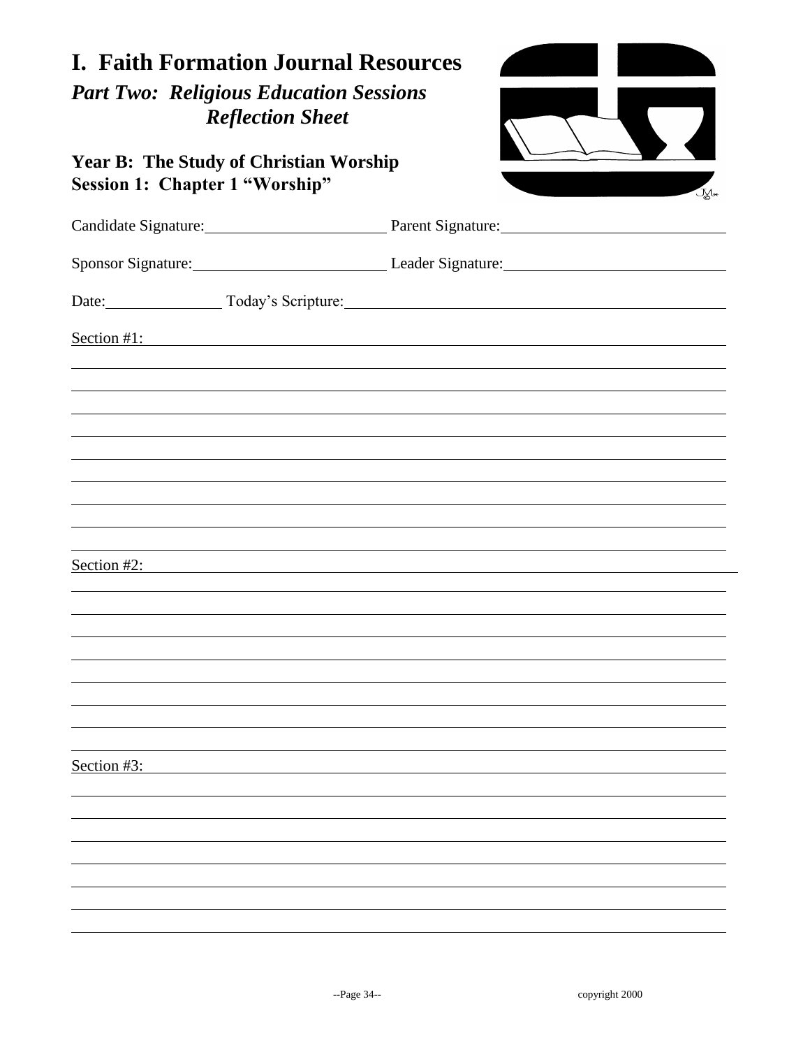# I. Faith Formation Journal Resources

## *Part Two: Religious Education Sessions Reflection Sheet*

### Year B: The Study of Christian Worship
### Session 1: Chapter 1 "Worship"

Candidate Signature:\_\_\_\_\_\_\_\_\_\_\_\_\_\_\_\_\_\_\_\_ Parent Signature:\_\_\_\_\_\_\_\_\_\_\_\_\_\_\_\_\_\_\_\_

Sponsor Signature:\_\_\_\_\_\_\_\_\_\_\_\_\_\_\_\_\_\_\_\_ Leader Signature:\_\_\_\_\_\_\_\_\_\_\_\_\_\_\_\_\_\_\_\_

Date:\_\_\_\_\_\_\_\_\_\_\_\_ Today's Scripture:\_\_\_\_\_\_\_\_\_\_\_\_\_\_\_\_\_\_\_\_\_\_\_\_\_\_\_\_\_\_\_\_\_\_\_\_\_\_\_\_

Section #1:

Section #2:

Section #3:

copyright 2000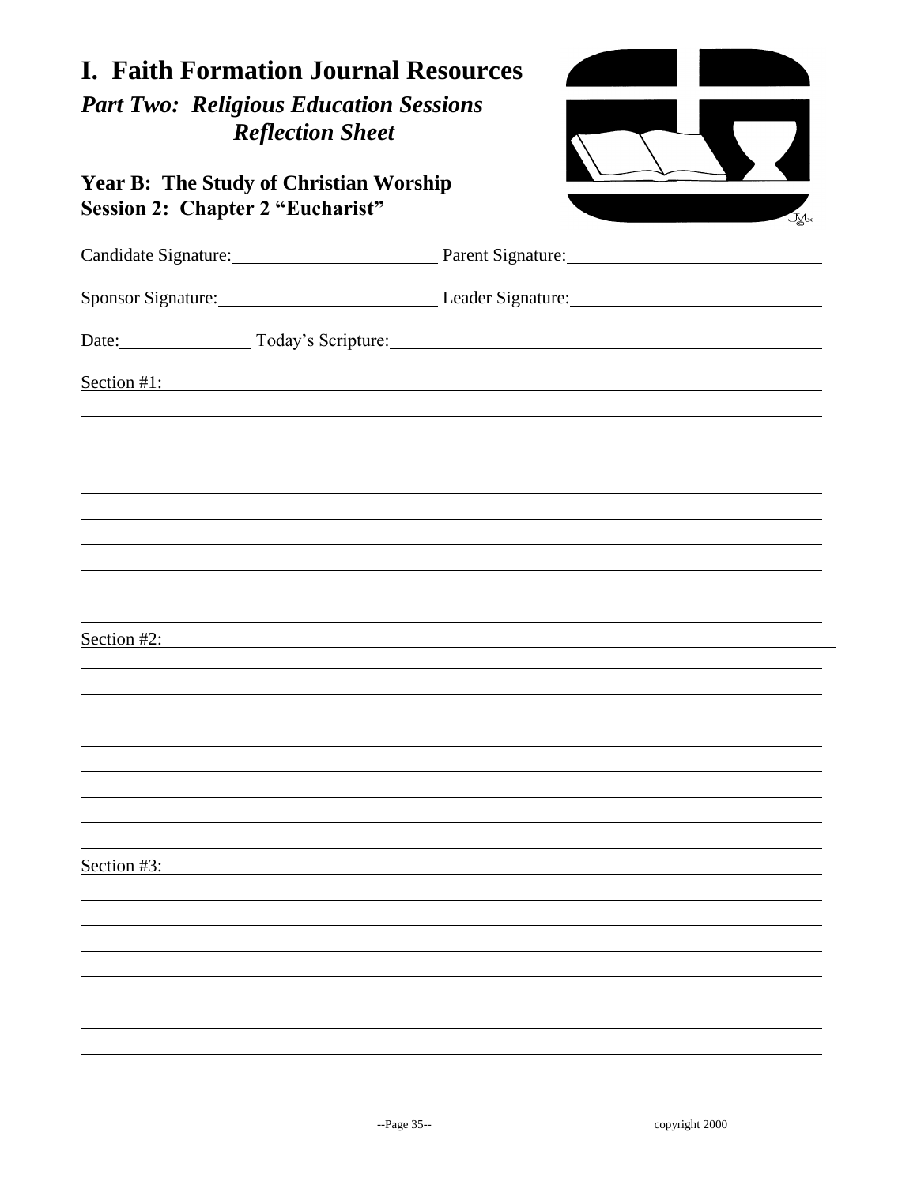# I. Faith Formation Journal Resources

## *Part Two: Religious Education Sessions Reflection Sheet*

### Year B: The Study of Christian Worship
### Session 2: Chapter 2 "Eucharist"

Candidate Signature: ______________________ Parent Signature: ______________________

Sponsor Signature: ______________________ Leader Signature: ______________________

Date: ______________ Today's Scripture: ______________________________________

Section #1: ____________________________________________________________

________________________________________________________________________

________________________________________________________________________

________________________________________________________________________

________________________________________________________________________

________________________________________________________________________

________________________________________________________________________

________________________________________________________________________

________________________________________________________________________

________________________________________________________________________

Section #2: ____________________________________________________________

________________________________________________________________________

________________________________________________________________________

________________________________________________________________________

________________________________________________________________________

________________________________________________________________________

________________________________________________________________________

________________________________________________________________________

________________________________________________________________________

Section #3: ____________________________________________________________

________________________________________________________________________

________________________________________________________________________

________________________________________________________________________

________________________________________________________________________

________________________________________________________________________

________________________________________________________________________

________________________________________________________________________

copyright 2000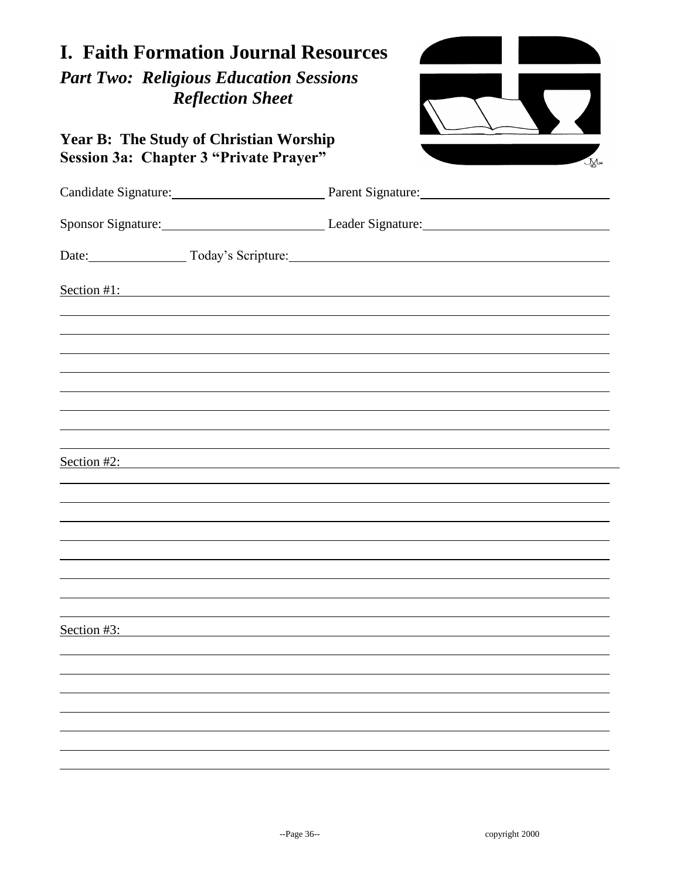# I. Faith Formation Journal Resources

## *Part Two: Religious Education Sessions Reflection Sheet*

### Year B: The Study of Christian Worship
### Session 3a: Chapter 3 "Private Prayer"

Candidate Signature: ______________________ Parent Signature: ______________________

Sponsor Signature: ______________________ Leader Signature: ______________________

Date: ______________ Today's Scripture: ______________________________________

Section #1: ______________________________________________________________

______________________________________________________________

______________________________________________________________

______________________________________________________________

______________________________________________________________

______________________________________________________________

______________________________________________________________

______________________________________________________________

______________________________________________________________

Section #2: ______________________________________________________________

______________________________________________________________

______________________________________________________________

______________________________________________________________

______________________________________________________________

______________________________________________________________

______________________________________________________________

______________________________________________________________

______________________________________________________________

Section #3: ______________________________________________________________

______________________________________________________________

______________________________________________________________

______________________________________________________________

______________________________________________________________

______________________________________________________________

______________________________________________________________

______________________________________________________________

copyright 2000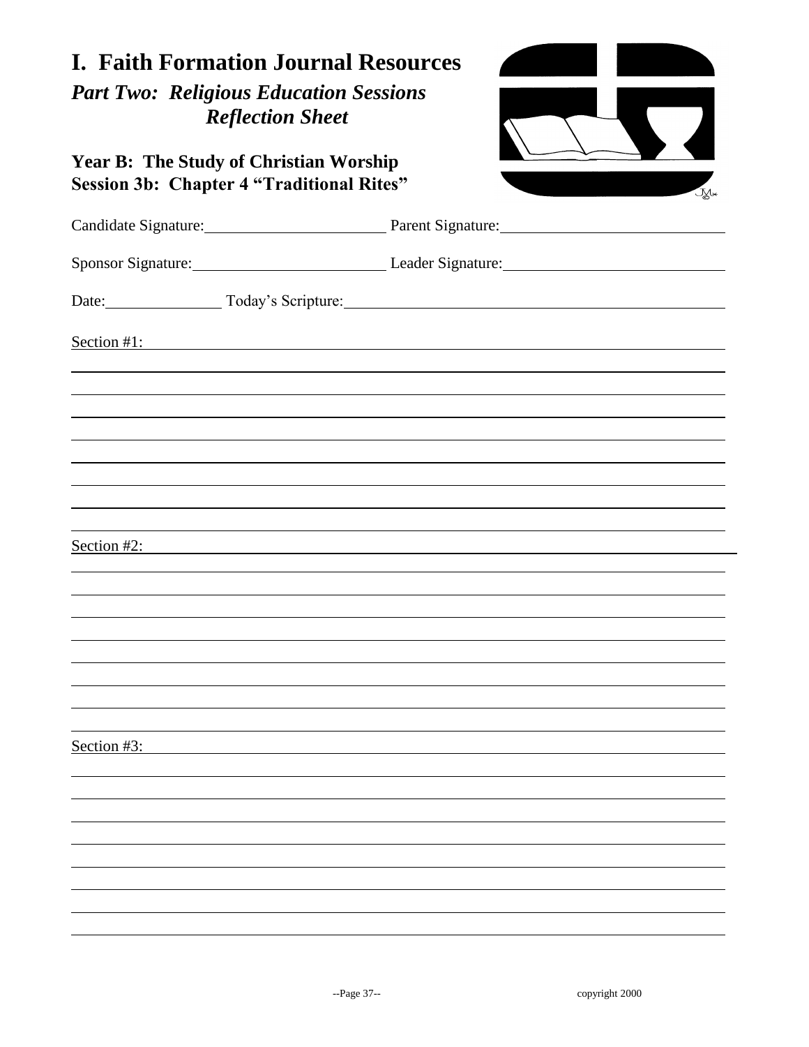# I. Faith Formation Journal Resources

## *Part Two: Religious Education Sessions Reflection Sheet*

### Year B: The Study of Christian Worship
### Session 3b: Chapter 4 "Traditional Rites"

Candidate Signature: ______________________ Parent Signature: ______________________

Sponsor Signature: ______________________ Leader Signature: ______________________

Date: ______________ Today's Scripture: ______________________________________

Section #1: ____________________________________________________________

____________________________________________________________

____________________________________________________________

____________________________________________________________

____________________________________________________________

____________________________________________________________

____________________________________________________________

____________________________________________________________

____________________________________________________________

Section #2: ____________________________________________________________

____________________________________________________________

____________________________________________________________

____________________________________________________________

____________________________________________________________

____________________________________________________________

____________________________________________________________

____________________________________________________________

Section #3: ____________________________________________________________

____________________________________________________________

____________________________________________________________

____________________________________________________________

____________________________________________________________

____________________________________________________________

____________________________________________________________

____________________________________________________________

copyright 2000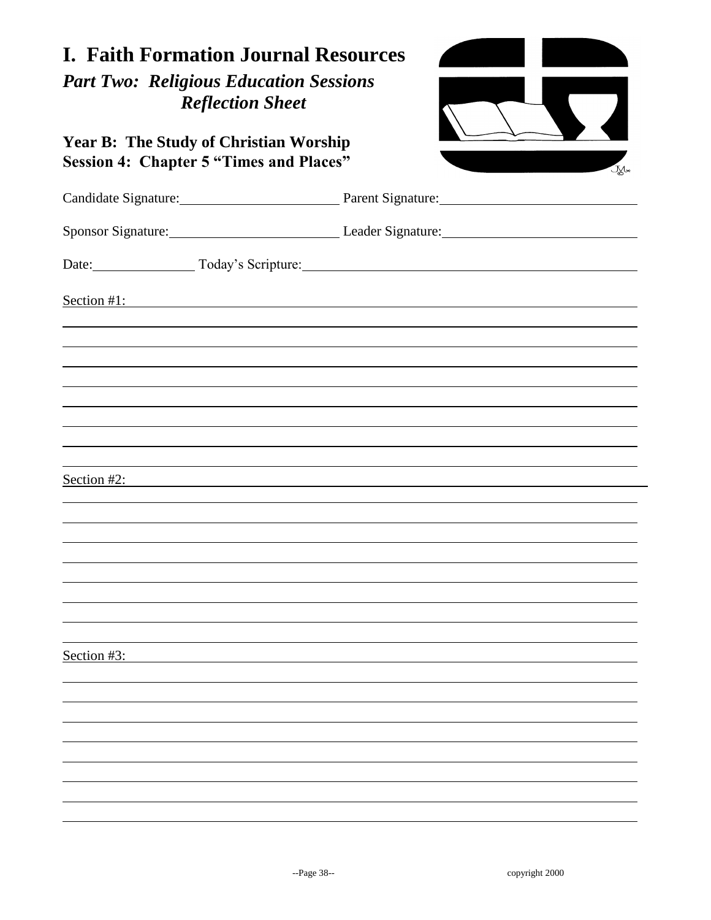# I. Faith Formation Journal Resources

## *Part Two: Religious Education Sessions Reflection Sheet*

### Year B: The Study of Christian Worship
### Session 4: Chapter 5 "Times and Places"

Candidate Signature: \_\_\_\_\_\_\_\_\_\_\_\_\_\_\_\_\_\_\_\_ Parent Signature: \_\_\_\_\_\_\_\_\_\_\_\_\_\_\_\_\_\_\_\_

Sponsor Signature: \_\_\_\_\_\_\_\_\_\_\_\_\_\_\_\_\_\_\_\_ Leader Signature: \_\_\_\_\_\_\_\_\_\_\_\_\_\_\_\_\_\_\_\_

Date: \_\_\_\_\_\_\_\_\_\_ Today's Scripture: \_\_\_\_\_\_\_\_\_\_\_\_\_\_\_\_\_\_\_\_\_\_\_\_\_\_\_\_\_\_\_\_

Section #1:

Section #2:

Section #3:

copyright 2000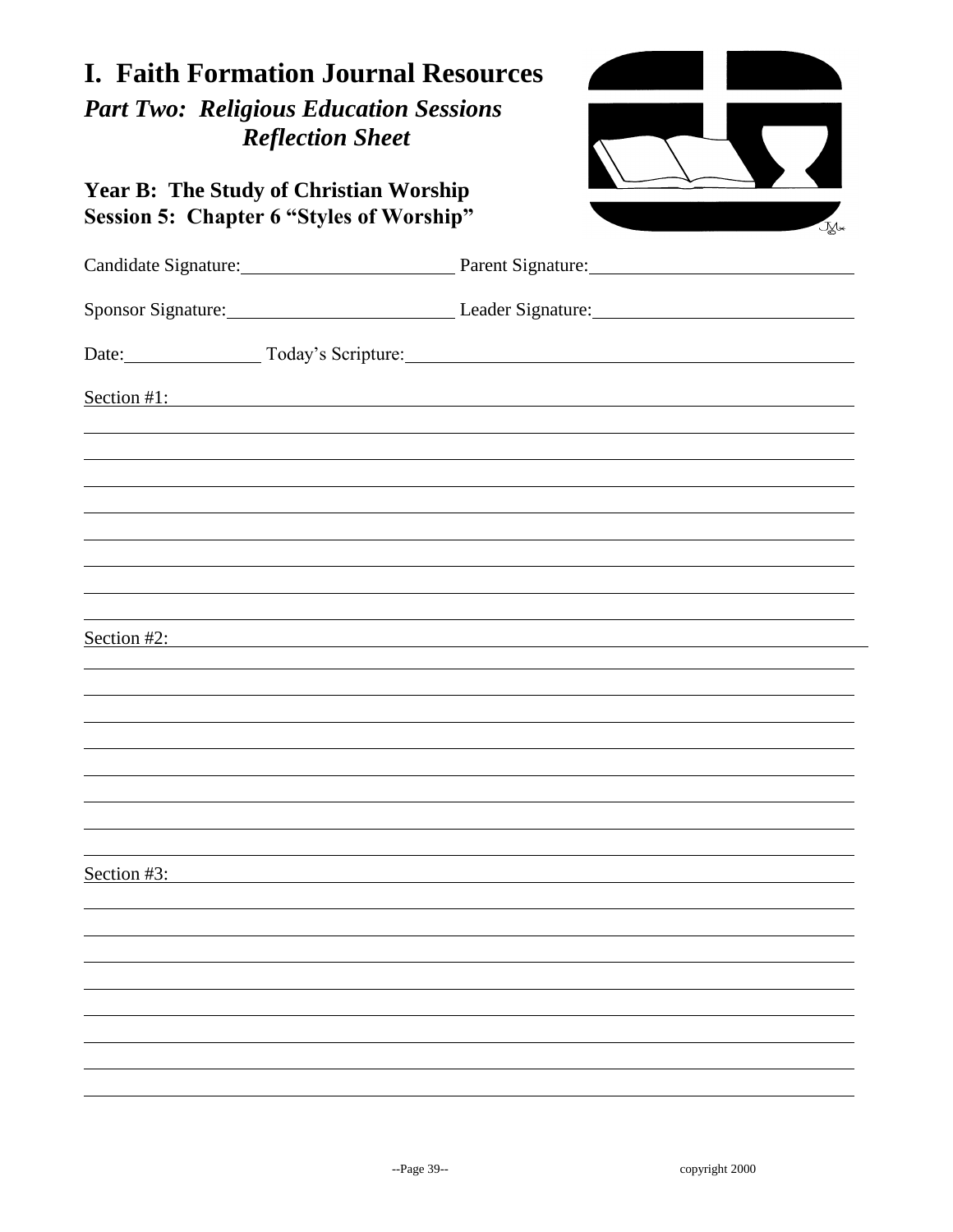# I. Faith Formation Journal Resources

## *Part Two: Religious Education Sessions Reflection Sheet*

### Year B: The Study of Christian Worship
### Session 5: Chapter 6 "Styles of Worship"

Candidate Signature: ______________________ Parent Signature: ______________________

Sponsor Signature: ______________________ Leader Signature: ______________________

Date: ______________ Today's Scripture: ______________________________________

Section #1: ____________________________________________________________

____________________________________________________________

____________________________________________________________

____________________________________________________________

____________________________________________________________

____________________________________________________________

____________________________________________________________

____________________________________________________________

Section #2: ____________________________________________________________

____________________________________________________________

____________________________________________________________

____________________________________________________________

____________________________________________________________

____________________________________________________________

____________________________________________________________

____________________________________________________________

Section #3: ____________________________________________________________

____________________________________________________________

____________________________________________________________

____________________________________________________________

____________________________________________________________

____________________________________________________________

____________________________________________________________

____________________________________________________________

copyright 2000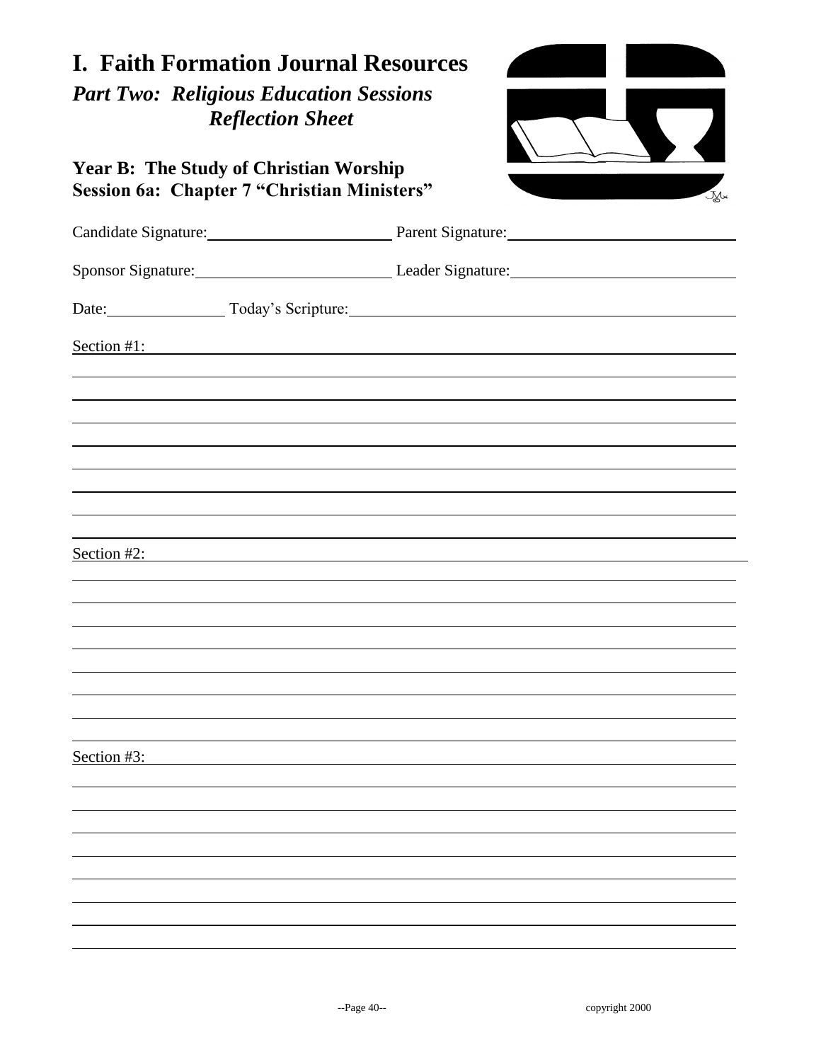# I. Faith Formation Journal Resources

## *Part Two: Religious Education Sessions Reflection Sheet*

### Year B: The Study of Christian Worship
### Session 6a: Chapter 7 "Christian Ministers"

Candidate Signature: ______________________ Parent Signature: ______________________

Sponsor Signature: ______________________ Leader Signature: ______________________

Date: ____________ Today's Scripture: ______________________________________

Section #1: ______________________________________________________________

______________________________________________________________

______________________________________________________________

______________________________________________________________

______________________________________________________________

______________________________________________________________

______________________________________________________________

______________________________________________________________

______________________________________________________________

Section #2: ______________________________________________________________

______________________________________________________________

______________________________________________________________

______________________________________________________________

______________________________________________________________

______________________________________________________________

______________________________________________________________

______________________________________________________________

Section #3: ______________________________________________________________

______________________________________________________________

______________________________________________________________

______________________________________________________________

______________________________________________________________

______________________________________________________________

______________________________________________________________

______________________________________________________________

______________________________________________________________

copyright 2000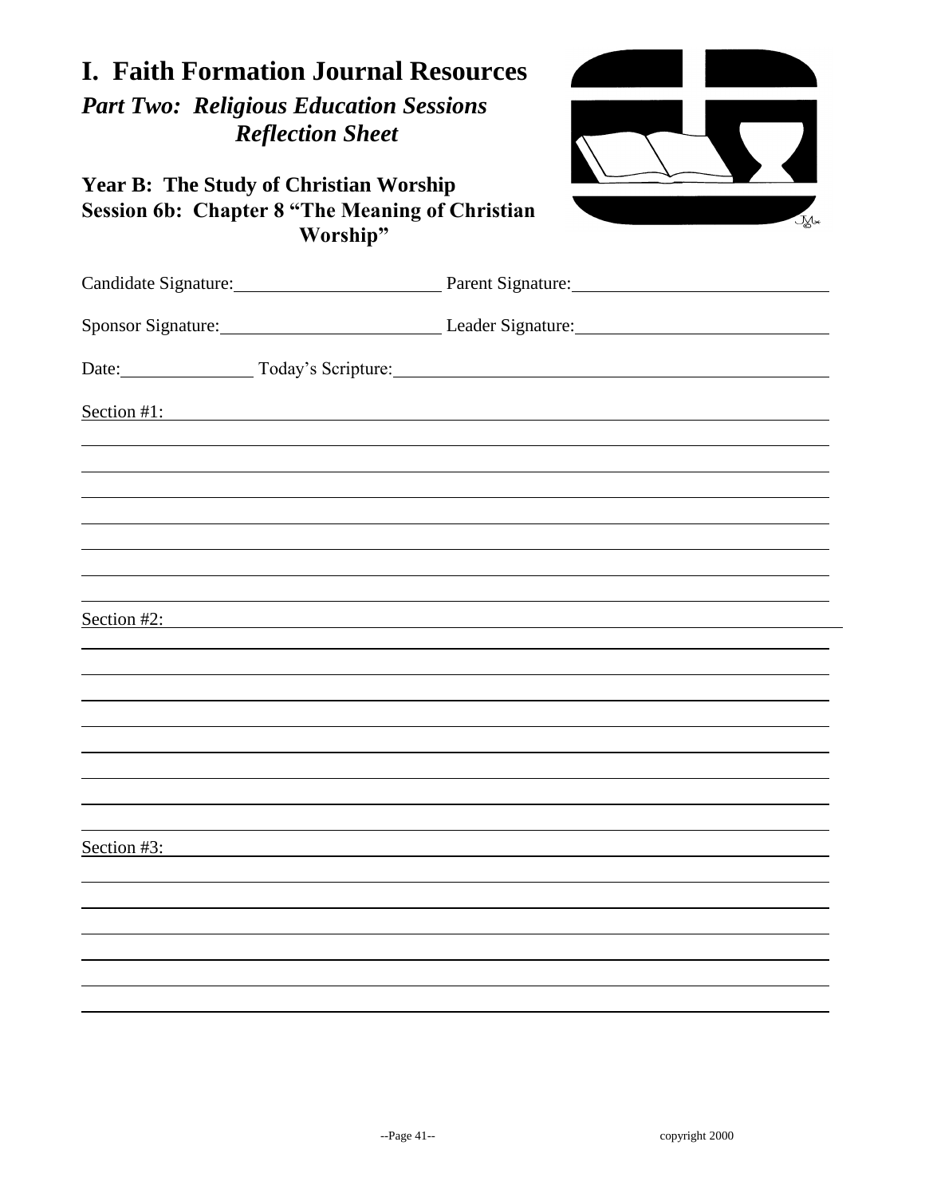# I. Faith Formation Journal Resources

## *Part Two: Religious Education Sessions Reflection Sheet*

### Year B: The Study of Christian Worship
### Session 6b: Chapter 8 "The Meaning of Christian Worship"

Candidate Signature: ______________________ Parent Signature: ______________________

Sponsor Signature: ______________________ Leader Signature: ______________________

Date: ______________ Today's Scripture: ______________________________________

Section #1: ______________________________________________________________

________________________________________________________________________

________________________________________________________________________

________________________________________________________________________

________________________________________________________________________

________________________________________________________________________

________________________________________________________________________

________________________________________________________________________

Section #2: ______________________________________________________________

________________________________________________________________________

________________________________________________________________________

________________________________________________________________________

________________________________________________________________________

________________________________________________________________________

________________________________________________________________________

________________________________________________________________________

________________________________________________________________________

Section #3: ______________________________________________________________

________________________________________________________________________

________________________________________________________________________

________________________________________________________________________

________________________________________________________________________

________________________________________________________________________

________________________________________________________________________

copyright 2000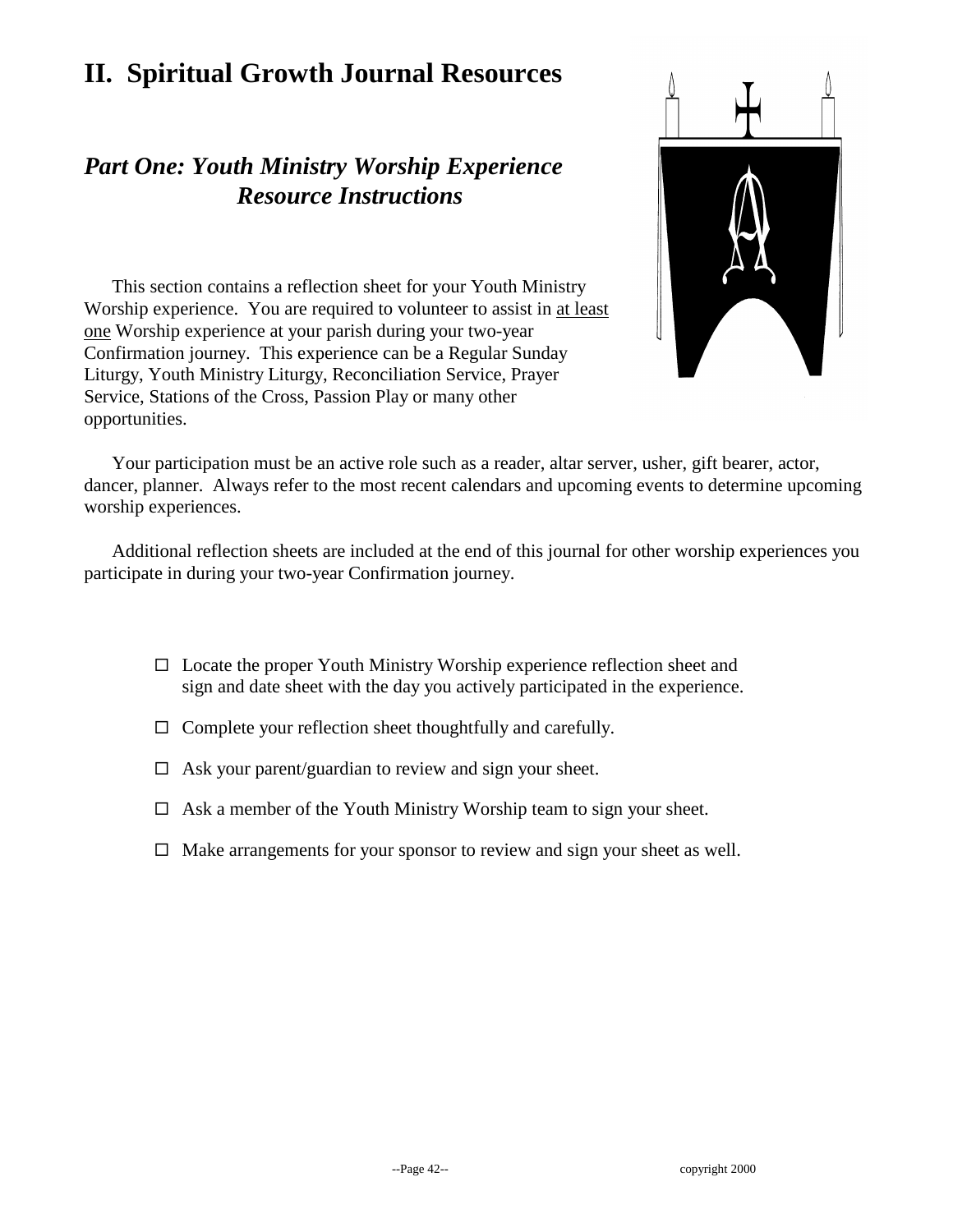# II. Spiritual Growth Journal Resources

## *Part One: Youth Ministry Worship Experience Resource Instructions*

This section contains a reflection sheet for your Youth Ministry Worship experience. You are required to volunteer to assist in <u>at least one</u> Worship experience at your parish during your two-year Confirmation journey. This experience can be a Regular Sunday Liturgy, Youth Ministry Liturgy, Reconciliation Service, Prayer Service, Stations of the Cross, Passion Play or many other opportunities.

Your participation must be an active role such as a reader, altar server, usher, gift bearer, actor, dancer, planner. Always refer to the most recent calendars and upcoming events to determine upcoming worship experiences.

Additional reflection sheets are included at the end of this journal for other worship experiences you participate in during your two-year Confirmation journey.

- ☐ Locate the proper Youth Ministry Worship experience reflection sheet and sign and date sheet with the day you actively participated in the experience.
- ☐ Complete your reflection sheet thoughtfully and carefully.
- ☐ Ask your parent/guardian to review and sign your sheet.
- ☐ Ask a member of the Youth Ministry Worship team to sign your sheet.
- ☐ Make arrangements for your sponsor to review and sign your sheet as well.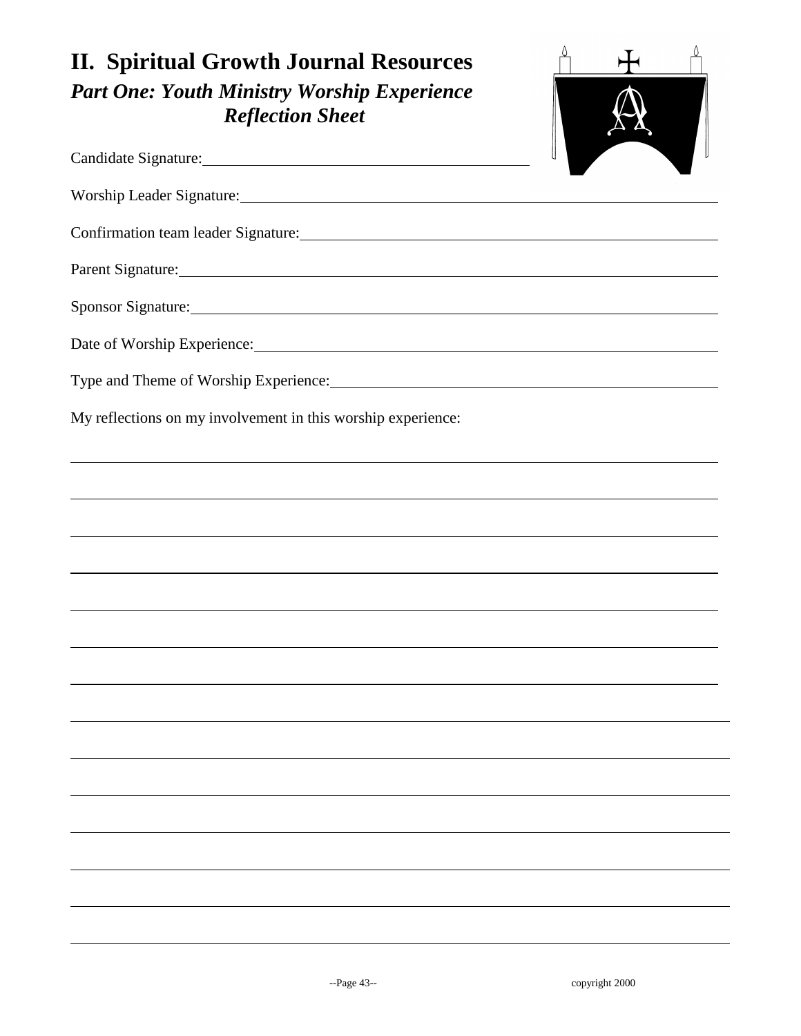# II. Spiritual Growth Journal Resources

## *Part One: Youth Ministry Worship Experience Reflection Sheet*

Candidate Signature: ______________________________

Worship Leader Signature: ______________________________

Confirmation team leader Signature: ______________________________

Parent Signature: ______________________________

Sponsor Signature: ______________________________

Date of Worship Experience: ______________________________

Type and Theme of Worship Experience: ______________________________

My reflections on my involvement in this worship experience:

______________________________________________________________

______________________________________________________________

______________________________________________________________

______________________________________________________________

______________________________________________________________

______________________________________________________________

______________________________________________________________

______________________________________________________________

______________________________________________________________

______________________________________________________________

______________________________________________________________

______________________________________________________________

______________________________________________________________

______________________________________________________________

copyright 2000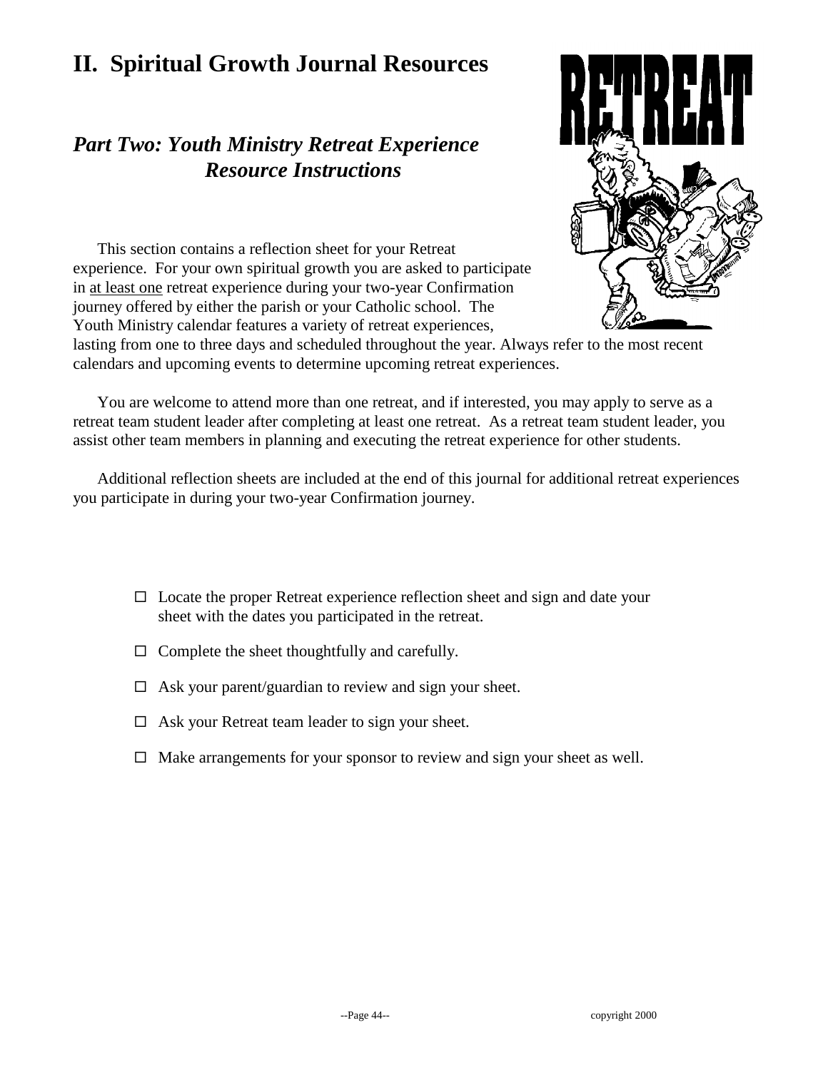## II. Spiritual Growth Journal Resources

### *Part Two: Youth Ministry Retreat Experience Resource Instructions*

This section contains a reflection sheet for your Retreat experience. For your own spiritual growth you are asked to participate in at least one retreat experience during your two-year Confirmation journey offered by either the parish or your Catholic school. The Youth Ministry calendar features a variety of retreat experiences, lasting from one to three days and scheduled throughout the year. Always refer to the most recent calendars and upcoming events to determine upcoming retreat experiences.

You are welcome to attend more than one retreat, and if interested, you may apply to serve as a retreat team student leader after completing at least one retreat. As a retreat team student leader, you assist other team members in planning and executing the retreat experience for other students.

Additional reflection sheets are included at the end of this journal for additional retreat experiences you participate in during your two-year Confirmation journey.

- ☐ Locate the proper Retreat experience reflection sheet and sign and date your sheet with the dates you participated in the retreat.
- ☐ Complete the sheet thoughtfully and carefully.
- ☐ Ask your parent/guardian to review and sign your sheet.
- ☐ Ask your Retreat team leader to sign your sheet.
- ☐ Make arrangements for your sponsor to review and sign your sheet as well.

copyright 2000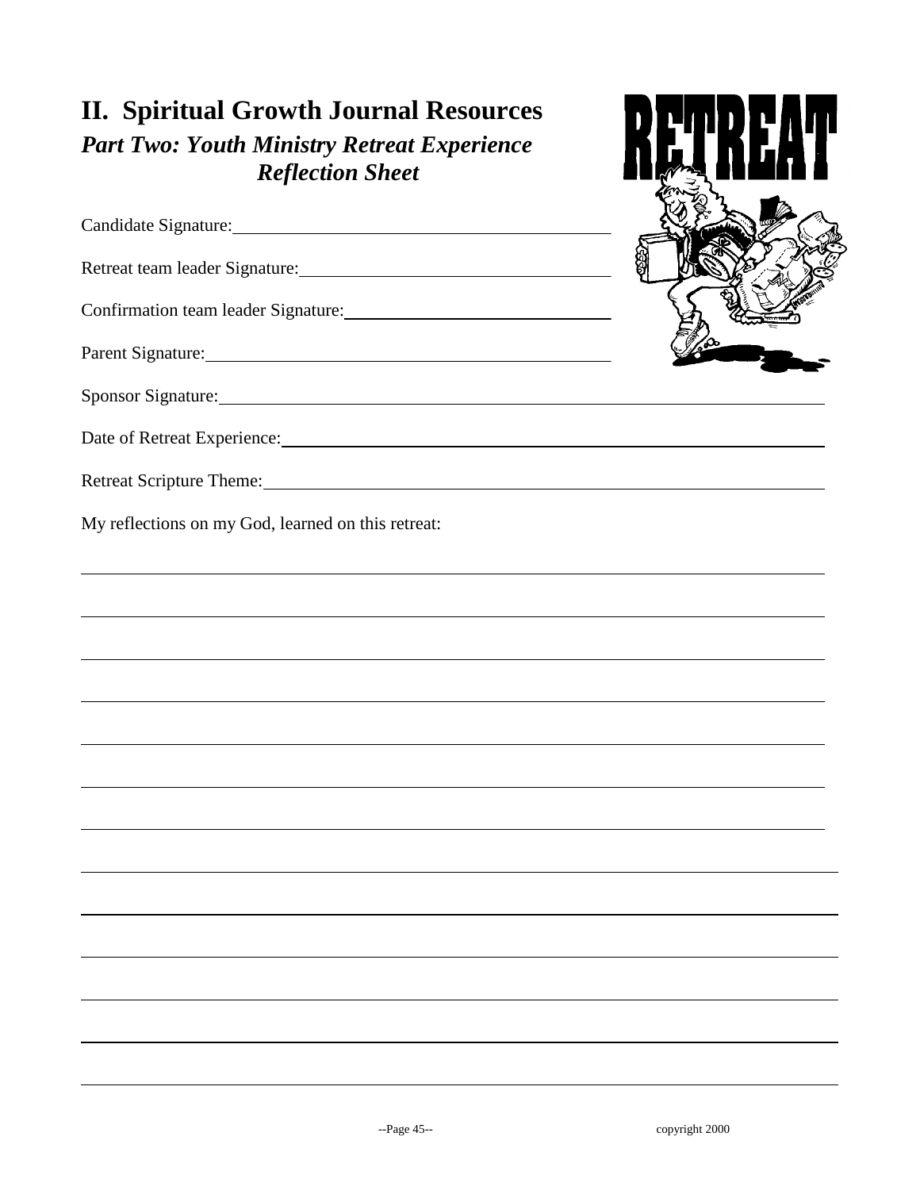## II. Spiritual Growth Journal Resources

### *Part Two: Youth Ministry Retreat Experience Reflection Sheet*

Candidate Signature: ______________________________

Retreat team leader Signature: ______________________________

Confirmation team leader Signature: ______________________________

Parent Signature: ______________________________

Sponsor Signature: ______________________________

Date of Retreat Experience: ______________________________

Retreat Scripture Theme: ______________________________

My reflections on my God, learned on this retreat:

______________________________

______________________________

______________________________

______________________________

______________________________

______________________________

______________________________

______________________________

______________________________

______________________________

______________________________

______________________________

______________________________

copyright 2000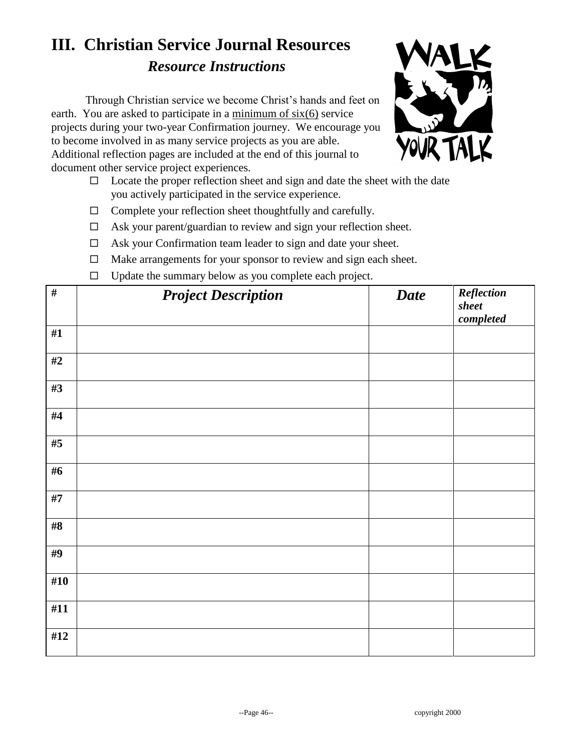# III. Christian Service Journal Resources

## *Resource Instructions*

Through Christian service we become Christ's hands and feet on earth. You are asked to participate in a minimum of six(6) service projects during your two-year Confirmation journey. We encourage you to become involved in as many service projects as you are able. Additional reflection pages are included at the end of this journal to document other service project experiences.

- ☐ Locate the proper reflection sheet and sign and date the sheet with the date you actively participated in the service experience.
- ☐ Complete your reflection sheet thoughtfully and carefully.
- ☐ Ask your parent/guardian to review and sign your reflection sheet.
- ☐ Ask your Confirmation team leader to sign and date your sheet.
- ☐ Make arrangements for your sponsor to review and sign each sheet.
- ☐ Update the summary below as you complete each project.

| # | *Project Description* | *Date* | *Reflection sheet completed* |
|---|---|---|---|
| #1 | | | |
| #2 | | | |
| #3 | | | |
| #4 | | | |
| #5 | | | |
| #6 | | | |
| #7 | | | |
| #8 | | | |
| #9 | | | |
| #10 | | | |
| #11 | | | |
| #12 | | | |

copyright 2000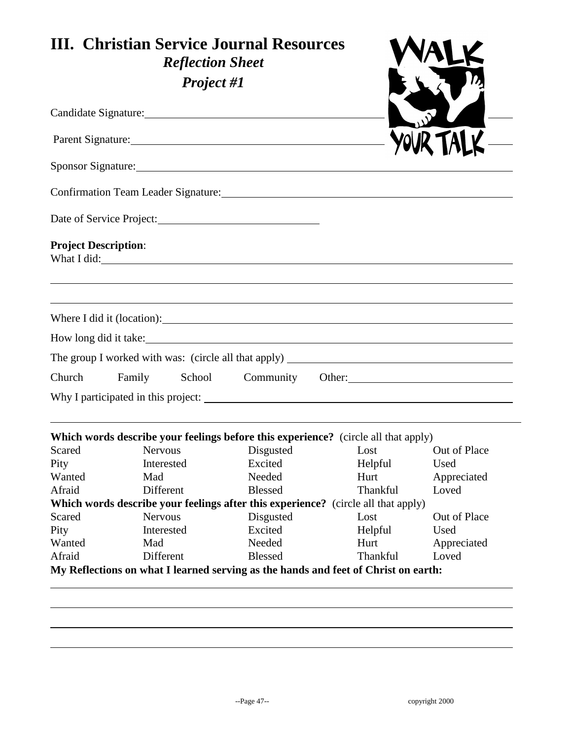# III. Christian Service Journal Resources

## *Reflection Sheet*

## *Project #1*

Candidate Signature: ____________________

Parent Signature: ____________________

Sponsor Signature: ____________________

Confirmation Team Leader Signature: ____________________

Date of Service Project: ____________________

**Project Description**:

What I did: ____________________

____________________

____________________

Where I did it (location): ____________________

How long did it take: ____________________

The group I worked with was: (circle all that apply) ____________________

Church Family School Community Other: ____________________

Why I participated in this project: ____________________

____________________

**Which words describe your feelings before this experience?** (circle all that apply)

| | | | | |
|---|---|---|---|---|
| Scared | Nervous | Disgusted | Lost | Out of Place |
| Pity | Interested | Excited | Helpful | Used |
| Wanted | Mad | Needed | Hurt | Appreciated |
| Afraid | Different | Blessed | Thankful | Loved |

**Which words describe your feelings after this experience?** (circle all that apply)

| | | | | |
|---|---|---|---|---|
| Scared | Nervous | Disgusted | Lost | Out of Place |
| Pity | Interested | Excited | Helpful | Used |
| Wanted | Mad | Needed | Hurt | Appreciated |
| Afraid | Different | Blessed | Thankful | Loved |

**My Reflections on what I learned serving as the hands and feet of Christ on earth:**

____________________

____________________

____________________

____________________

copyright 2000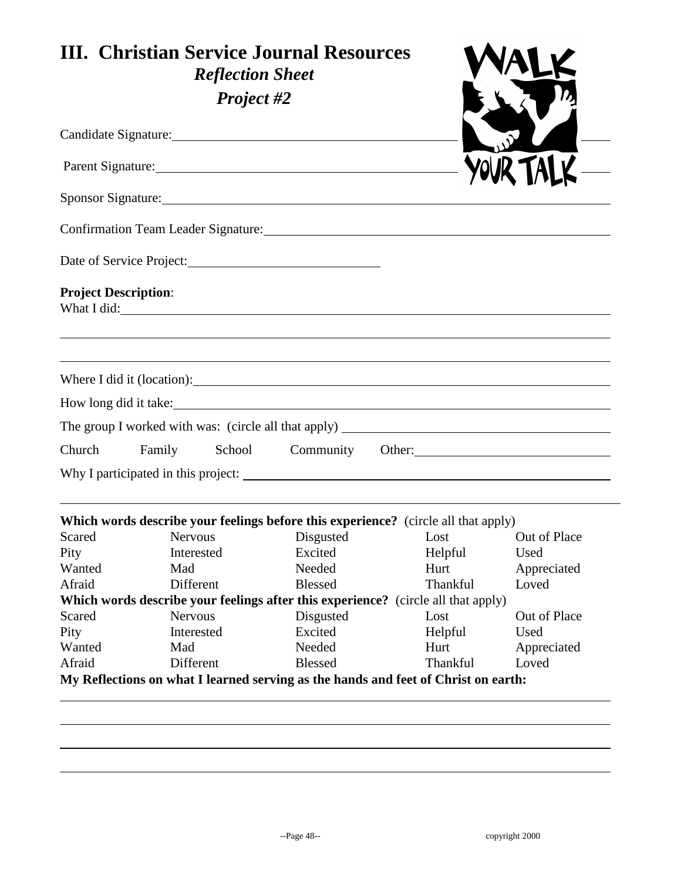# III. Christian Service Journal Resources

## *Reflection Sheet*

## *Project #2*

Candidate Signature: ______________________________

Parent Signature: ______________________________

Sponsor Signature: ______________________________

Confirmation Team Leader Signature: ______________________________

Date of Service Project: ______________________________

**Project Description**:

What I did: ______________________________

______________________________

______________________________

Where I did it (location): ______________________________

How long did it take: ______________________________

The group I worked with was: (circle all that apply) ______________________________

Church  Family  School  Community  Other: ______________________________

Why I participated in this project: ______________________________

______________________________

**Which words describe your feelings before this experience?** (circle all that apply)

| | | | | |
|---|---|---|---|---|
| Scared | Nervous | Disgusted | Lost | Out of Place |
| Pity | Interested | Excited | Helpful | Used |
| Wanted | Mad | Needed | Hurt | Appreciated |
| Afraid | Different | Blessed | Thankful | Loved |

**Which words describe your feelings after this experience?** (circle all that apply)

| | | | | |
|---|---|---|---|---|
| Scared | Nervous | Disgusted | Lost | Out of Place |
| Pity | Interested | Excited | Helpful | Used |
| Wanted | Mad | Needed | Hurt | Appreciated |
| Afraid | Different | Blessed | Thankful | Loved |

**My Reflections on what I learned serving as the hands and feet of Christ on earth:**

______________________________

______________________________

______________________________

______________________________

copyright 2000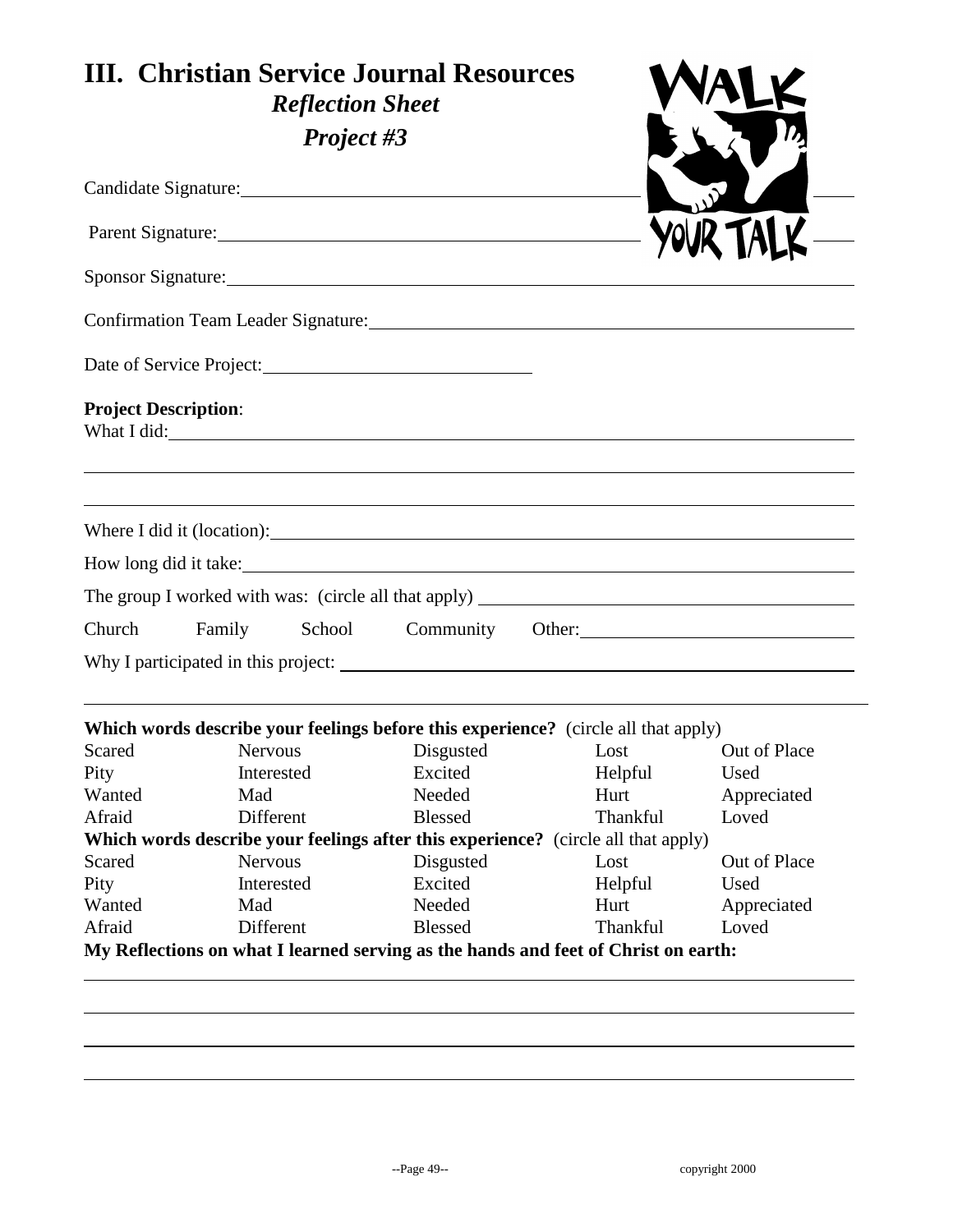# III. Christian Service Journal Resources

### *Reflection Sheet*

### *Project #3*

WALK YOUR TALK

Candidate Signature: \_\_\_\_\_\_\_\_\_\_\_\_\_\_\_\_\_\_\_\_\_\_\_\_\_\_\_\_\_\_\_\_\_\_\_\_\_\_\_\_

Parent Signature: \_\_\_\_\_\_\_\_\_\_\_\_\_\_\_\_\_\_\_\_\_\_\_\_\_\_\_\_\_\_\_\_\_\_\_\_\_\_\_\_

Sponsor Signature: \_\_\_\_\_\_\_\_\_\_\_\_\_\_\_\_\_\_\_\_\_\_\_\_\_\_\_\_\_\_\_\_\_\_\_\_\_\_\_\_

Confirmation Team Leader Signature: \_\_\_\_\_\_\_\_\_\_\_\_\_\_\_\_\_\_\_\_\_\_\_\_\_\_\_\_\_\_\_\_

Date of Service Project: \_\_\_\_\_\_\_\_\_\_\_\_\_\_\_\_\_\_\_\_\_\_\_\_

**Project Description**:

What I did: \_\_\_\_\_\_\_\_\_\_\_\_\_\_\_\_\_\_\_\_\_\_\_\_\_\_\_\_\_\_\_\_\_\_\_\_\_\_\_\_\_\_\_\_\_\_\_\_

\_\_\_\_\_\_\_\_\_\_\_\_\_\_\_\_\_\_\_\_\_\_\_\_\_\_\_\_\_\_\_\_\_\_\_\_\_\_\_\_\_\_\_\_\_\_\_\_\_\_\_\_\_\_\_\_\_\_

\_\_\_\_\_\_\_\_\_\_\_\_\_\_\_\_\_\_\_\_\_\_\_\_\_\_\_\_\_\_\_\_\_\_\_\_\_\_\_\_\_\_\_\_\_\_\_\_\_\_\_\_\_\_\_\_\_\_

Where I did it (location): \_\_\_\_\_\_\_\_\_\_\_\_\_\_\_\_\_\_\_\_\_\_\_\_\_\_\_\_\_\_\_\_\_\_\_\_\_\_\_\_

How long did it take: \_\_\_\_\_\_\_\_\_\_\_\_\_\_\_\_\_\_\_\_\_\_\_\_\_\_\_\_\_\_\_\_\_\_\_\_\_\_\_\_\_\_

The group I worked with was: (circle all that apply) \_\_\_\_\_\_\_\_\_\_\_\_\_\_\_\_\_\_\_\_\_\_\_\_\_\_

Church     Family     School     Community     Other: \_\_\_\_\_\_\_\_\_\_\_\_\_\_\_\_\_\_\_\_

Why I participated in this project: \_\_\_\_\_\_\_\_\_\_\_\_\_\_\_\_\_\_\_\_\_\_\_\_\_\_\_\_\_\_\_\_\_\_

\_\_\_\_\_\_\_\_\_\_\_\_\_\_\_\_\_\_\_\_\_\_\_\_\_\_\_\_\_\_\_\_\_\_\_\_\_\_\_\_\_\_\_\_\_\_\_\_\_\_\_\_\_\_\_\_\_\_

**Which words describe your feelings before this experience?** (circle all that apply)

| | | | | |
|---|---|---|---|---|
| Scared | Nervous | Disgusted | Lost | Out of Place |
| Pity | Interested | Excited | Helpful | Used |
| Wanted | Mad | Needed | Hurt | Appreciated |
| Afraid | Different | Blessed | Thankful | Loved |

**Which words describe your feelings after this experience?** (circle all that apply)

| | | | | |
|---|---|---|---|---|
| Scared | Nervous | Disgusted | Lost | Out of Place |
| Pity | Interested | Excited | Helpful | Used |
| Wanted | Mad | Needed | Hurt | Appreciated |
| Afraid | Different | Blessed | Thankful | Loved |

**My Reflections on what I learned serving as the hands and feet of Christ on earth:**

\_\_\_\_\_\_\_\_\_\_\_\_\_\_\_\_\_\_\_\_\_\_\_\_\_\_\_\_\_\_\_\_\_\_\_\_\_\_\_\_\_\_\_\_\_\_\_\_\_\_\_\_\_\_\_\_\_\_

\_\_\_\_\_\_\_\_\_\_\_\_\_\_\_\_\_\_\_\_\_\_\_\_\_\_\_\_\_\_\_\_\_\_\_\_\_\_\_\_\_\_\_\_\_\_\_\_\_\_\_\_\_\_\_\_\_\_

\_\_\_\_\_\_\_\_\_\_\_\_\_\_\_\_\_\_\_\_\_\_\_\_\_\_\_\_\_\_\_\_\_\_\_\_\_\_\_\_\_\_\_\_\_\_\_\_\_\_\_\_\_\_\_\_\_\_

\_\_\_\_\_\_\_\_\_\_\_\_\_\_\_\_\_\_\_\_\_\_\_\_\_\_\_\_\_\_\_\_\_\_\_\_\_\_\_\_\_\_\_\_\_\_\_\_\_\_\_\_\_\_\_\_\_\_

copyright 2000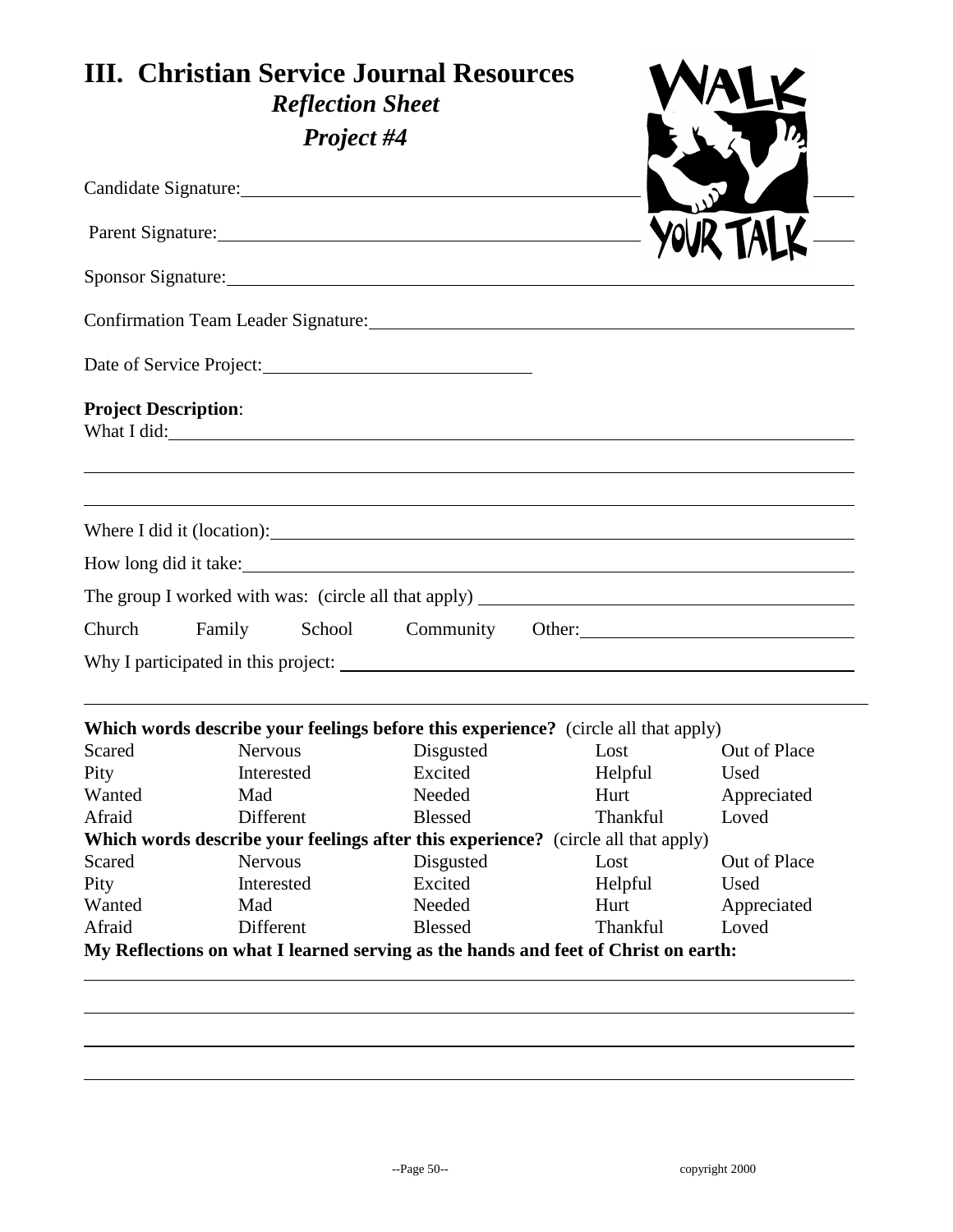# III. Christian Service Journal Resources

## *Reflection Sheet*

## *Project #4*

WALK YOUR TALK

Candidate Signature: ____________________________________________

Parent Signature: ____________________________________________

Sponsor Signature: ____________________________________________

Confirmation Team Leader Signature: ____________________________________________

Date of Service Project: ______________________________

**Project Description**:

What I did: ____________________________________________

____________________________________________

____________________________________________

Where I did it (location): ____________________________________________

How long did it take: ____________________________________________

The group I worked with was: (circle all that apply) ____________________________________________

Church    Family    School    Community    Other: ______________________________

Why I participated in this project: ____________________________________________

____________________________________________

**Which words describe your feelings before this experience?** (circle all that apply)

| Scared | Nervous | Disgusted | Lost | Out of Place |
|---|---|---|---|---|
| Pity | Interested | Excited | Helpful | Used |
| Wanted | Mad | Needed | Hurt | Appreciated |
| Afraid | Different | Blessed | Thankful | Loved |

**Which words describe your feelings after this experience?** (circle all that apply)

| Scared | Nervous | Disgusted | Lost | Out of Place |
|---|---|---|---|---|
| Pity | Interested | Excited | Helpful | Used |
| Wanted | Mad | Needed | Hurt | Appreciated |
| Afraid | Different | Blessed | Thankful | Loved |

**My Reflections on what I learned serving as the hands and feet of Christ on earth:**

____________________________________________

____________________________________________

____________________________________________

____________________________________________

copyright 2000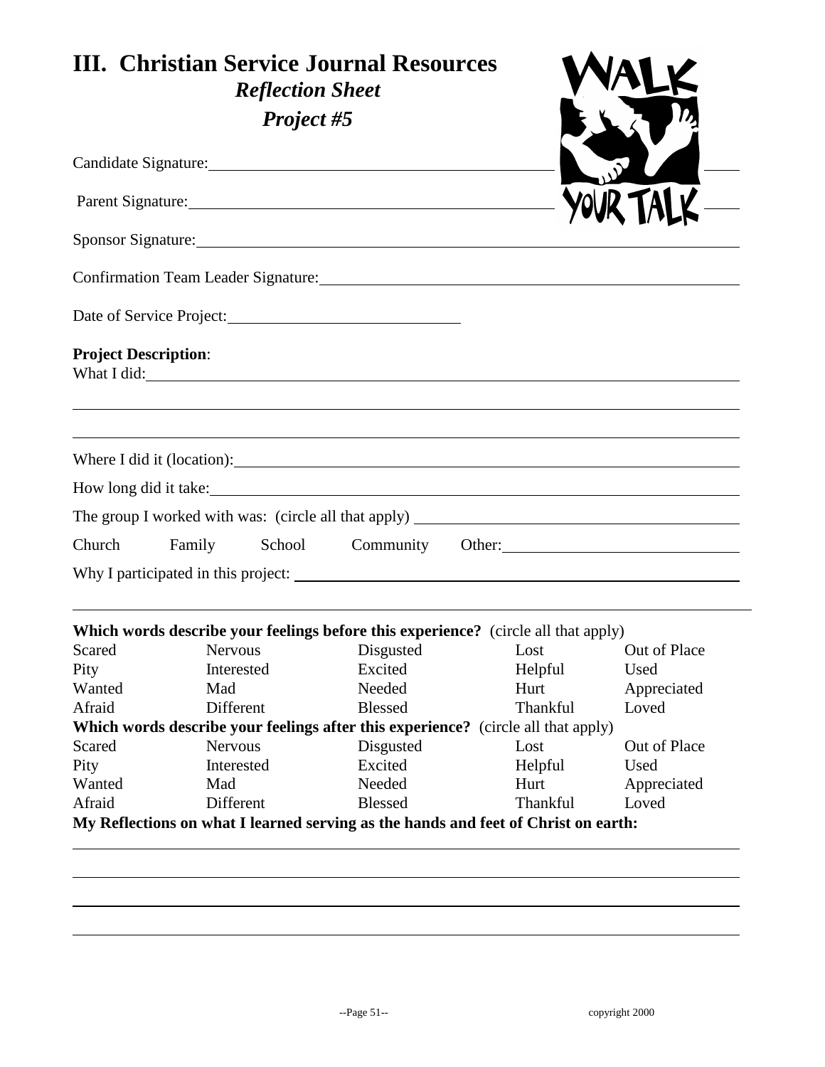# III. Christian Service Journal Resources

***Reflection Sheet***

***Project #5***

Candidate Signature: ____________________________________________

Parent Signature: ____________________________________________

Sponsor Signature: ____________________________________________

Confirmation Team Leader Signature: ____________________________________________

Date of Service Project: ______________________________

**Project Description**:

What I did: ____________________________________________

____________________________________________

____________________________________________

Where I did it (location): ____________________________________________

How long did it take: ____________________________________________

The group I worked with was: (circle all that apply) ____________________________________________

Church   Family   School   Community   Other: ______________________________

Why I participated in this project: ____________________________________________

____________________________________________

**Which words describe your feelings before this experience?** (circle all that apply)

| | | | | |
|---|---|---|---|---|
| Scared | Nervous | Disgusted | Lost | Out of Place |
| Pity | Interested | Excited | Helpful | Used |
| Wanted | Mad | Needed | Hurt | Appreciated |
| Afraid | Different | Blessed | Thankful | Loved |

**Which words describe your feelings after this experience?** (circle all that apply)

| | | | | |
|---|---|---|---|---|
| Scared | Nervous | Disgusted | Lost | Out of Place |
| Pity | Interested | Excited | Helpful | Used |
| Wanted | Mad | Needed | Hurt | Appreciated |
| Afraid | Different | Blessed | Thankful | Loved |

**My Reflections on what I learned serving as the hands and feet of Christ on earth:**

____________________________________________

____________________________________________

____________________________________________

____________________________________________

copyright 2000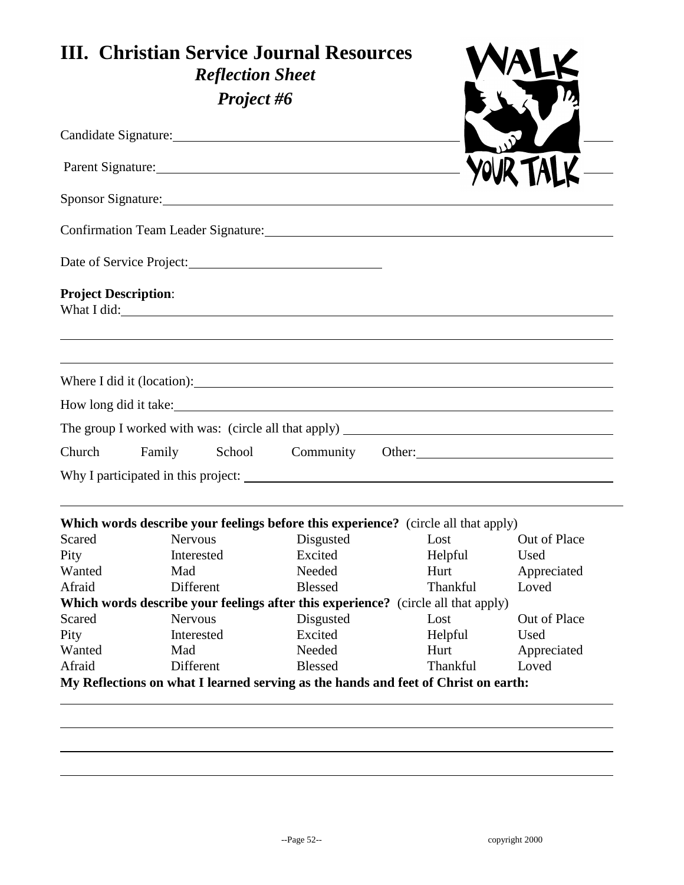# III. Christian Service Journal Resources

## *Reflection Sheet*

## *Project #6*

WALK YOUR TALK

Candidate Signature: ______________________________

Parent Signature: ______________________________

Sponsor Signature: ______________________________

Confirmation Team Leader Signature: ______________________________

Date of Service Project: ______________________________

**Project Description**:

What I did: ______________________________

______________________________

______________________________

Where I did it (location): ______________________________

How long did it take: ______________________________

The group I worked with was: (circle all that apply) ______________________________

Church Family School Community Other: ______________________________

Why I participated in this project: ______________________________

______________________________

**Which words describe your feelings before this experience?** (circle all that apply)

| | | | | |
|---|---|---|---|---|
| Scared | Nervous | Disgusted | Lost | Out of Place |
| Pity | Interested | Excited | Helpful | Used |
| Wanted | Mad | Needed | Hurt | Appreciated |
| Afraid | Different | Blessed | Thankful | Loved |

**Which words describe your feelings after this experience?** (circle all that apply)

| | | | | |
|---|---|---|---|---|
| Scared | Nervous | Disgusted | Lost | Out of Place |
| Pity | Interested | Excited | Helpful | Used |
| Wanted | Mad | Needed | Hurt | Appreciated |
| Afraid | Different | Blessed | Thankful | Loved |

**My Reflections on what I learned serving as the hands and feet of Christ on earth:**

______________________________

______________________________

______________________________

______________________________

copyright 2000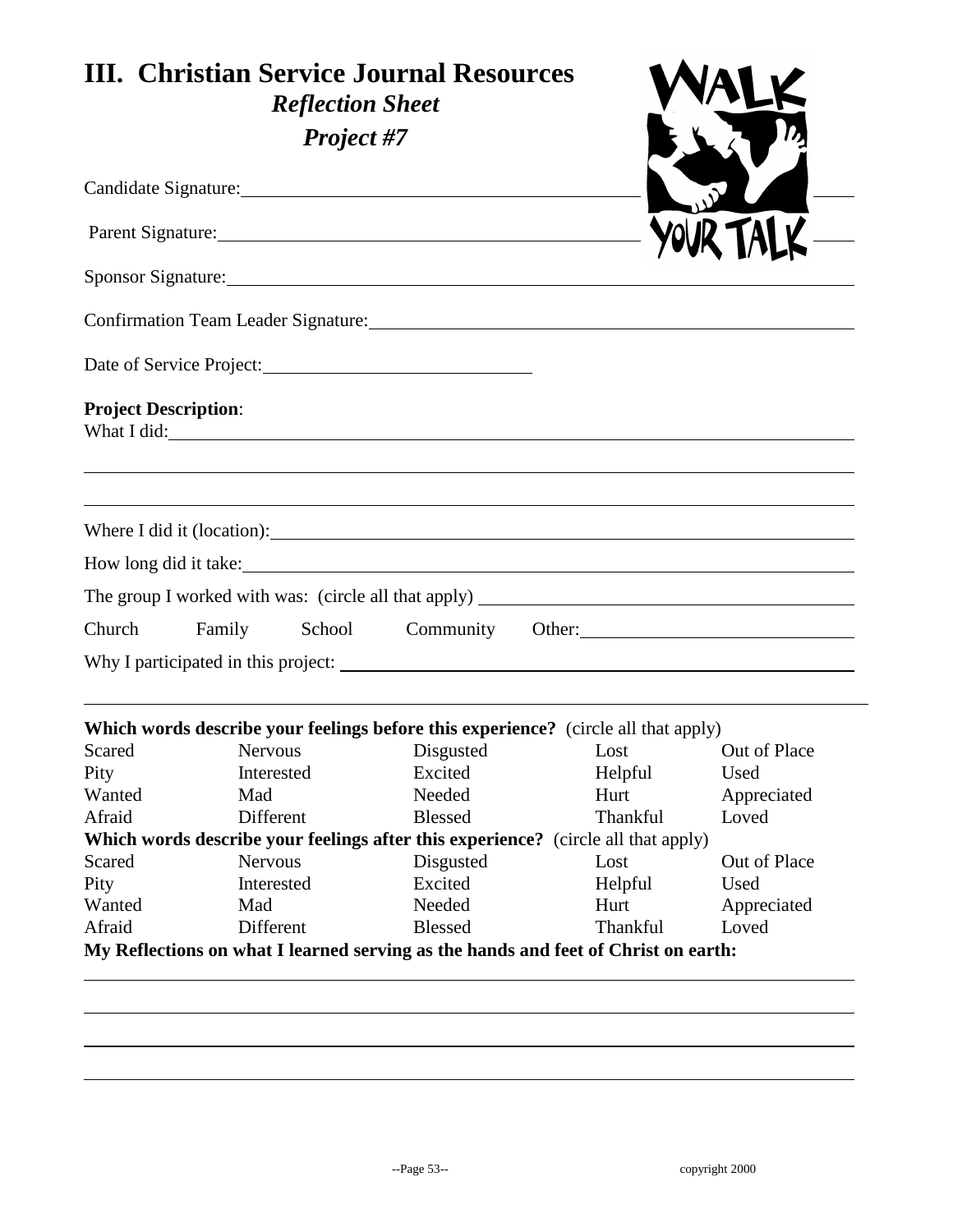# III. Christian Service Journal Resources

## *Reflection Sheet*

## *Project #7*

Candidate Signature: \_\_\_\_\_\_\_\_\_\_\_\_\_\_\_\_\_\_\_\_\_\_\_\_\_\_\_\_\_\_

Parent Signature: \_\_\_\_\_\_\_\_\_\_\_\_\_\_\_\_\_\_\_\_\_\_\_\_\_\_\_\_\_\_

Sponsor Signature: \_\_\_\_\_\_\_\_\_\_\_\_\_\_\_\_\_\_\_\_\_\_\_\_\_\_\_\_\_\_

Confirmation Team Leader Signature: \_\_\_\_\_\_\_\_\_\_\_\_\_\_\_\_\_\_\_\_\_\_\_\_\_\_\_\_\_\_

Date of Service Project: \_\_\_\_\_\_\_\_\_\_\_\_\_\_\_\_\_\_\_\_

**Project Description**:

What I did: \_\_\_\_\_\_\_\_\_\_\_\_\_\_\_\_\_\_\_\_\_\_\_\_\_\_\_\_\_\_

\_\_\_\_\_\_\_\_\_\_\_\_\_\_\_\_\_\_\_\_\_\_\_\_\_\_\_\_\_\_

\_\_\_\_\_\_\_\_\_\_\_\_\_\_\_\_\_\_\_\_\_\_\_\_\_\_\_\_\_\_

Where I did it (location): \_\_\_\_\_\_\_\_\_\_\_\_\_\_\_\_\_\_\_\_\_\_\_\_\_\_\_\_\_\_

How long did it take: \_\_\_\_\_\_\_\_\_\_\_\_\_\_\_\_\_\_\_\_\_\_\_\_\_\_\_\_\_\_

The group I worked with was: (circle all that apply) \_\_\_\_\_\_\_\_\_\_\_\_\_\_\_\_\_\_\_\_

Church    Family    School    Community    Other: \_\_\_\_\_\_\_\_\_\_\_\_\_\_\_\_\_\_\_\_

Why I participated in this project: \_\_\_\_\_\_\_\_\_\_\_\_\_\_\_\_\_\_\_\_\_\_\_\_\_\_\_\_\_\_

\_\_\_\_\_\_\_\_\_\_\_\_\_\_\_\_\_\_\_\_\_\_\_\_\_\_\_\_\_\_

**Which words describe your feelings before this experience?** (circle all that apply)

| | | | | |
|---|---|---|---|---|
| Scared | Nervous | Disgusted | Lost | Out of Place |
| Pity | Interested | Excited | Helpful | Used |
| Wanted | Mad | Needed | Hurt | Appreciated |
| Afraid | Different | Blessed | Thankful | Loved |

**Which words describe your feelings after this experience?** (circle all that apply)

| | | | | |
|---|---|---|---|---|
| Scared | Nervous | Disgusted | Lost | Out of Place |
| Pity | Interested | Excited | Helpful | Used |
| Wanted | Mad | Needed | Hurt | Appreciated |
| Afraid | Different | Blessed | Thankful | Loved |

**My Reflections on what I learned serving as the hands and feet of Christ on earth:**

\_\_\_\_\_\_\_\_\_\_\_\_\_\_\_\_\_\_\_\_\_\_\_\_\_\_\_\_\_\_

\_\_\_\_\_\_\_\_\_\_\_\_\_\_\_\_\_\_\_\_\_\_\_\_\_\_\_\_\_\_

\_\_\_\_\_\_\_\_\_\_\_\_\_\_\_\_\_\_\_\_\_\_\_\_\_\_\_\_\_\_

\_\_\_\_\_\_\_\_\_\_\_\_\_\_\_\_\_\_\_\_\_\_\_\_\_\_\_\_\_\_

copyright 2000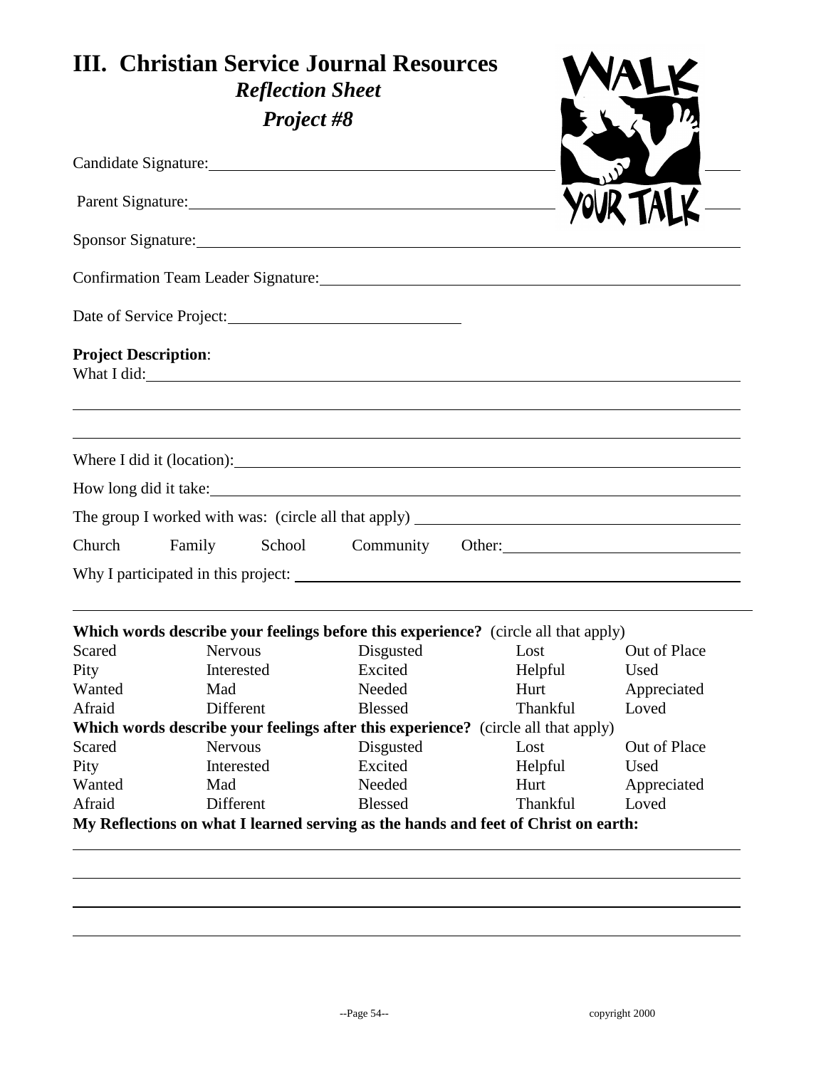# III. Christian Service Journal Resources

## *Reflection Sheet*

## *Project #8*

Candidate Signature: ______________________________

Parent Signature: ______________________________

Sponsor Signature: ______________________________

Confirmation Team Leader Signature: ______________________________

Date of Service Project: ______________________

**Project Description**:

What I did: ______________________________

______________________________

______________________________

Where I did it (location): ______________________________

How long did it take: ______________________________

The group I worked with was: (circle all that apply) ______________________________

Church     Family     School     Community     Other: ______________________

Why I participated in this project: ______________________________

______________________________

**Which words describe your feelings before this experience?** (circle all that apply)

| | | | | |
|---|---|---|---|---|
| Scared | Nervous | Disgusted | Lost | Out of Place |
| Pity | Interested | Excited | Helpful | Used |
| Wanted | Mad | Needed | Hurt | Appreciated |
| Afraid | Different | Blessed | Thankful | Loved |

**Which words describe your feelings after this experience?** (circle all that apply)

| | | | | |
|---|---|---|---|---|
| Scared | Nervous | Disgusted | Lost | Out of Place |
| Pity | Interested | Excited | Helpful | Used |
| Wanted | Mad | Needed | Hurt | Appreciated |
| Afraid | Different | Blessed | Thankful | Loved |

**My Reflections on what I learned serving as the hands and feet of Christ on earth:**

______________________________

______________________________

______________________________

______________________________

copyright 2000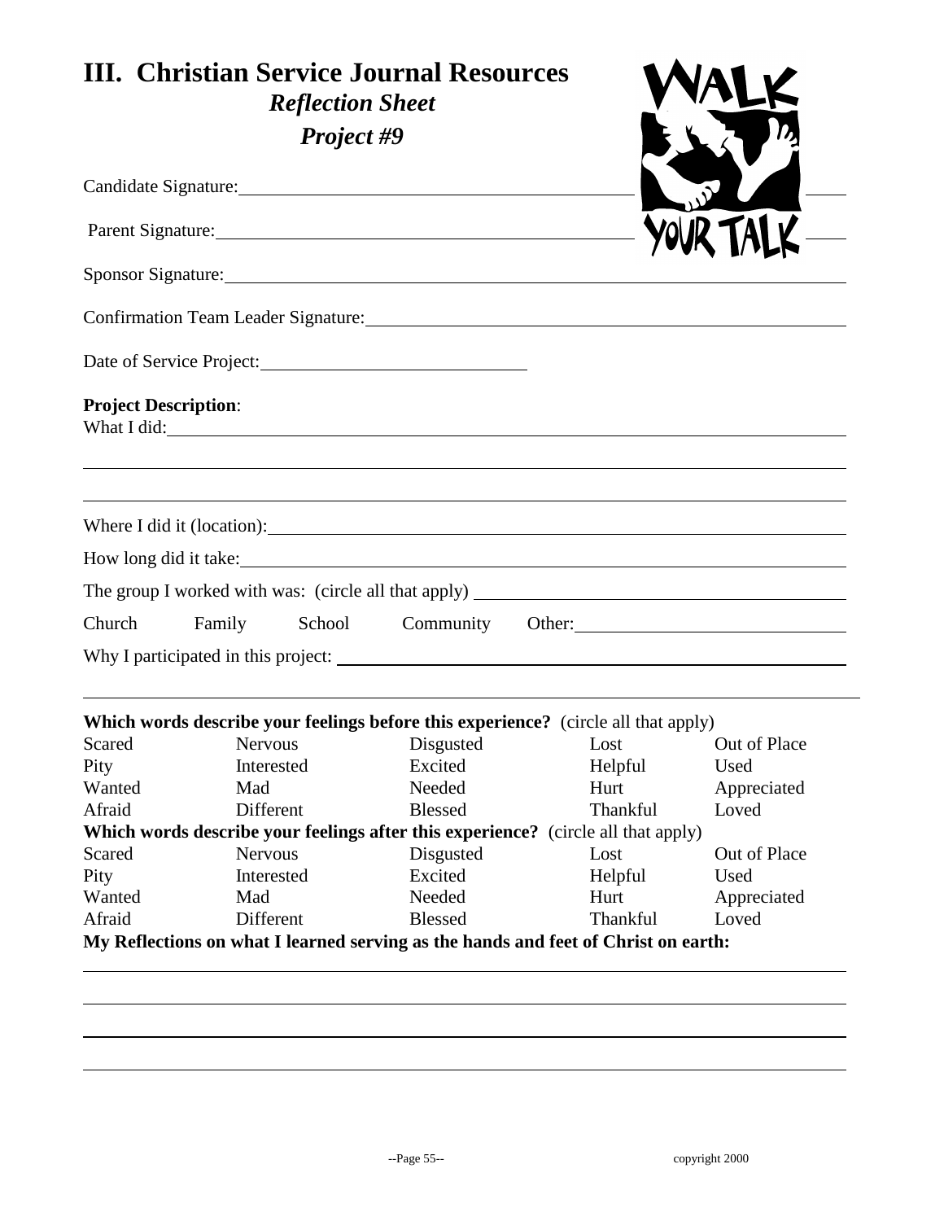# III. Christian Service Journal Resources

## *Reflection Sheet*

## *Project #9*

WALK YOUR TALK

Candidate Signature: ____________________

Parent Signature: ____________________

Sponsor Signature: ____________________

Confirmation Team Leader Signature: ____________________

Date of Service Project: ____________________

**Project Description**:

What I did: ____________________

____________________

____________________

Where I did it (location): ____________________

How long did it take: ____________________

The group I worked with was: (circle all that apply) ____________________

Church    Family    School    Community    Other: ____________________

Why I participated in this project: ____________________

____________________

**Which words describe your feelings before this experience?** (circle all that apply)

| | | | | |
|---|---|---|---|---|
| Scared | Nervous | Disgusted | Lost | Out of Place |
| Pity | Interested | Excited | Helpful | Used |
| Wanted | Mad | Needed | Hurt | Appreciated |
| Afraid | Different | Blessed | Thankful | Loved |

**Which words describe your feelings after this experience?** (circle all that apply)

| | | | | |
|---|---|---|---|---|
| Scared | Nervous | Disgusted | Lost | Out of Place |
| Pity | Interested | Excited | Helpful | Used |
| Wanted | Mad | Needed | Hurt | Appreciated |
| Afraid | Different | Blessed | Thankful | Loved |

**My Reflections on what I learned serving as the hands and feet of Christ on earth:**

____________________

____________________

____________________

____________________

copyright 2000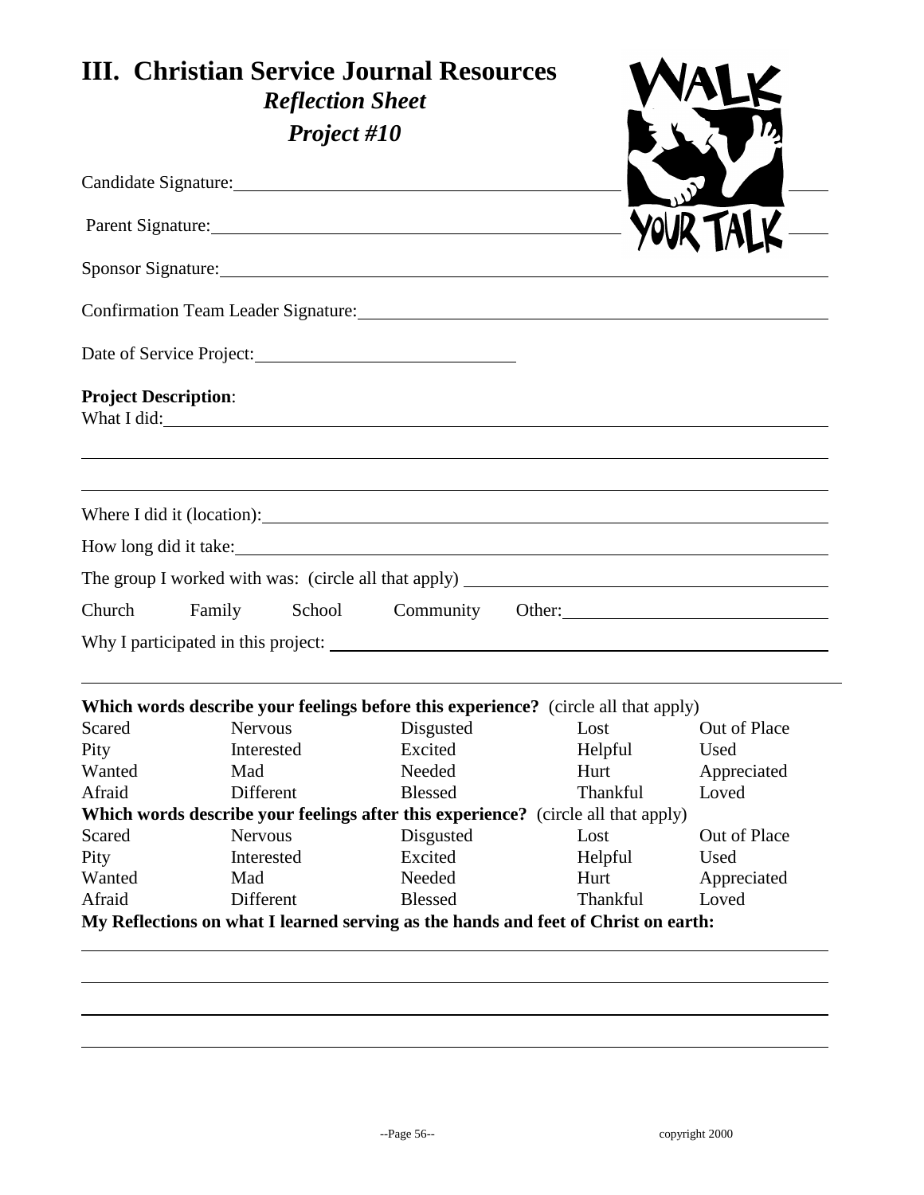# III. Christian Service Journal Resources

## *Reflection Sheet*

## *Project #10*

Candidate Signature: ____________________

Parent Signature: ____________________

Sponsor Signature: ____________________

Confirmation Team Leader Signature: ____________________

Date of Service Project: ____________________

**Project Description**:

What I did: ____________________

____________________

____________________

Where I did it (location): ____________________

How long did it take: ____________________

The group I worked with was: (circle all that apply) ____________________

Church Family School Community Other: ____________________

Why I participated in this project: ____________________

____________________

**Which words describe your feelings before this experience?** (circle all that apply)

| | | | | |
|---|---|---|---|---|
| Scared | Nervous | Disgusted | Lost | Out of Place |
| Pity | Interested | Excited | Helpful | Used |
| Wanted | Mad | Needed | Hurt | Appreciated |
| Afraid | Different | Blessed | Thankful | Loved |

**Which words describe your feelings after this experience?** (circle all that apply)

| | | | | |
|---|---|---|---|---|
| Scared | Nervous | Disgusted | Lost | Out of Place |
| Pity | Interested | Excited | Helpful | Used |
| Wanted | Mad | Needed | Hurt | Appreciated |
| Afraid | Different | Blessed | Thankful | Loved |

**My Reflections on what I learned serving as the hands and feet of Christ on earth:**

____________________

____________________

____________________

____________________

copyright 2000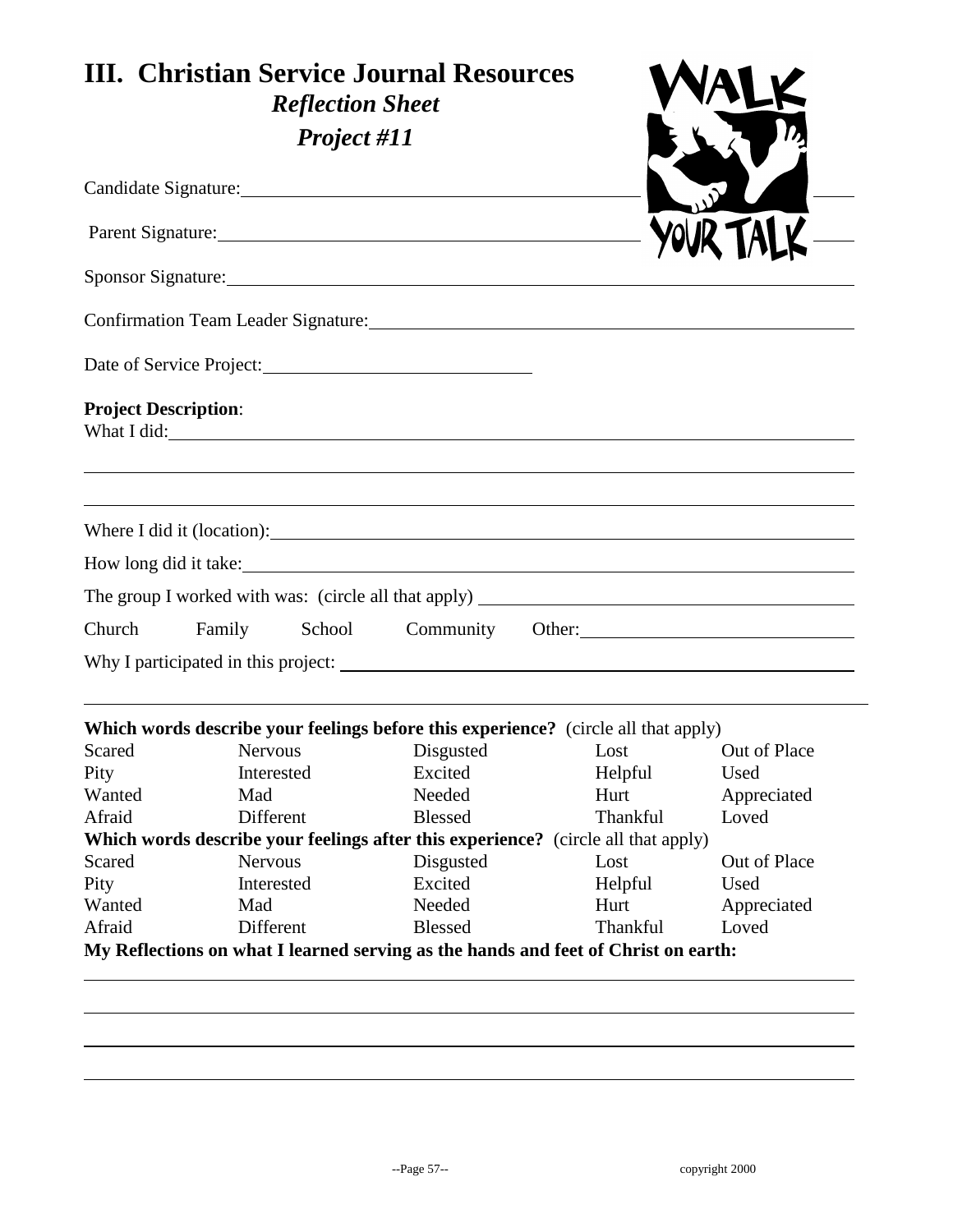# III. Christian Service Journal Resources

***Reflection Sheet***

***Project #11***

Candidate Signature: ____________________________________________

Parent Signature: ____________________________________________

Sponsor Signature: ____________________________________________

Confirmation Team Leader Signature: ____________________________________________

Date of Service Project: ______________________________

**Project Description**:

What I did: ____________________________________________

____________________________________________

____________________________________________

Where I did it (location): ____________________________________________

How long did it take: ____________________________________________

The group I worked with was: (circle all that apply) ______________________________

Church    Family    School    Community    Other: ______________________________

Why I participated in this project: ____________________________________________

____________________________________________

**Which words describe your feelings before this experience?** (circle all that apply)

| | | | | |
|---|---|---|---|---|
| Scared | Nervous | Disgusted | Lost | Out of Place |
| Pity | Interested | Excited | Helpful | Used |
| Wanted | Mad | Needed | Hurt | Appreciated |
| Afraid | Different | Blessed | Thankful | Loved |

**Which words describe your feelings after this experience?** (circle all that apply)

| | | | | |
|---|---|---|---|---|
| Scared | Nervous | Disgusted | Lost | Out of Place |
| Pity | Interested | Excited | Helpful | Used |
| Wanted | Mad | Needed | Hurt | Appreciated |
| Afraid | Different | Blessed | Thankful | Loved |

**My Reflections on what I learned serving as the hands and feet of Christ on earth:**

____________________________________________

____________________________________________

____________________________________________

____________________________________________

copyright 2000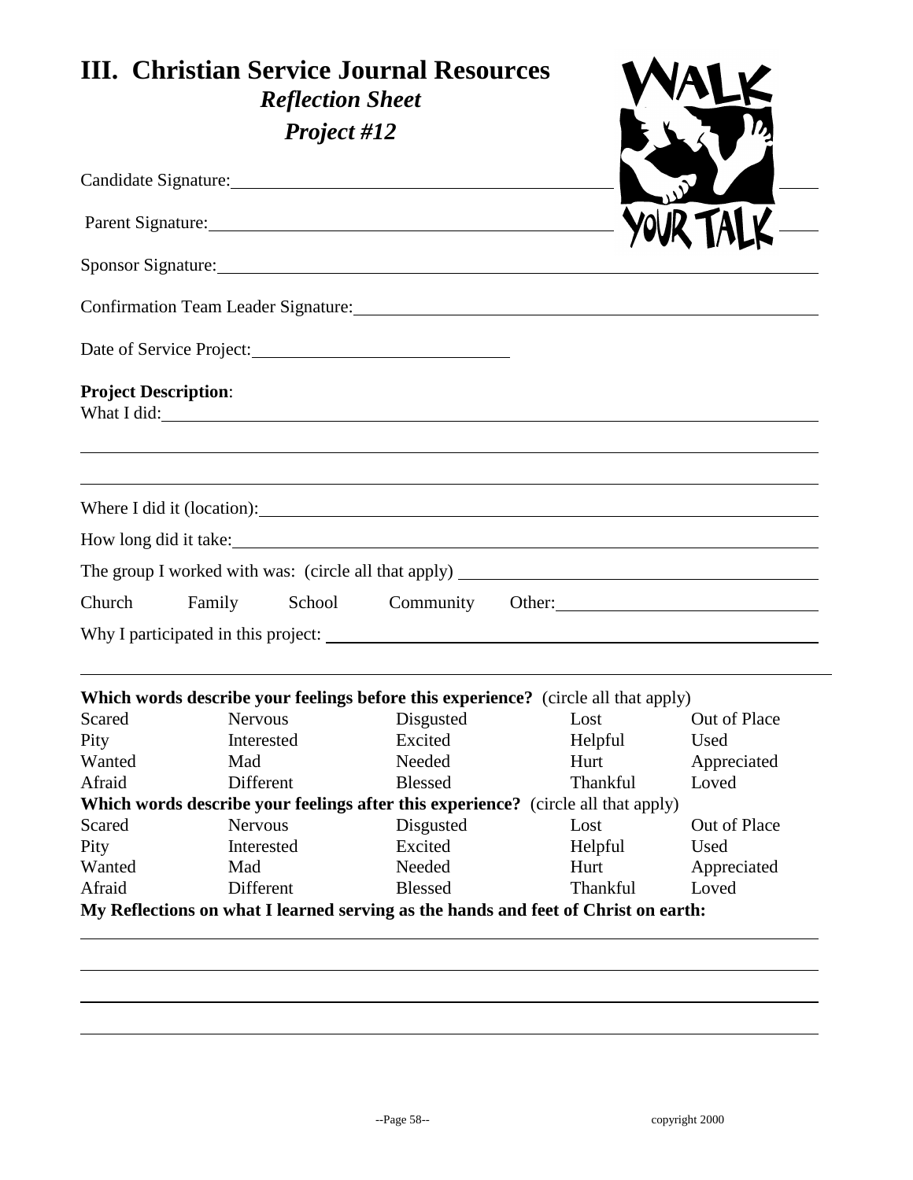# III. Christian Service Journal Resources

## *Reflection Sheet*

## *Project #12*

WALK YOUR TALK

Candidate Signature: \_\_\_\_\_\_\_\_\_\_\_\_\_\_\_\_\_\_\_\_\_\_\_\_\_\_\_\_\_\_\_\_\_\_\_\_\_\_\_\_

Parent Signature: \_\_\_\_\_\_\_\_\_\_\_\_\_\_\_\_\_\_\_\_\_\_\_\_\_\_\_\_\_\_\_\_\_\_\_\_\_\_\_\_

Sponsor Signature: \_\_\_\_\_\_\_\_\_\_\_\_\_\_\_\_\_\_\_\_\_\_\_\_\_\_\_\_\_\_\_\_\_\_\_\_\_\_\_\_

Confirmation Team Leader Signature: \_\_\_\_\_\_\_\_\_\_\_\_\_\_\_\_\_\_\_\_\_\_\_\_\_\_\_\_\_\_\_\_\_\_\_\_\_\_\_\_

Date of Service Project: \_\_\_\_\_\_\_\_\_\_\_\_\_\_\_\_\_\_\_\_\_\_\_\_\_\_\_\_\_\_

**Project Description**:

What I did: \_\_\_\_\_\_\_\_\_\_\_\_\_\_\_\_\_\_\_\_\_\_\_\_\_\_\_\_\_\_\_\_\_\_\_\_\_\_\_\_

\_\_\_\_\_\_\_\_\_\_\_\_\_\_\_\_\_\_\_\_\_\_\_\_\_\_\_\_\_\_\_\_\_\_\_\_\_\_\_\_\_\_\_\_\_\_\_\_\_\_\_\_

\_\_\_\_\_\_\_\_\_\_\_\_\_\_\_\_\_\_\_\_\_\_\_\_\_\_\_\_\_\_\_\_\_\_\_\_\_\_\_\_\_\_\_\_\_\_\_\_\_\_\_\_

Where I did it (location): \_\_\_\_\_\_\_\_\_\_\_\_\_\_\_\_\_\_\_\_\_\_\_\_\_\_\_\_\_\_\_\_\_\_\_\_\_\_\_\_

How long did it take: \_\_\_\_\_\_\_\_\_\_\_\_\_\_\_\_\_\_\_\_\_\_\_\_\_\_\_\_\_\_\_\_\_\_\_\_\_\_\_\_

The group I worked with was: (circle all that apply) \_\_\_\_\_\_\_\_\_\_\_\_\_\_\_\_\_\_\_\_\_\_\_\_\_\_\_\_\_\_

Church    Family    School    Community    Other: \_\_\_\_\_\_\_\_\_\_\_\_\_\_\_\_\_\_\_\_\_\_\_\_\_\_\_\_\_\_

Why I participated in this project: \_\_\_\_\_\_\_\_\_\_\_\_\_\_\_\_\_\_\_\_\_\_\_\_\_\_\_\_\_\_\_\_\_\_\_\_\_\_\_\_

\_\_\_\_\_\_\_\_\_\_\_\_\_\_\_\_\_\_\_\_\_\_\_\_\_\_\_\_\_\_\_\_\_\_\_\_\_\_\_\_\_\_\_\_\_\_\_\_\_\_\_\_

**Which words describe your feelings before this experience?** (circle all that apply)

| | | | | |
|---|---|---|---|---|
| Scared | Nervous | Disgusted | Lost | Out of Place |
| Pity | Interested | Excited | Helpful | Used |
| Wanted | Mad | Needed | Hurt | Appreciated |
| Afraid | Different | Blessed | Thankful | Loved |

**Which words describe your feelings after this experience?** (circle all that apply)

| | | | | |
|---|---|---|---|---|
| Scared | Nervous | Disgusted | Lost | Out of Place |
| Pity | Interested | Excited | Helpful | Used |
| Wanted | Mad | Needed | Hurt | Appreciated |
| Afraid | Different | Blessed | Thankful | Loved |

**My Reflections on what I learned serving as the hands and feet of Christ on earth:**

\_\_\_\_\_\_\_\_\_\_\_\_\_\_\_\_\_\_\_\_\_\_\_\_\_\_\_\_\_\_\_\_\_\_\_\_\_\_\_\_\_\_\_\_\_\_\_\_\_\_\_\_

\_\_\_\_\_\_\_\_\_\_\_\_\_\_\_\_\_\_\_\_\_\_\_\_\_\_\_\_\_\_\_\_\_\_\_\_\_\_\_\_\_\_\_\_\_\_\_\_\_\_\_\_

\_\_\_\_\_\_\_\_\_\_\_\_\_\_\_\_\_\_\_\_\_\_\_\_\_\_\_\_\_\_\_\_\_\_\_\_\_\_\_\_\_\_\_\_\_\_\_\_\_\_\_\_

\_\_\_\_\_\_\_\_\_\_\_\_\_\_\_\_\_\_\_\_\_\_\_\_\_\_\_\_\_\_\_\_\_\_\_\_\_\_\_\_\_\_\_\_\_\_\_\_\_\_\_\_

copyright 2000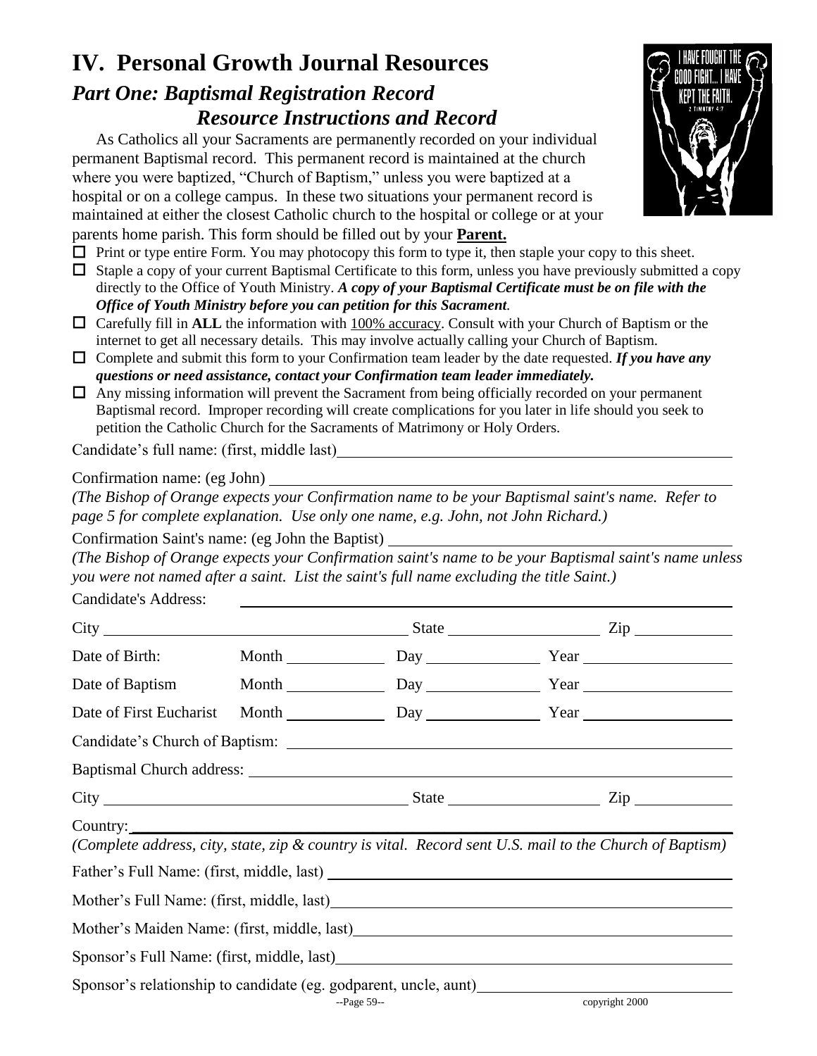# IV. Personal Growth Journal Resources

## *Part One: Baptismal Registration Record*

## *Resource Instructions and Record*

As Catholics all your Sacraments are permanently recorded on your individual permanent Baptismal record. This permanent record is maintained at the church where you were baptized, "Church of Baptism," unless you were baptized at a hospital or on a college campus. In these two situations your permanent record is maintained at either the closest Catholic church to the hospital or college or at your parents home parish. This form should be filled out by your **Parent.**

- ☐ Print or type entire Form. You may photocopy this form to type it, then staple your copy to this sheet.
- ☐ Staple a copy of your current Baptismal Certificate to this form, unless you have previously submitted a copy directly to the Office of Youth Ministry. ***A copy of your Baptismal Certificate must be on file with the Office of Youth Ministry before you can petition for this Sacrament.***
- ☐ Carefully fill in **ALL** the information with 100% accuracy. Consult with your Church of Baptism or the internet to get all necessary details. This may involve actually calling your Church of Baptism.
- ☐ Complete and submit this form to your Confirmation team leader by the date requested. ***If you have any questions or need assistance, contact your Confirmation team leader immediately.***
- ☐ Any missing information will prevent the Sacrament from being officially recorded on your permanent Baptismal record. Improper recording will create complications for you later in life should you seek to petition the Catholic Church for the Sacraments of Matrimony or Holy Orders.

Candidate's full name: (first, middle last) ____________________

Confirmation name: (eg John) ____________________

*(The Bishop of Orange expects your Confirmation name to be your Baptismal saint's name. Refer to page 5 for complete explanation. Use only one name, e.g. John, not John Richard.)*

Confirmation Saint's name: (eg John the Baptist) ____________________

*(The Bishop of Orange expects your Confirmation saint's name to be your Baptismal saint's name unless you were not named after a saint. List the saint's full name excluding the title Saint.)*

Candidate's Address: ____________________

City ____________ State ____________ Zip ____________

Date of Birth: Month ____________ Day ____________ Year ____________

Date of Baptism Month ____________ Day ____________ Year ____________

Date of First Eucharist Month ____________ Day ____________ Year ____________

Candidate's Church of Baptism: ____________________

Baptismal Church address: ____________________

City ____________ State ____________ Zip ____________

Country: ____________________

*(Complete address, city, state, zip & country is vital. Record sent U.S. mail to the Church of Baptism)*

Father's Full Name: (first, middle, last) ____________________

Mother's Full Name: (first, middle, last) ____________________

Mother's Maiden Name: (first, middle, last) ____________________

Sponsor's Full Name: (first, middle, last) ____________________

Sponsor's relationship to candidate (eg. godparent, uncle, aunt) ____________________

copyright 2000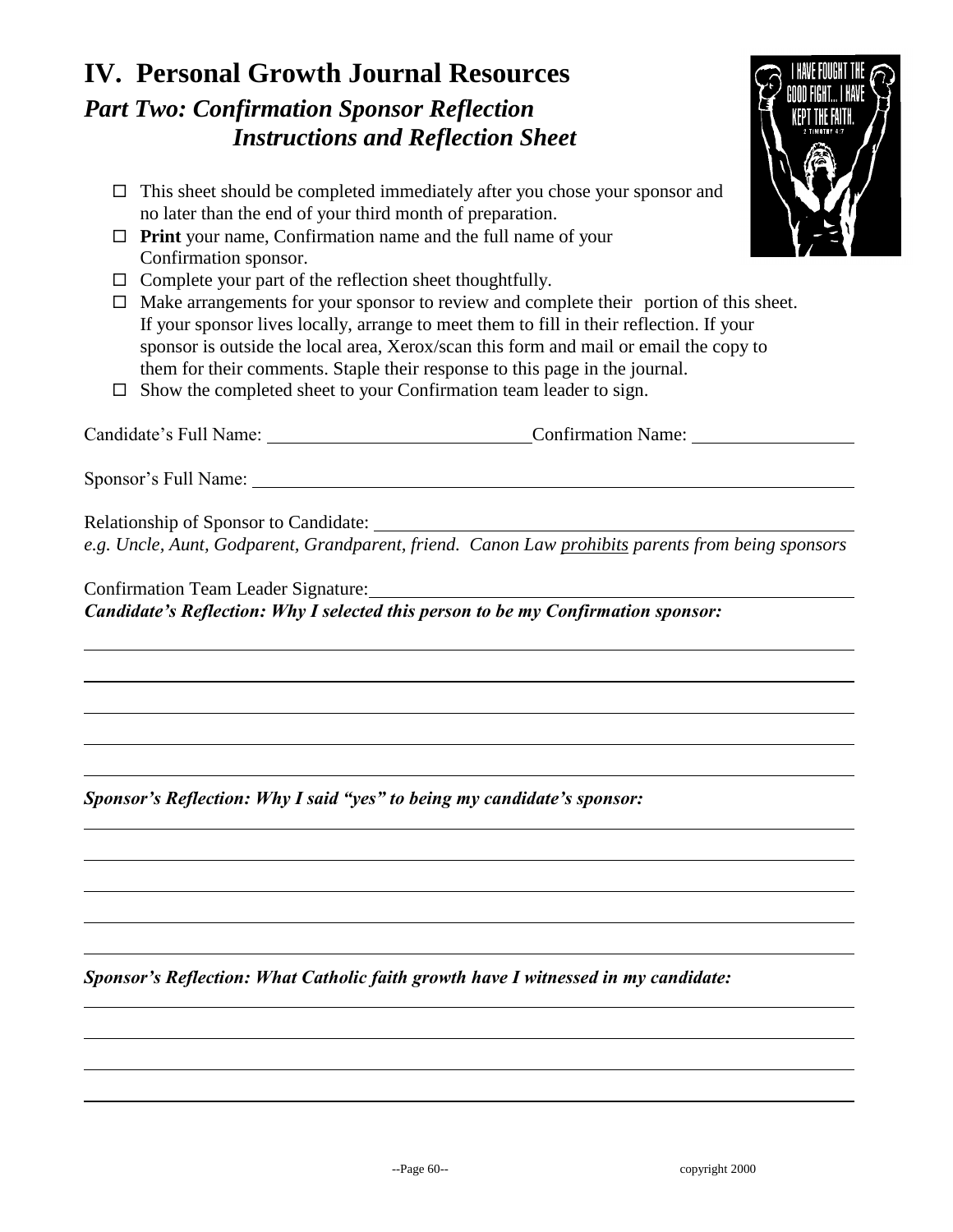# IV. Personal Growth Journal Resources

## *Part Two: Confirmation Sponsor Reflection Instructions and Reflection Sheet*

- ☐ This sheet should be completed immediately after you chose your sponsor and no later than the end of your third month of preparation.
- ☐ **Print** your name, Confirmation name and the full name of your Confirmation sponsor.
- ☐ Complete your part of the reflection sheet thoughtfully.
- ☐ Make arrangements for your sponsor to review and complete their portion of this sheet. If your sponsor lives locally, arrange to meet them to fill in their reflection. If your sponsor is outside the local area, Xerox/scan this form and mail or email the copy to them for their comments. Staple their response to this page in the journal.
- ☐ Show the completed sheet to your Confirmation team leader to sign.

Candidate's Full Name: ______________________________ Confirmation Name: __________________

Sponsor's Full Name: ______________________________________________________________________

Relationship of Sponsor to Candidate: _____________________________________________________
*e.g. Uncle, Aunt, Godparent, Grandparent, friend. Canon Law prohibits parents from being sponsors*

Confirmation Team Leader Signature: ______________________________________________________

***Candidate's Reflection: Why I selected this person to be my Confirmation sponsor:***

______________________________________________________________________________________

______________________________________________________________________________________

______________________________________________________________________________________

______________________________________________________________________________________

______________________________________________________________________________________

***Sponsor's Reflection: Why I said "yes" to being my candidate's sponsor:***

______________________________________________________________________________________

______________________________________________________________________________________

______________________________________________________________________________________

______________________________________________________________________________________

______________________________________________________________________________________

***Sponsor's Reflection: What Catholic faith growth have I witnessed in my candidate:***

______________________________________________________________________________________

______________________________________________________________________________________

______________________________________________________________________________________

______________________________________________________________________________________

copyright 2000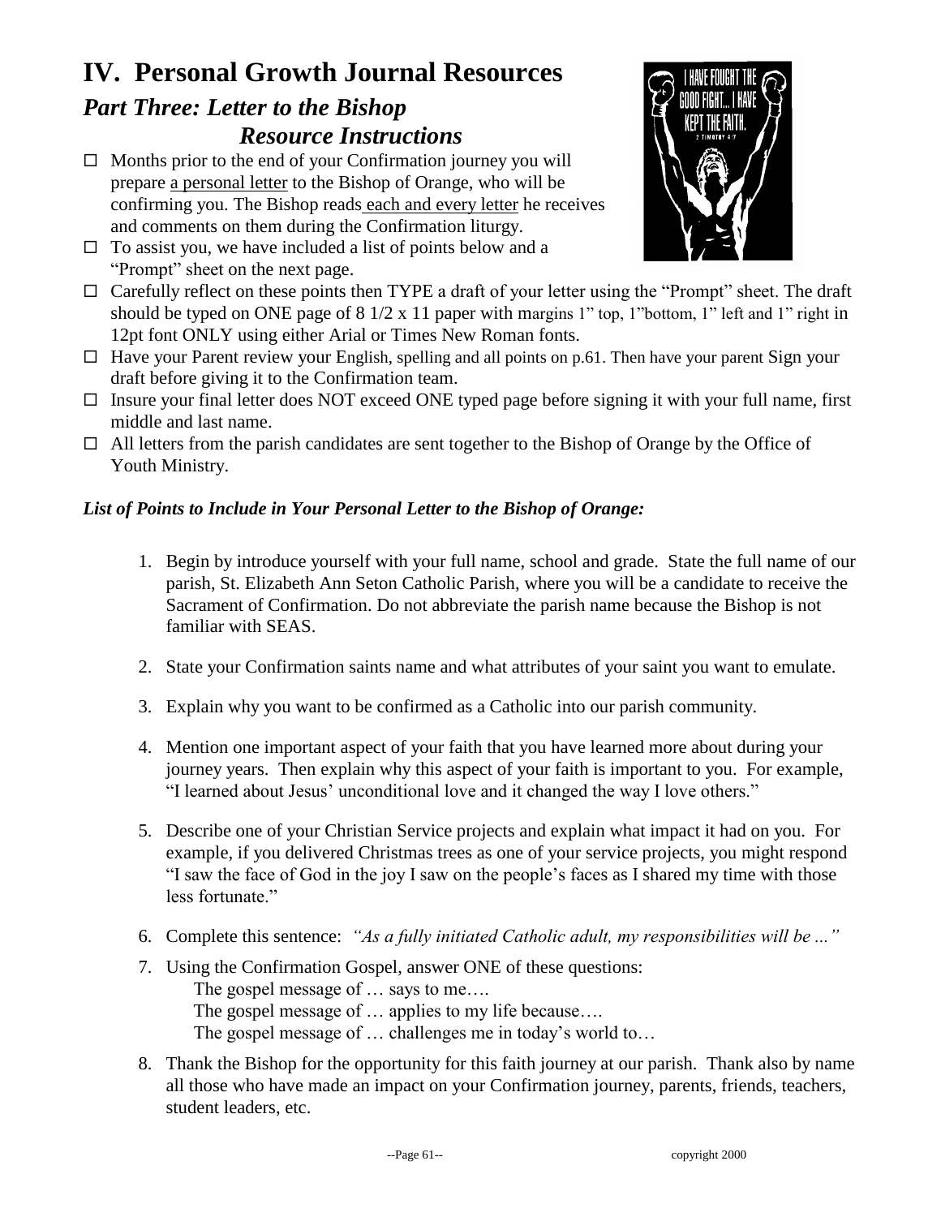# IV. Personal Growth Journal Resources

## *Part Three: Letter to the Bishop*

### *Resource Instructions*

- ☐ Months prior to the end of your Confirmation journey you will prepare a personal letter to the Bishop of Orange, who will be confirming you. The Bishop reads each and every letter he receives and comments on them during the Confirmation liturgy.
- ☐ To assist you, we have included a list of points below and a "Prompt" sheet on the next page.
- ☐ Carefully reflect on these points then TYPE a draft of your letter using the "Prompt" sheet. The draft should be typed on ONE page of 8 1/2 x 11 paper with margins 1" top, 1"bottom, 1" left and 1" right in 12pt font ONLY using either Arial or Times New Roman fonts.
- ☐ Have your Parent review your English, spelling and all points on p.61. Then have your parent Sign your draft before giving it to the Confirmation team.
- ☐ Insure your final letter does NOT exceed ONE typed page before signing it with your full name, first middle and last name.
- ☐ All letters from the parish candidates are sent together to the Bishop of Orange by the Office of Youth Ministry.

***List of Points to Include in Your Personal Letter to the Bishop of Orange:***

1. Begin by introduce yourself with your full name, school and grade. State the full name of our parish, St. Elizabeth Ann Seton Catholic Parish, where you will be a candidate to receive the Sacrament of Confirmation. Do not abbreviate the parish name because the Bishop is not familiar with SEAS.
2. State your Confirmation saints name and what attributes of your saint you want to emulate.
3. Explain why you want to be confirmed as a Catholic into our parish community.
4. Mention one important aspect of your faith that you have learned more about during your journey years. Then explain why this aspect of your faith is important to you. For example, "I learned about Jesus' unconditional love and it changed the way I love others."
5. Describe one of your Christian Service projects and explain what impact it had on you. For example, if you delivered Christmas trees as one of your service projects, you might respond "I saw the face of God in the joy I saw on the people's faces as I shared my time with those less fortunate."
6. Complete this sentence: *"As a fully initiated Catholic adult, my responsibilities will be ..."*
7. Using the Confirmation Gospel, answer ONE of these questions:
   - The gospel message of … says to me….
   - The gospel message of … applies to my life because….
   - The gospel message of … challenges me in today's world to…
8. Thank the Bishop for the opportunity for this faith journey at our parish. Thank also by name all those who have made an impact on your Confirmation journey, parents, friends, teachers, student leaders, etc.

copyright 2000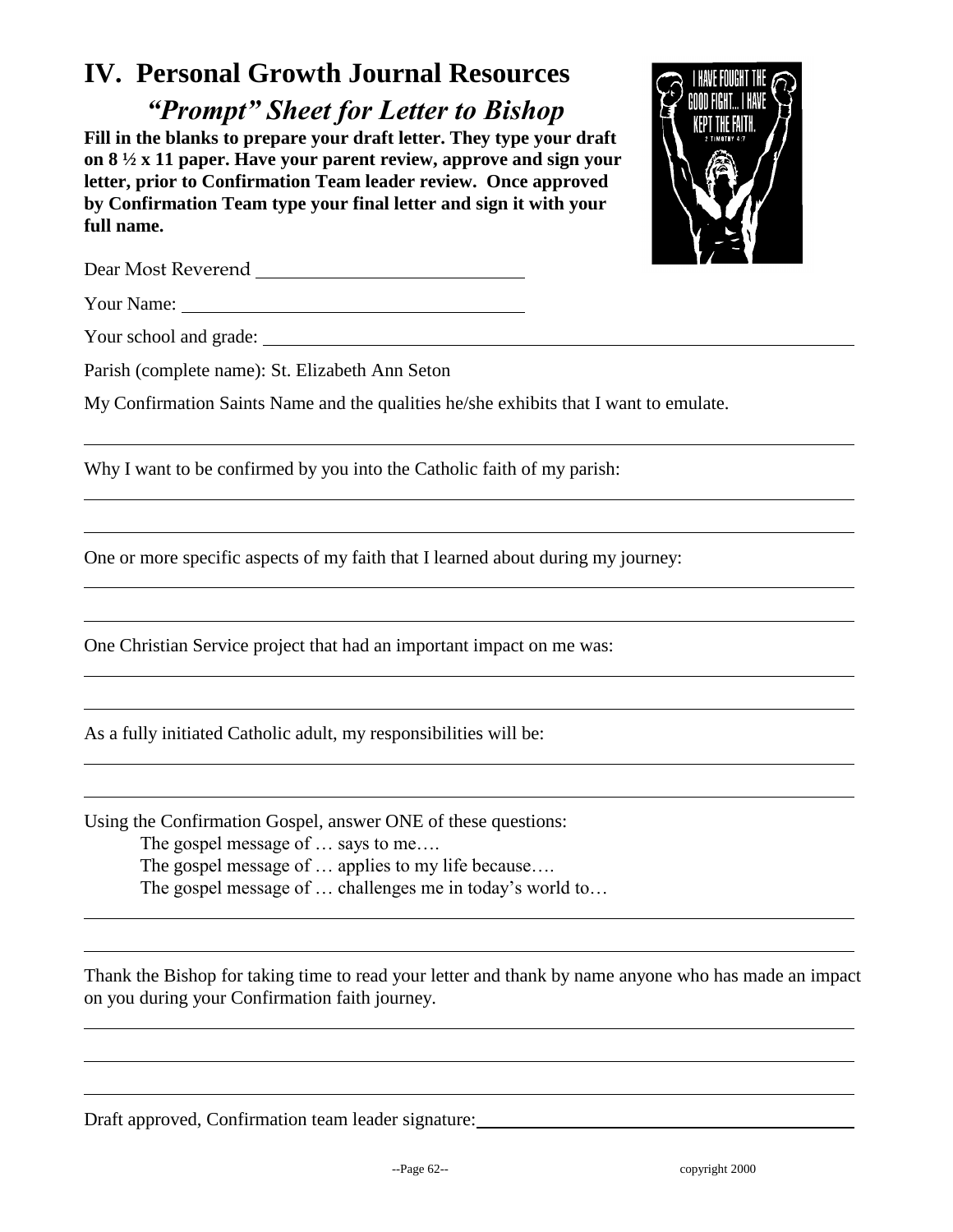# IV. Personal Growth Journal Resources

## *"Prompt" Sheet for Letter to Bishop*

**Fill in the blanks to prepare your draft letter. They type your draft on 8 ½ x 11 paper. Have your parent review, approve and sign your letter, prior to Confirmation Team leader review. Once approved by Confirmation Team type your final letter and sign it with your full name.**

Dear Most Reverend ____________________________

Your Name: ____________________________________

Your school and grade: __________________________________________________________________

Parish (complete name): St. Elizabeth Ann Seton

My Confirmation Saints Name and the qualities he/she exhibits that I want to emulate.

_____________________________________________________________________________________

Why I want to be confirmed by you into the Catholic faith of my parish:

_____________________________________________________________________________________

_____________________________________________________________________________________

One or more specific aspects of my faith that I learned about during my journey:

_____________________________________________________________________________________

_____________________________________________________________________________________

One Christian Service project that had an important impact on me was:

_____________________________________________________________________________________

_____________________________________________________________________________________

As a fully initiated Catholic adult, my responsibilities will be:

_____________________________________________________________________________________

_____________________________________________________________________________________

Using the Confirmation Gospel, answer ONE of these questions:

- The gospel message of … says to me….
- The gospel message of … applies to my life because….
- The gospel message of … challenges me in today's world to…

_____________________________________________________________________________________

_____________________________________________________________________________________

Thank the Bishop for taking time to read your letter and thank by name anyone who has made an impact on you during your Confirmation faith journey.

_____________________________________________________________________________________

_____________________________________________________________________________________

_____________________________________________________________________________________

Draft approved, Confirmation team leader signature: ____________________________________________

copyright 2000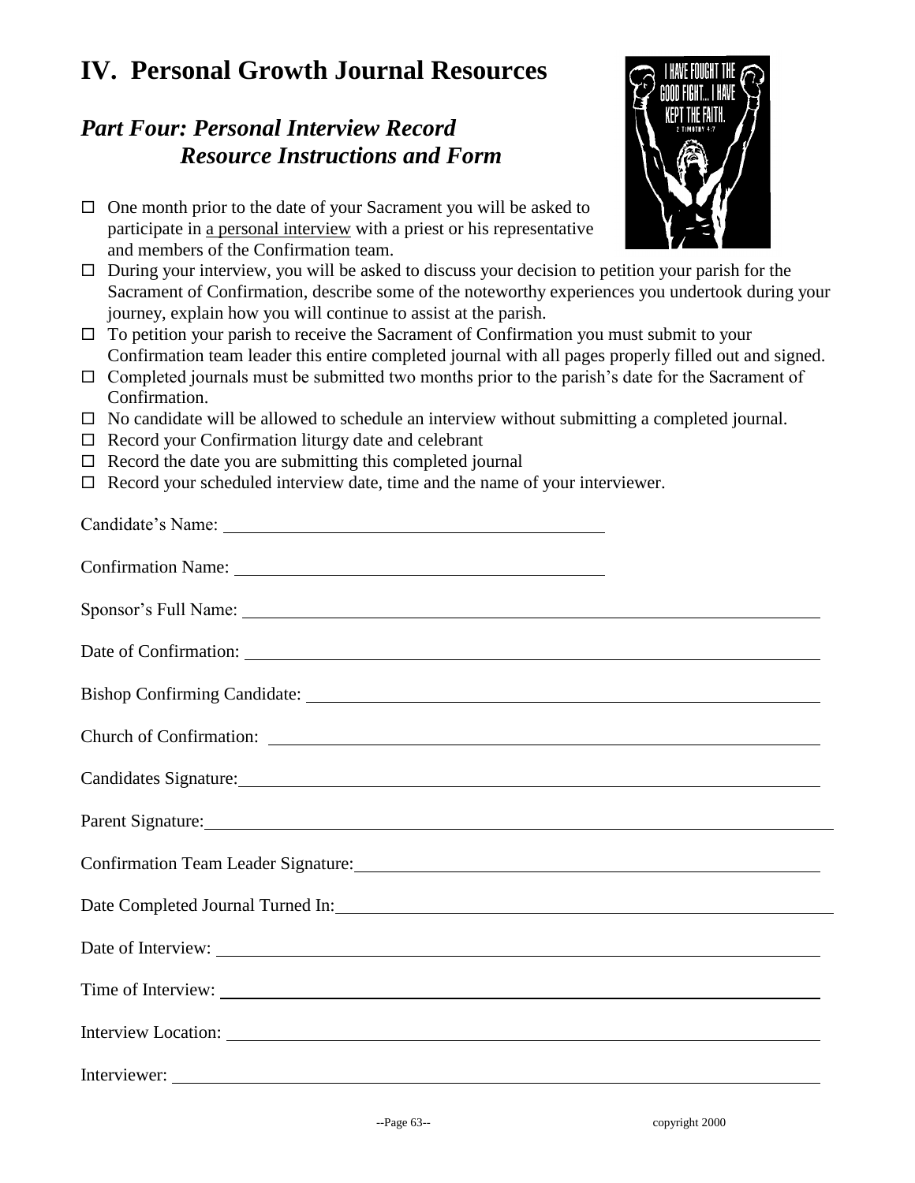# IV. Personal Growth Journal Resources

## *Part Four: Personal Interview Record Resource Instructions and Form*

- ☐ One month prior to the date of your Sacrament you will be asked to participate in <u>a personal interview</u> with a priest or his representative and members of the Confirmation team.
- ☐ During your interview, you will be asked to discuss your decision to petition your parish for the Sacrament of Confirmation, describe some of the noteworthy experiences you undertook during your journey, explain how you will continue to assist at the parish.
- ☐ To petition your parish to receive the Sacrament of Confirmation you must submit to your Confirmation team leader this entire completed journal with all pages properly filled out and signed.
- ☐ Completed journals must be submitted two months prior to the parish's date for the Sacrament of Confirmation.
- ☐ No candidate will be allowed to schedule an interview without submitting a completed journal.
- ☐ Record your Confirmation liturgy date and celebrant
- ☐ Record the date you are submitting this completed journal
- ☐ Record your scheduled interview date, time and the name of your interviewer.

Candidate's Name: ______________________________

Confirmation Name: ______________________________

Sponsor's Full Name: ______________________________

Date of Confirmation: ______________________________

Bishop Confirming Candidate: ______________________________

Church of Confirmation: ______________________________

Candidates Signature: ______________________________

Parent Signature: ______________________________

Confirmation Team Leader Signature: ______________________________

Date Completed Journal Turned In: ______________________________

Date of Interview: ______________________________

Time of Interview: ______________________________

Interview Location: ______________________________

Interviewer: ______________________________

copyright 2000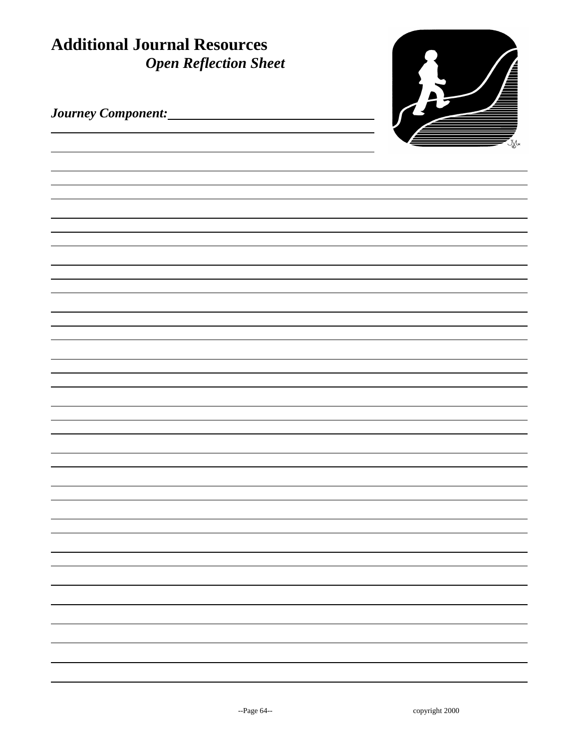# Additional Journal Resources

## *Open Reflection Sheet*

***Journey Component:*** ______________________________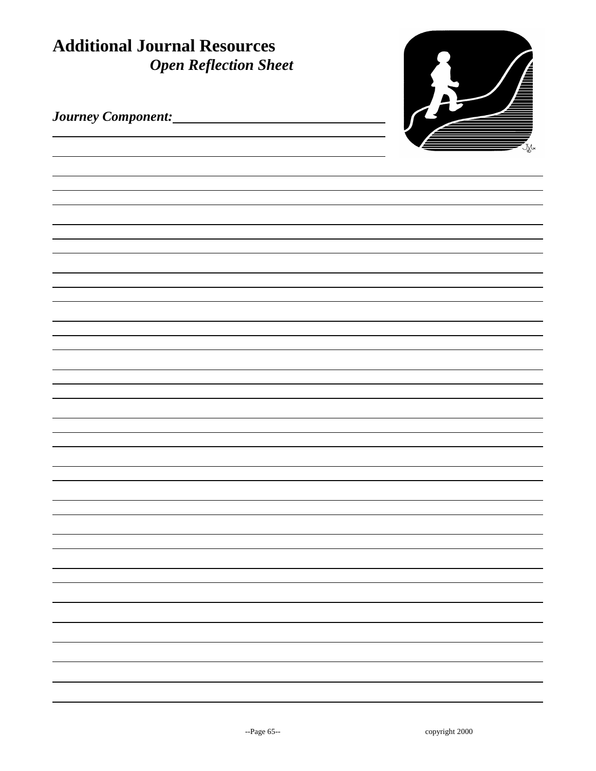# Additional Journal Resources

## *Open Reflection Sheet*

***Journey Component:*** \_\_\_\_\_\_\_\_\_\_\_\_\_\_\_\_\_\_\_\_\_\_\_\_\_\_\_\_\_\_\_\_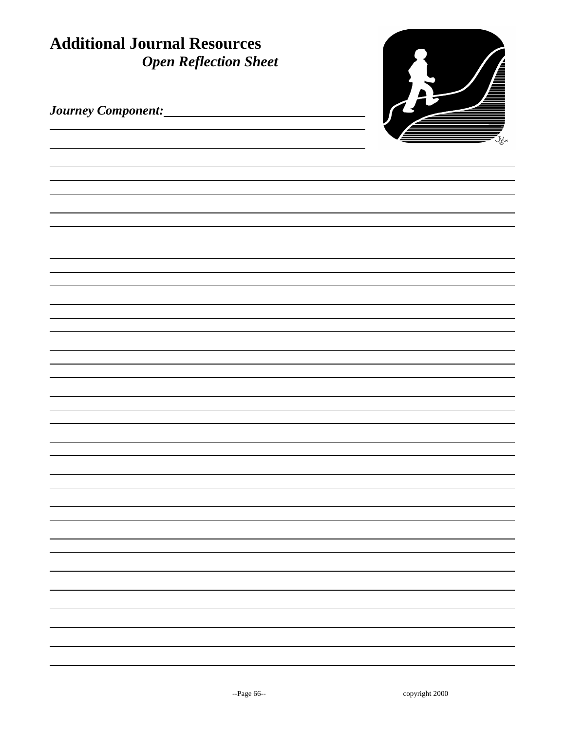# Additional Journal Resources

## *Open Reflection Sheet*

***Journey Component:*** \_\_\_\_\_\_\_\_\_\_\_\_\_\_\_\_\_\_\_\_\_\_\_\_\_\_\_\_\_\_\_\_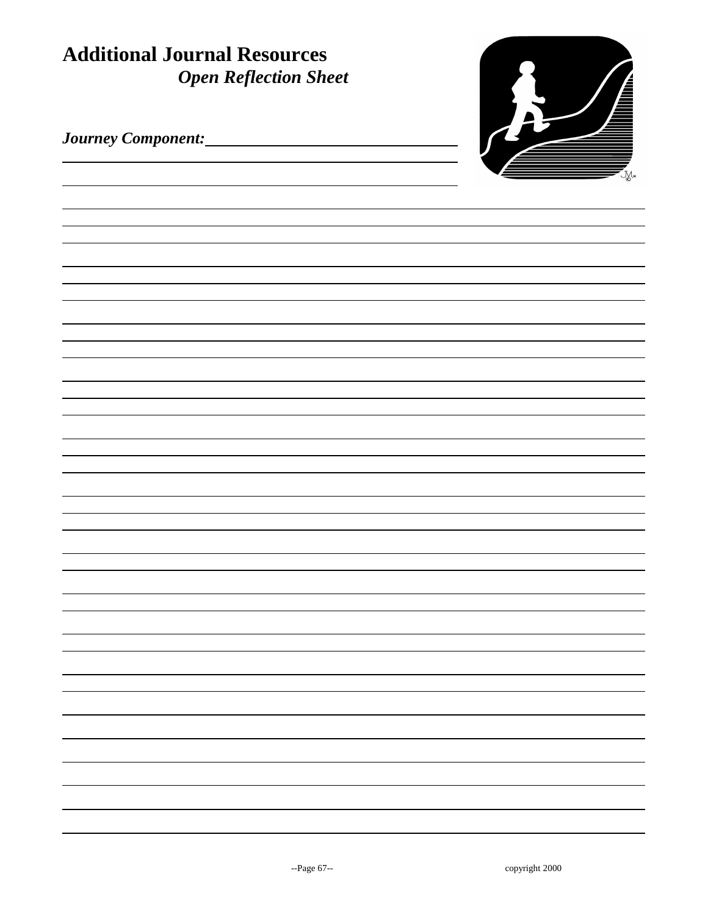# Additional Journal Resources

## *Open Reflection Sheet*

***Journey Component:*** ______________________________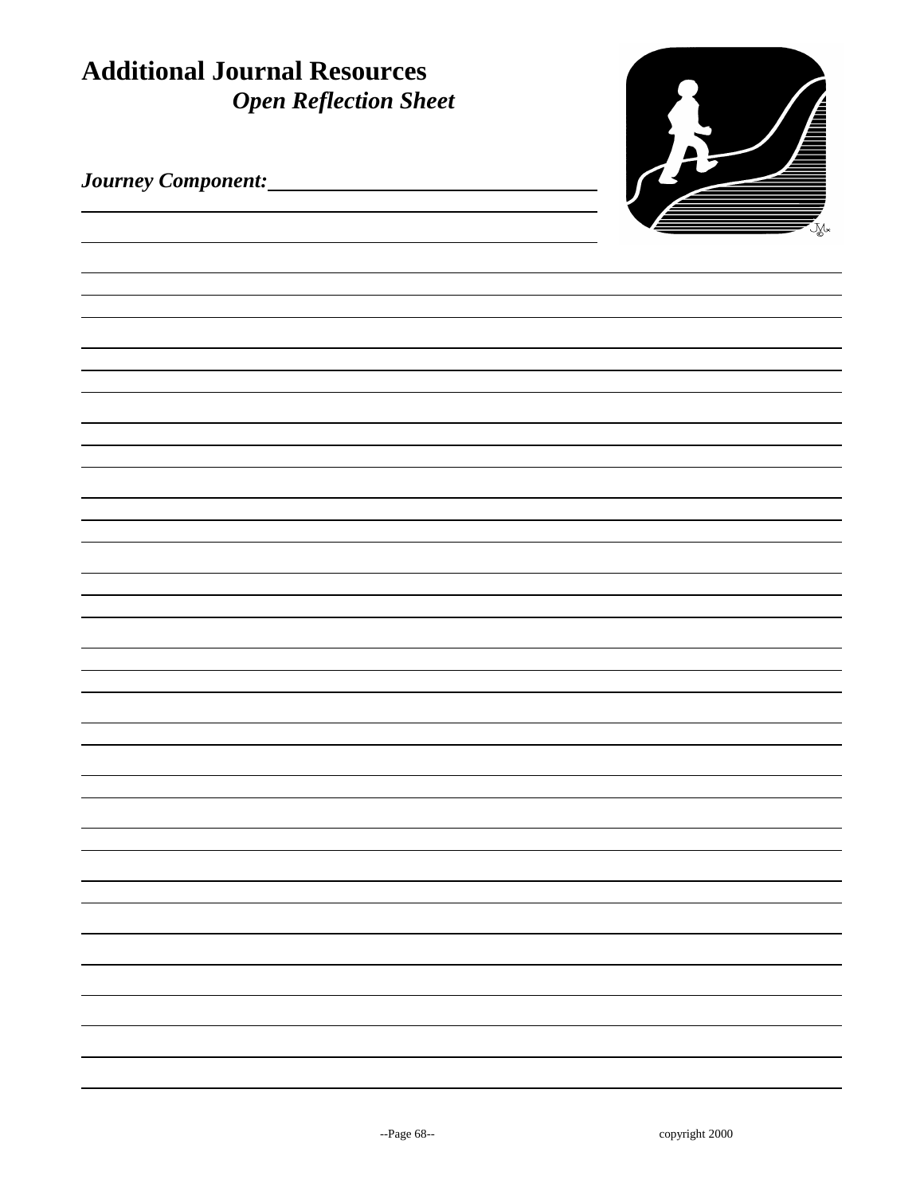# Additional Journal Resources

## *Open Reflection Sheet*

***Journey Component:*** ______________________________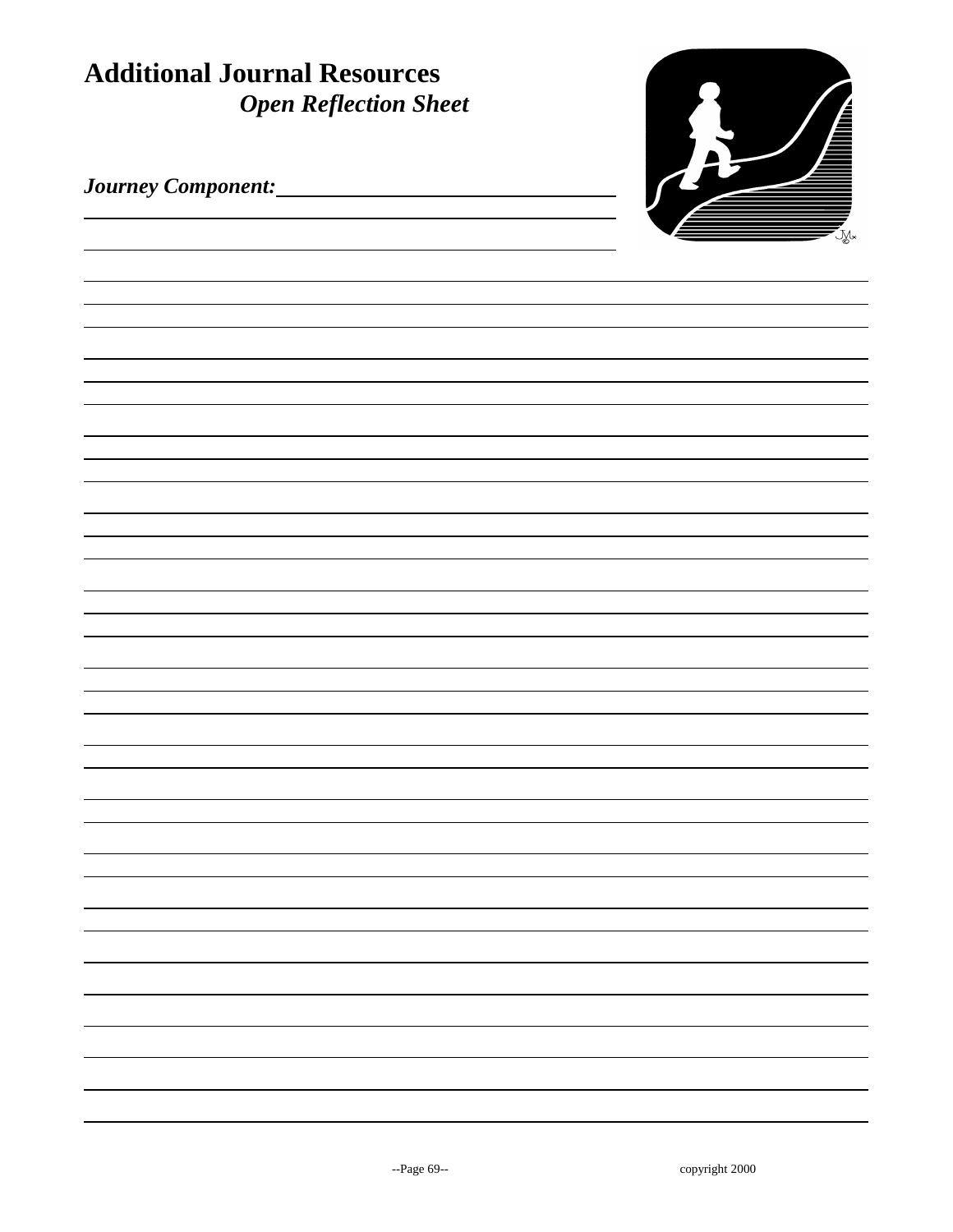# Additional Journal Resources

## *Open Reflection Sheet*

***Journey Component:*** \_\_\_\_\_\_\_\_\_\_\_\_\_\_\_\_\_\_\_\_\_\_\_\_\_\_\_\_\_\_\_\_\_\_\_\_

copyright 2000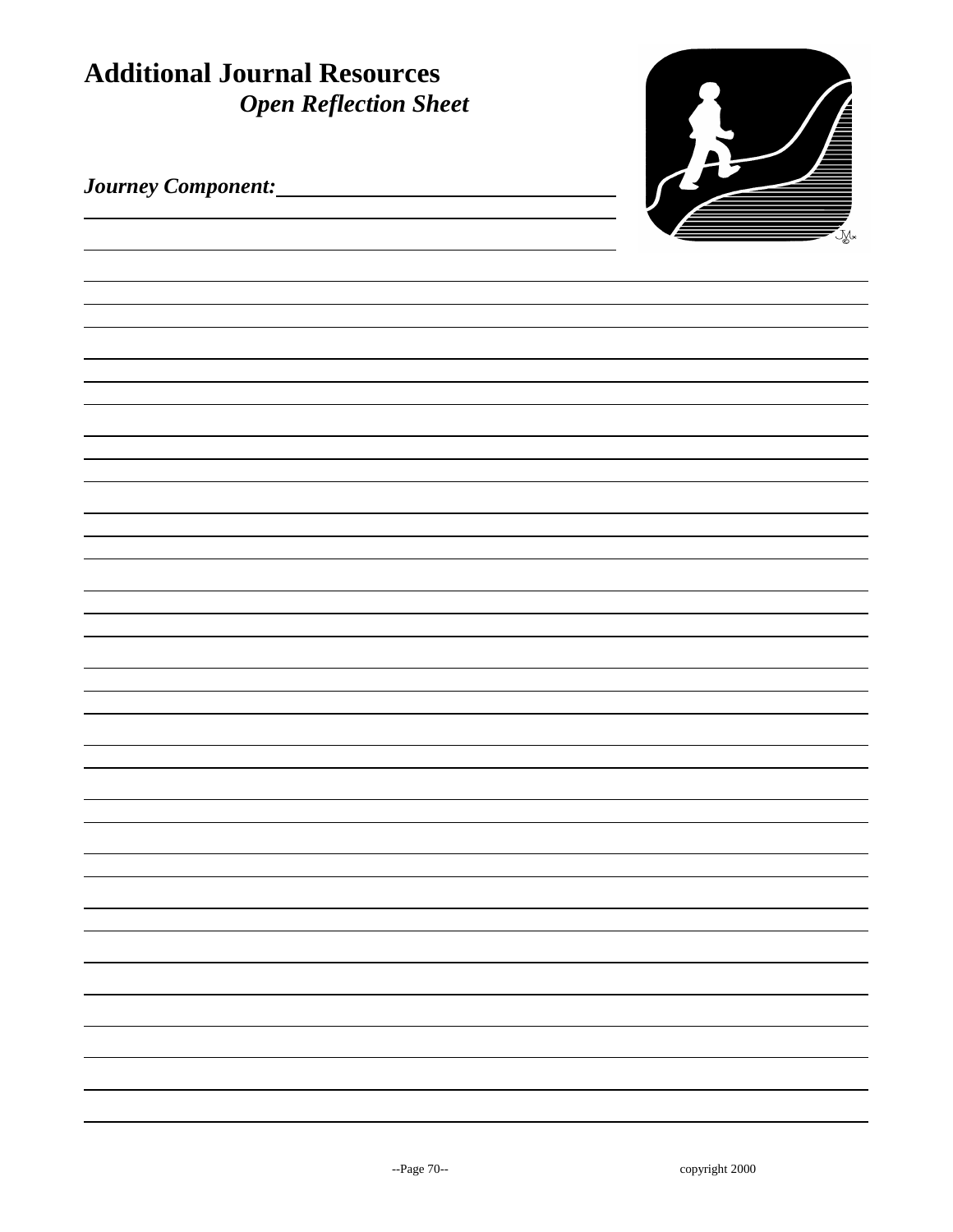# Additional Journal Resources

## *Open Reflection Sheet*

***Journey Component:*** \_\_\_\_\_\_\_\_\_\_\_\_\_\_\_\_\_\_\_\_\_\_\_\_\_\_\_\_\_\_\_\_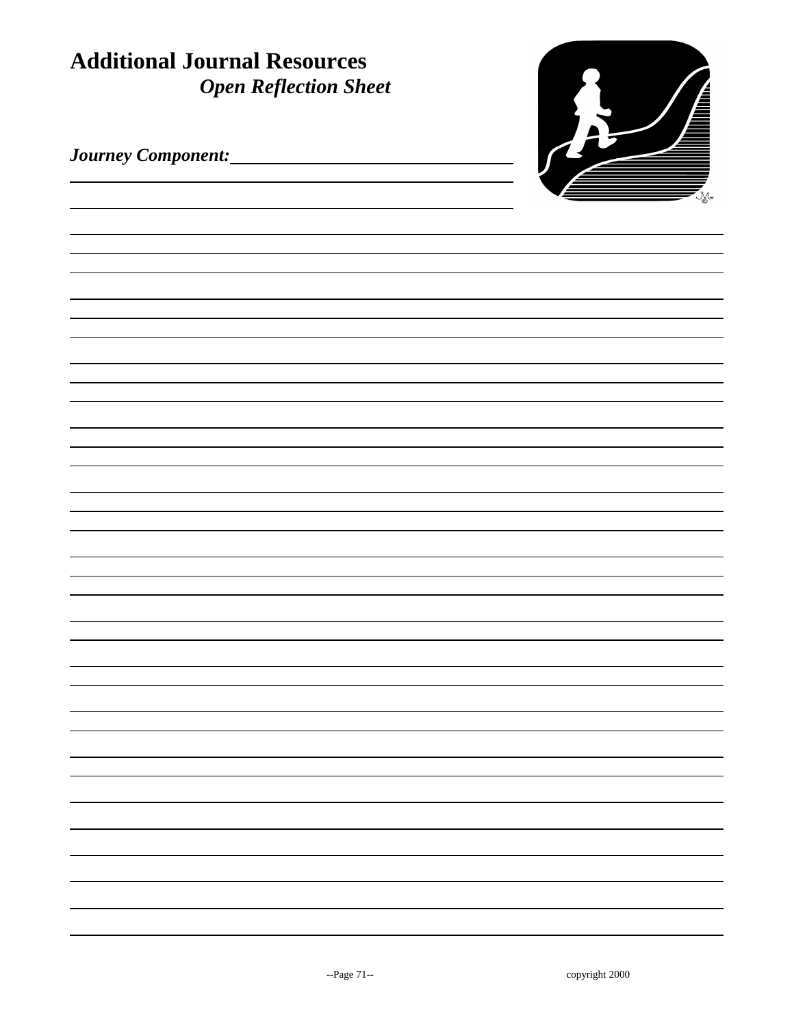# Additional Journal Resources

## *Open Reflection Sheet*

***Journey Component:*** ______________________________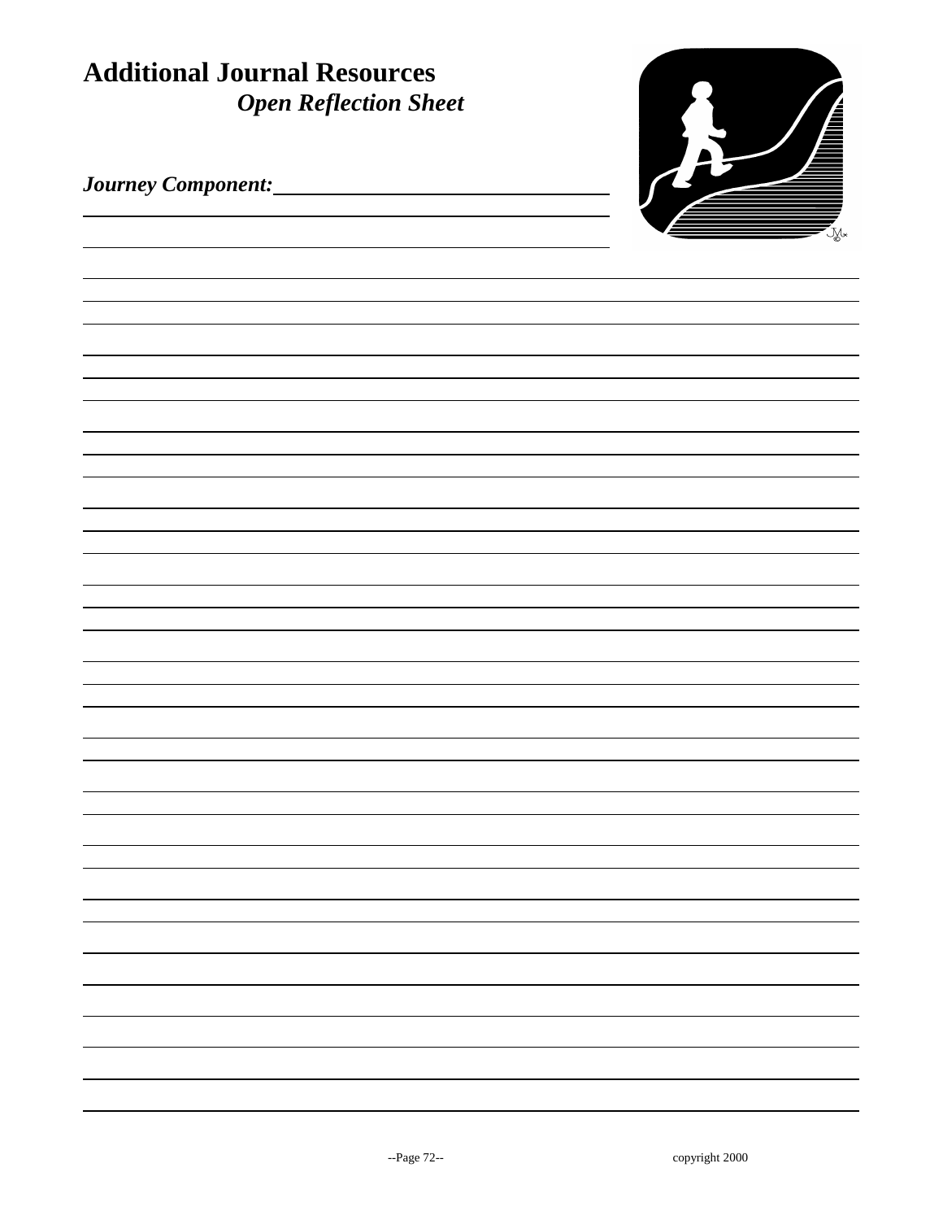# Additional Journal Resources

## *Open Reflection Sheet*

***Journey Component:***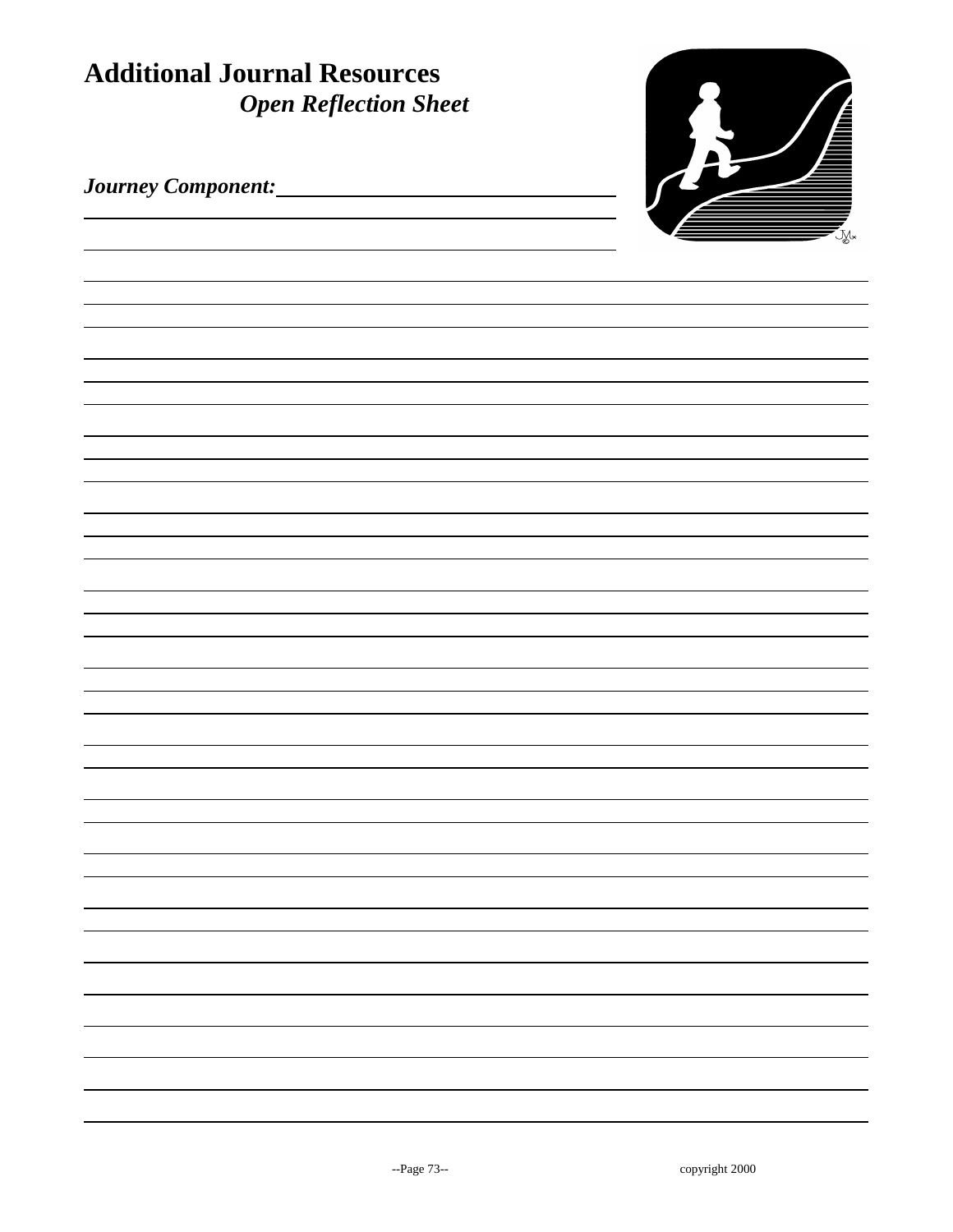# Additional Journal Resources

## *Open Reflection Sheet*

***Journey Component:*** \_\_\_\_\_\_\_\_\_\_\_\_\_\_\_\_\_\_\_\_\_\_\_\_\_\_\_\_\_\_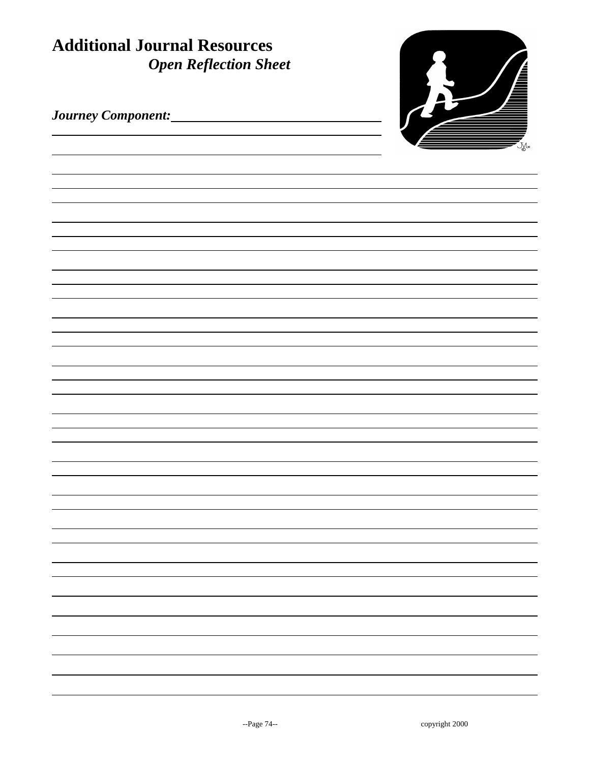# Additional Journal Resources

## *Open Reflection Sheet*

***Journey Component:*** ______________________________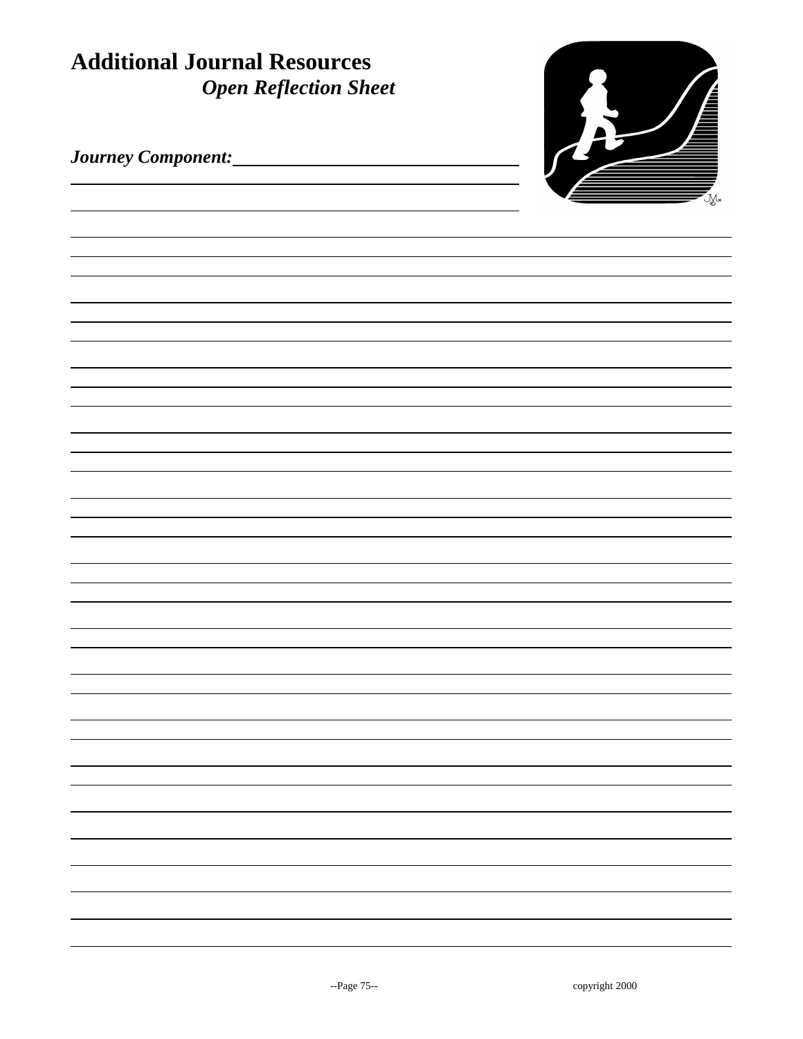# Additional Journal Resources

## *Open Reflection Sheet*

***Journey Component:*** \_\_\_\_\_\_\_\_\_\_\_\_\_\_\_\_\_\_\_\_\_\_\_\_\_\_\_\_\_\_\_\_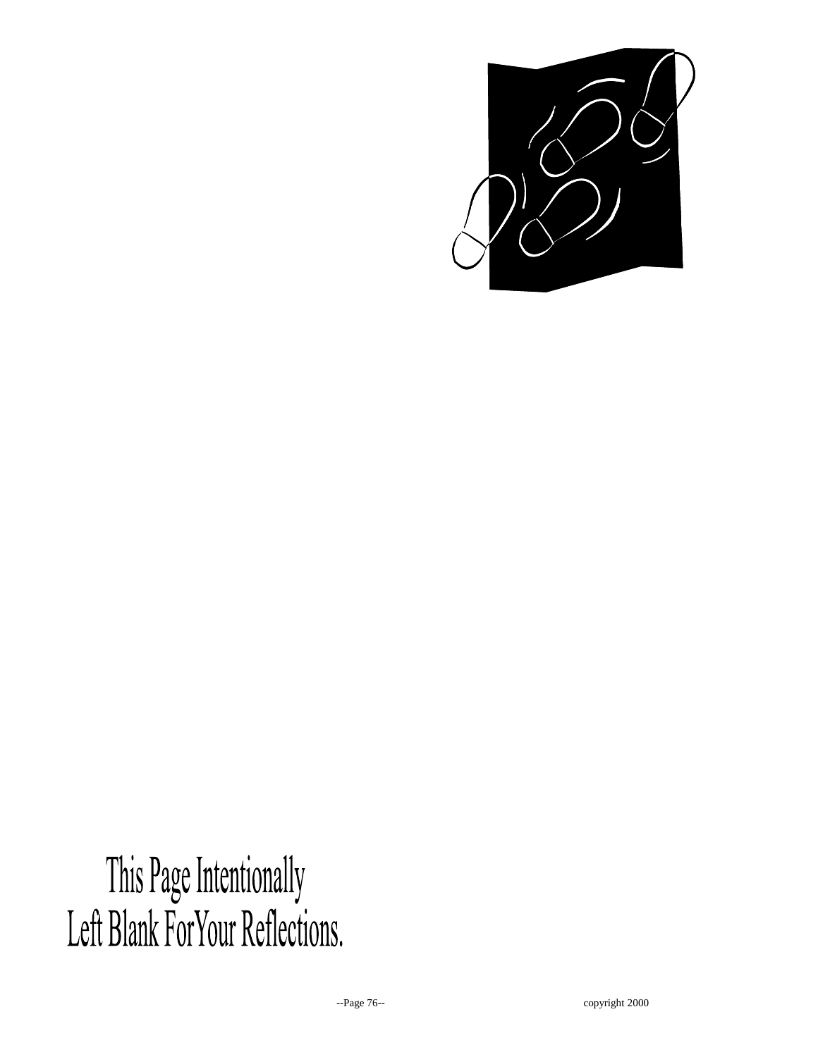This Page Intentionally
Left Blank For Your Reflections.

copyright 2000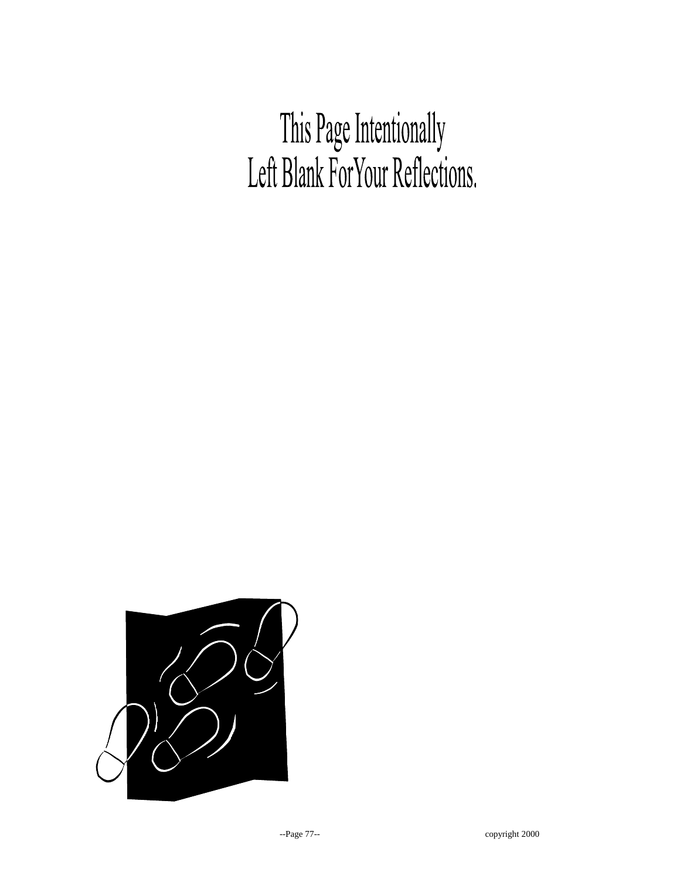# This Page Intentionally Left Blank For Your Reflections.

copyright 2000